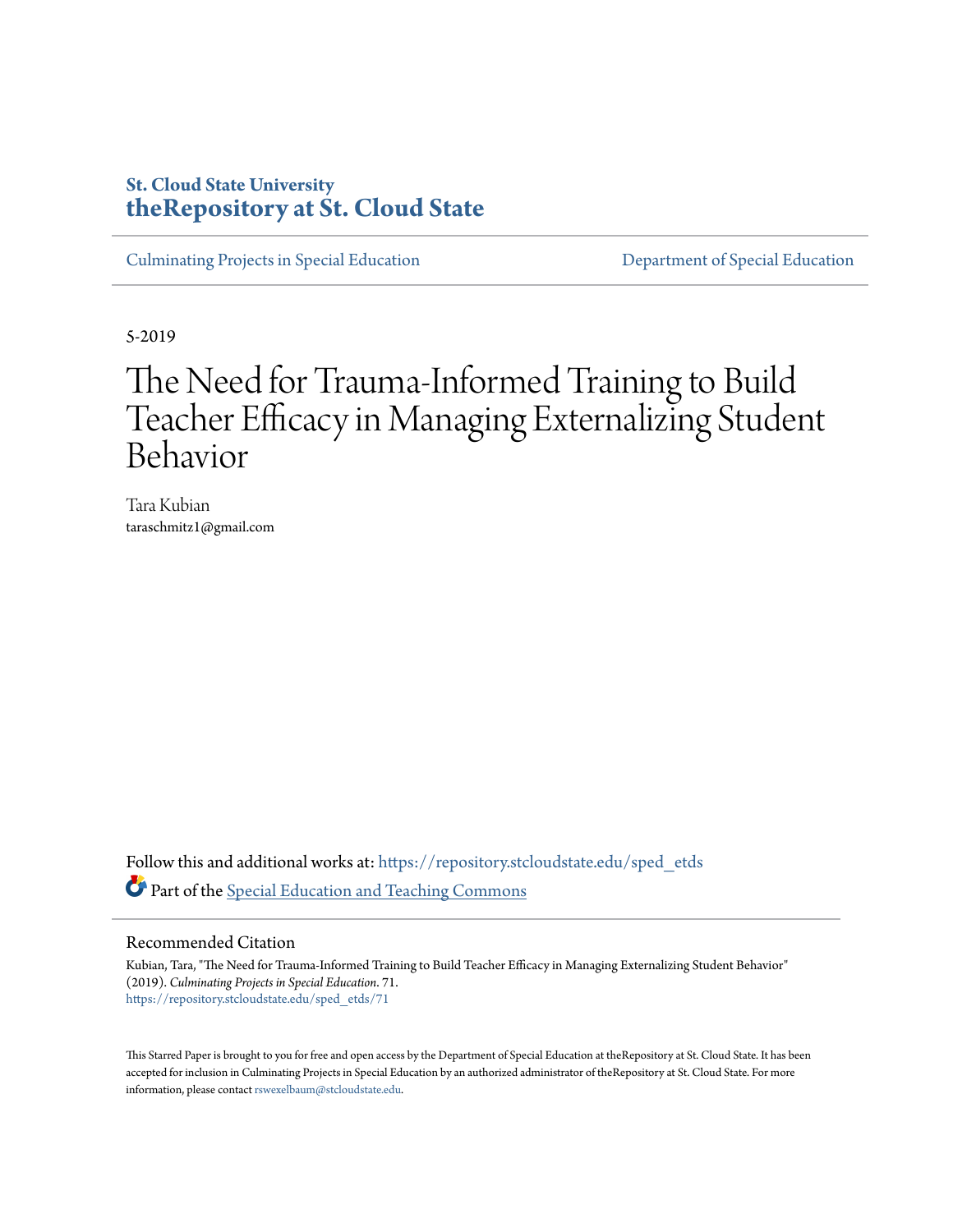St. Cloud State University

**theRepository at St. Cloud State**

Culminating Projects in Special Education | Department of Special Education

5-2019

# The Need for Trauma-Informed Training to Build Teacher Efficacy in Managing Externalizing Student Behavior

Tara Kubian
taraschmitz1@gmail.com

Follow this and additional works at: https://repository.stcloudstate.edu/sped_etds

Part of the Special Education and Teaching Commons

## Recommended Citation

Kubian, Tara, "The Need for Trauma-Informed Training to Build Teacher Efficacy in Managing Externalizing Student Behavior" (2019). *Culminating Projects in Special Education*. 71.
https://repository.stcloudstate.edu/sped_etds/71

This Starred Paper is brought to you for free and open access by the Department of Special Education at theRepository at St. Cloud State. It has been accepted for inclusion in Culminating Projects in Special Education by an authorized administrator of theRepository at St. Cloud State. For more information, please contact rswexelbaum@stcloudstate.edu.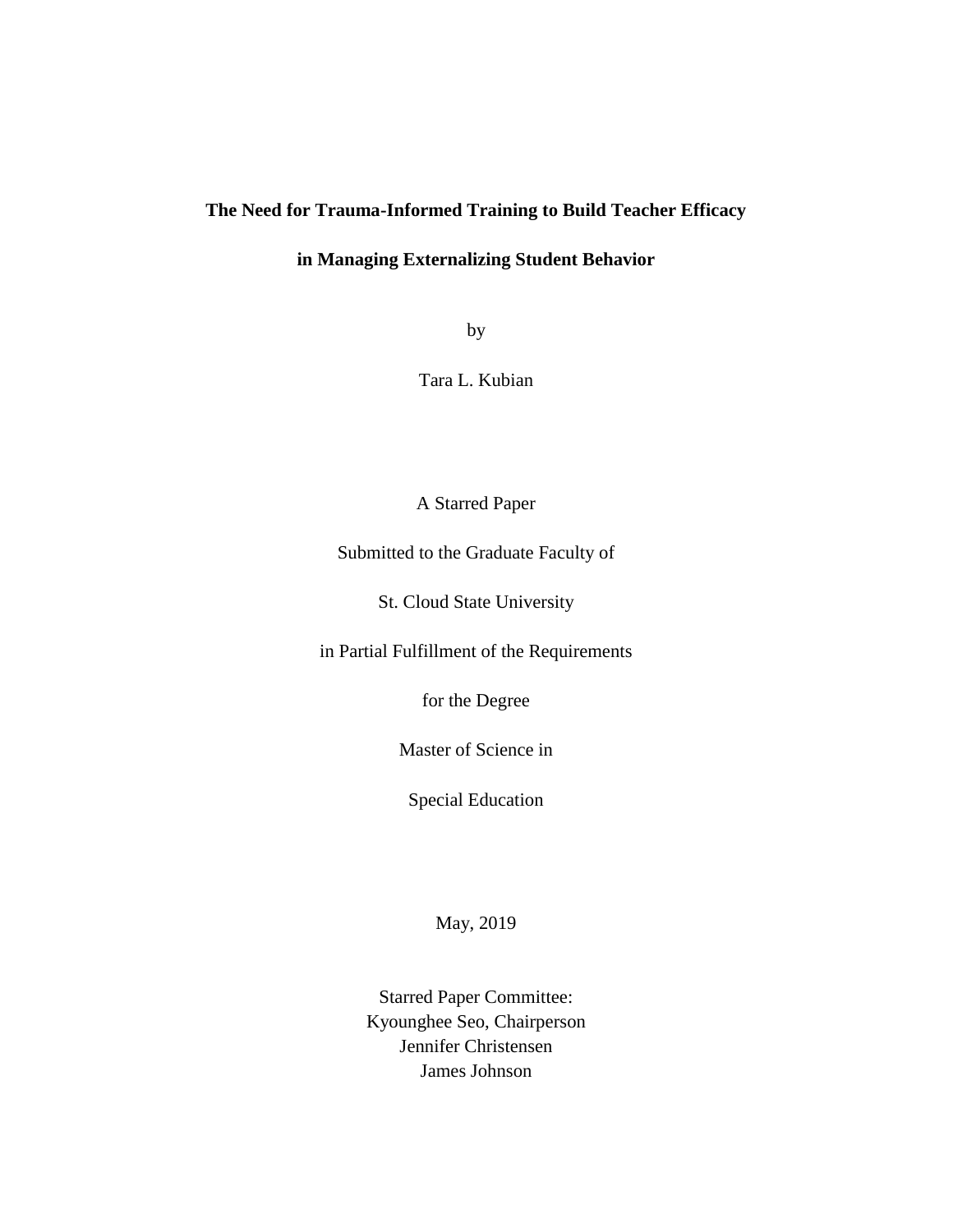**The Need for Trauma-Informed Training to Build Teacher Efficacy**

**in Managing Externalizing Student Behavior**

by

Tara L. Kubian

A Starred Paper

Submitted to the Graduate Faculty of

St. Cloud State University

in Partial Fulfillment of the Requirements

for the Degree

Master of Science in

Special Education

May, 2019

Starred Paper Committee:
Kyounghee Seo, Chairperson
Jennifer Christensen
James Johnson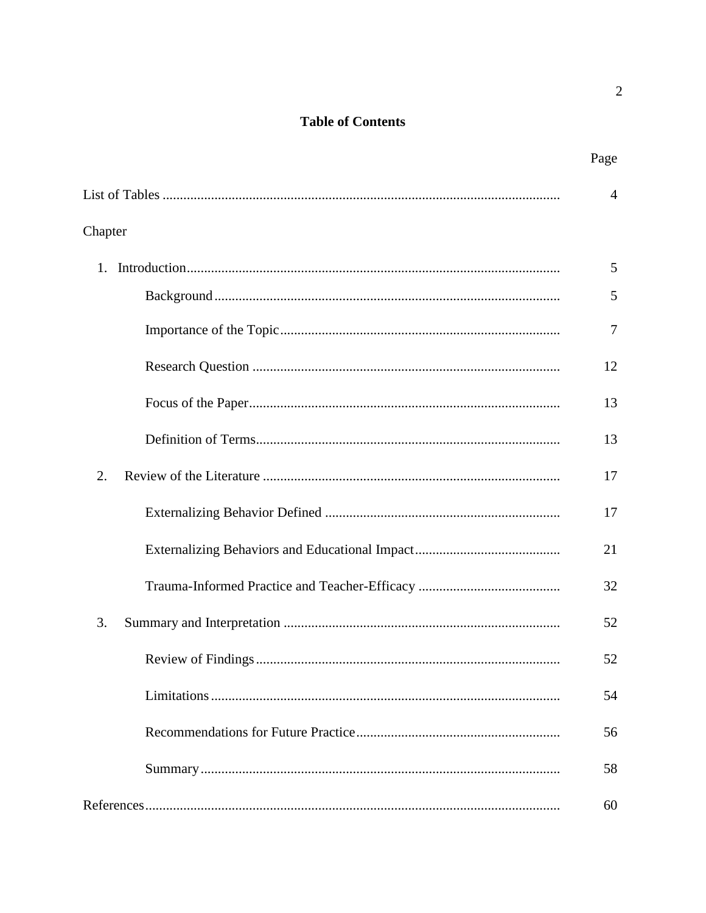**Table of Contents**

| | Page |
|---|---|
| List of Tables | 4 |
| Chapter | |
| 1. Introduction | 5 |
| Background | 5 |
| Importance of the Topic | 7 |
| Research Question | 12 |
| Focus of the Paper | 13 |
| Definition of Terms | 13 |
| 2. Review of the Literature | 17 |
| Externalizing Behavior Defined | 17 |
| Externalizing Behaviors and Educational Impact | 21 |
| Trauma-Informed Practice and Teacher-Efficacy | 32 |
| 3. Summary and Interpretation | 52 |
| Review of Findings | 52 |
| Limitations | 54 |
| Recommendations for Future Practice | 56 |
| Summary | 58 |
| References | 60 |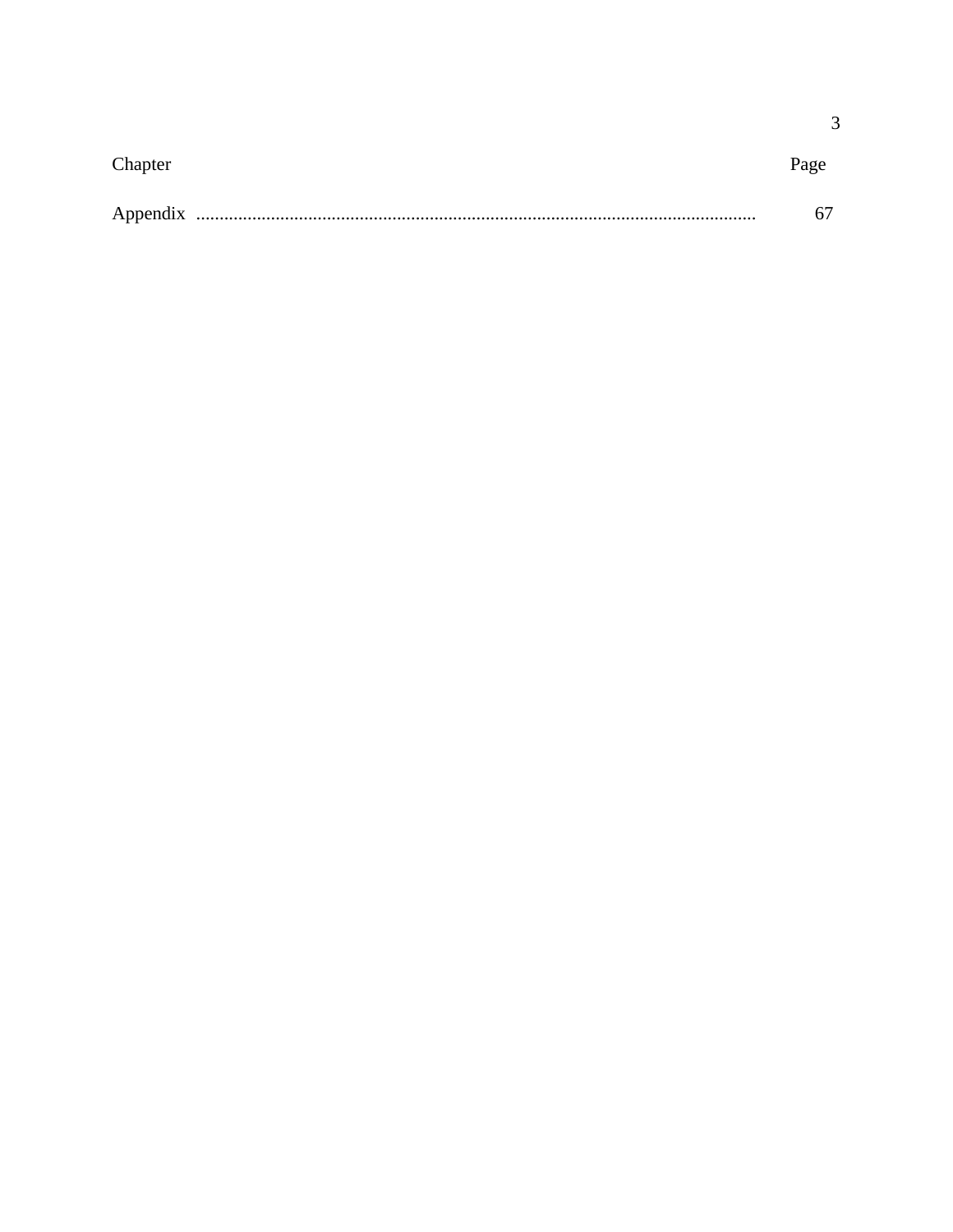| Chapter | Page |
| --- | --- |
| Appendix ........................................................................................................................ | 67 |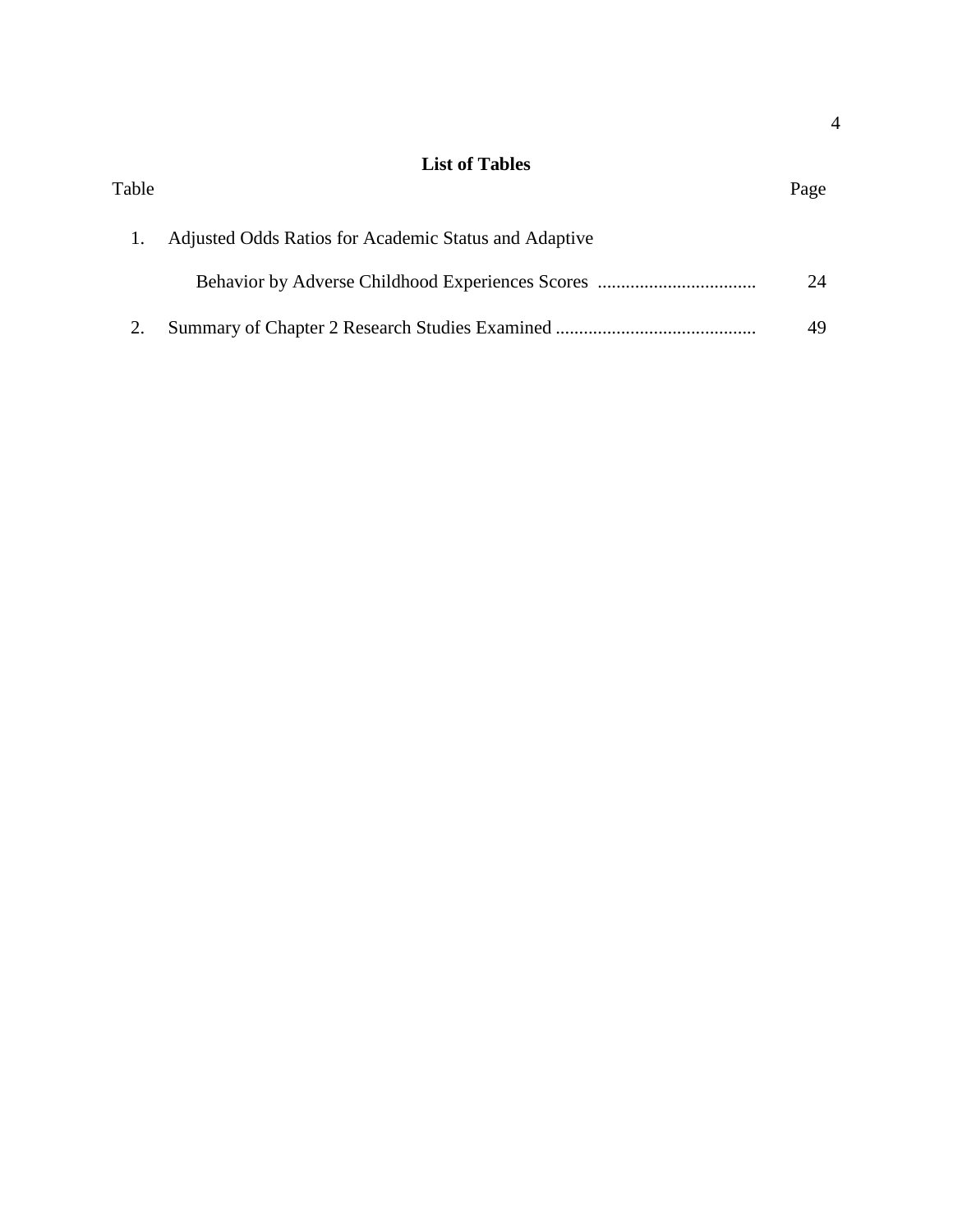# List of Tables

Table | Page

1. Adjusted Odds Ratios for Academic Status and Adaptive Behavior by Adverse Childhood Experiences Scores .................................. 24

2. Summary of Chapter 2 Research Studies Examined ........................................... 49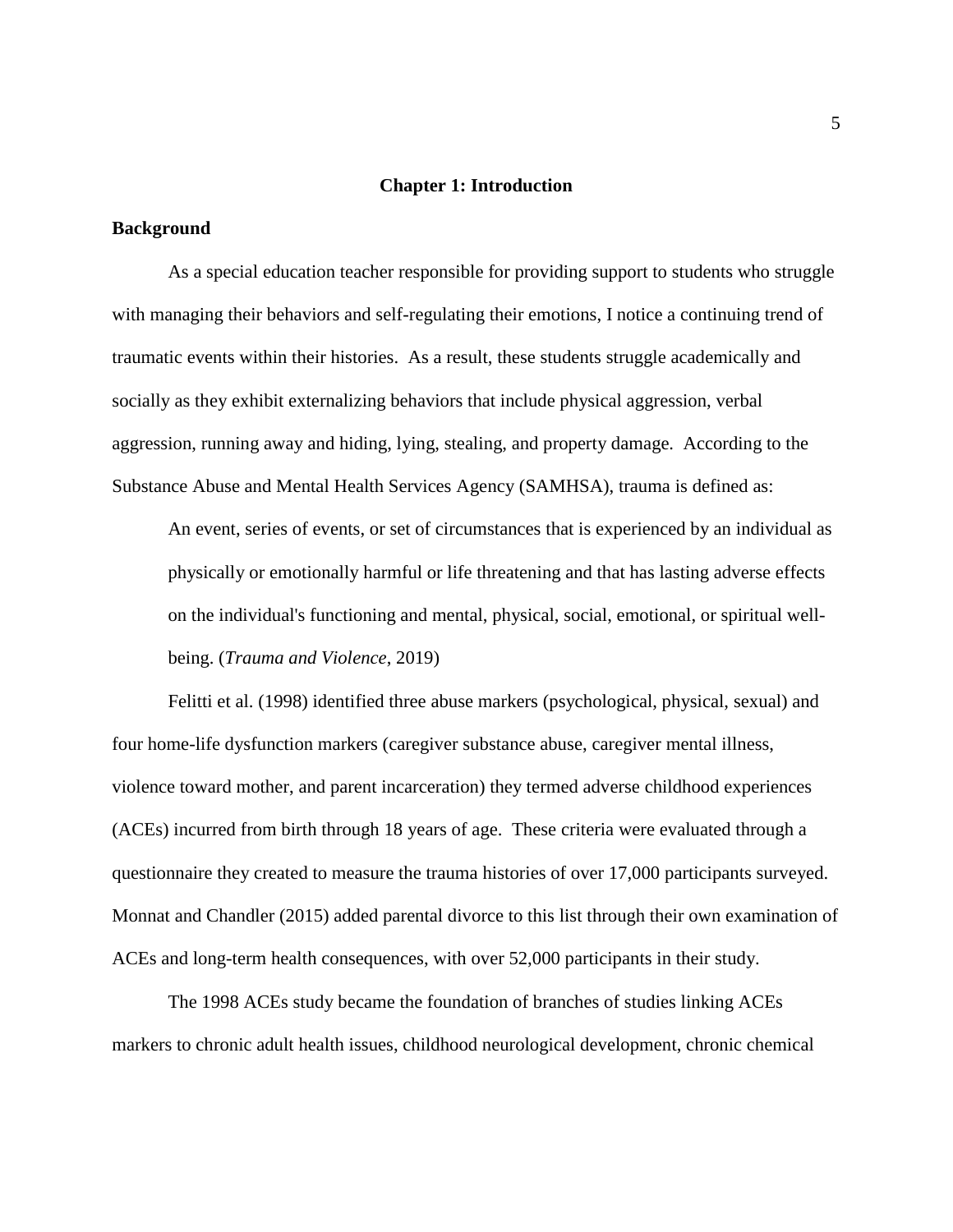# Chapter 1: Introduction

## Background

As a special education teacher responsible for providing support to students who struggle with managing their behaviors and self-regulating their emotions, I notice a continuing trend of traumatic events within their histories. As a result, these students struggle academically and socially as they exhibit externalizing behaviors that include physical aggression, verbal aggression, running away and hiding, lying, stealing, and property damage. According to the Substance Abuse and Mental Health Services Agency (SAMHSA), trauma is defined as:

> An event, series of events, or set of circumstances that is experienced by an individual as physically or emotionally harmful or life threatening and that has lasting adverse effects on the individual's functioning and mental, physical, social, emotional, or spiritual well-being. (*Trauma and Violence*, 2019)

Felitti et al. (1998) identified three abuse markers (psychological, physical, sexual) and four home-life dysfunction markers (caregiver substance abuse, caregiver mental illness, violence toward mother, and parent incarceration) they termed adverse childhood experiences (ACEs) incurred from birth through 18 years of age. These criteria were evaluated through a questionnaire they created to measure the trauma histories of over 17,000 participants surveyed. Monnat and Chandler (2015) added parental divorce to this list through their own examination of ACEs and long-term health consequences, with over 52,000 participants in their study.

The 1998 ACEs study became the foundation of branches of studies linking ACEs markers to chronic adult health issues, childhood neurological development, chronic chemical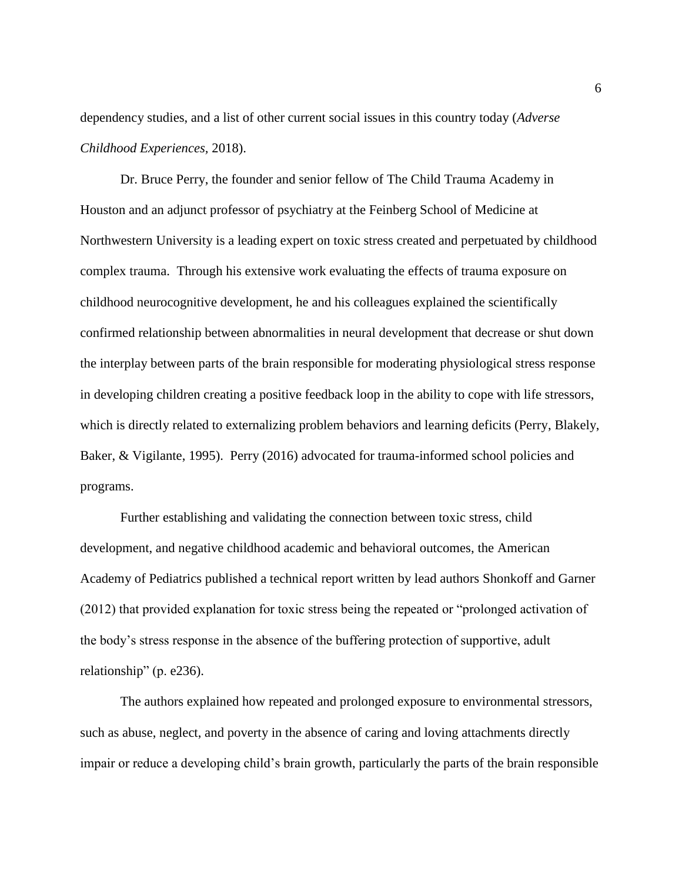dependency studies, and a list of other current social issues in this country today (*Adverse Childhood Experiences*, 2018).

Dr. Bruce Perry, the founder and senior fellow of The Child Trauma Academy in Houston and an adjunct professor of psychiatry at the Feinberg School of Medicine at Northwestern University is a leading expert on toxic stress created and perpetuated by childhood complex trauma. Through his extensive work evaluating the effects of trauma exposure on childhood neurocognitive development, he and his colleagues explained the scientifically confirmed relationship between abnormalities in neural development that decrease or shut down the interplay between parts of the brain responsible for moderating physiological stress response in developing children creating a positive feedback loop in the ability to cope with life stressors, which is directly related to externalizing problem behaviors and learning deficits (Perry, Blakely, Baker, & Vigilante, 1995). Perry (2016) advocated for trauma-informed school policies and programs.

Further establishing and validating the connection between toxic stress, child development, and negative childhood academic and behavioral outcomes, the American Academy of Pediatrics published a technical report written by lead authors Shonkoff and Garner (2012) that provided explanation for toxic stress being the repeated or "prolonged activation of the body's stress response in the absence of the buffering protection of supportive, adult relationship" (p. e236).

The authors explained how repeated and prolonged exposure to environmental stressors, such as abuse, neglect, and poverty in the absence of caring and loving attachments directly impair or reduce a developing child's brain growth, particularly the parts of the brain responsible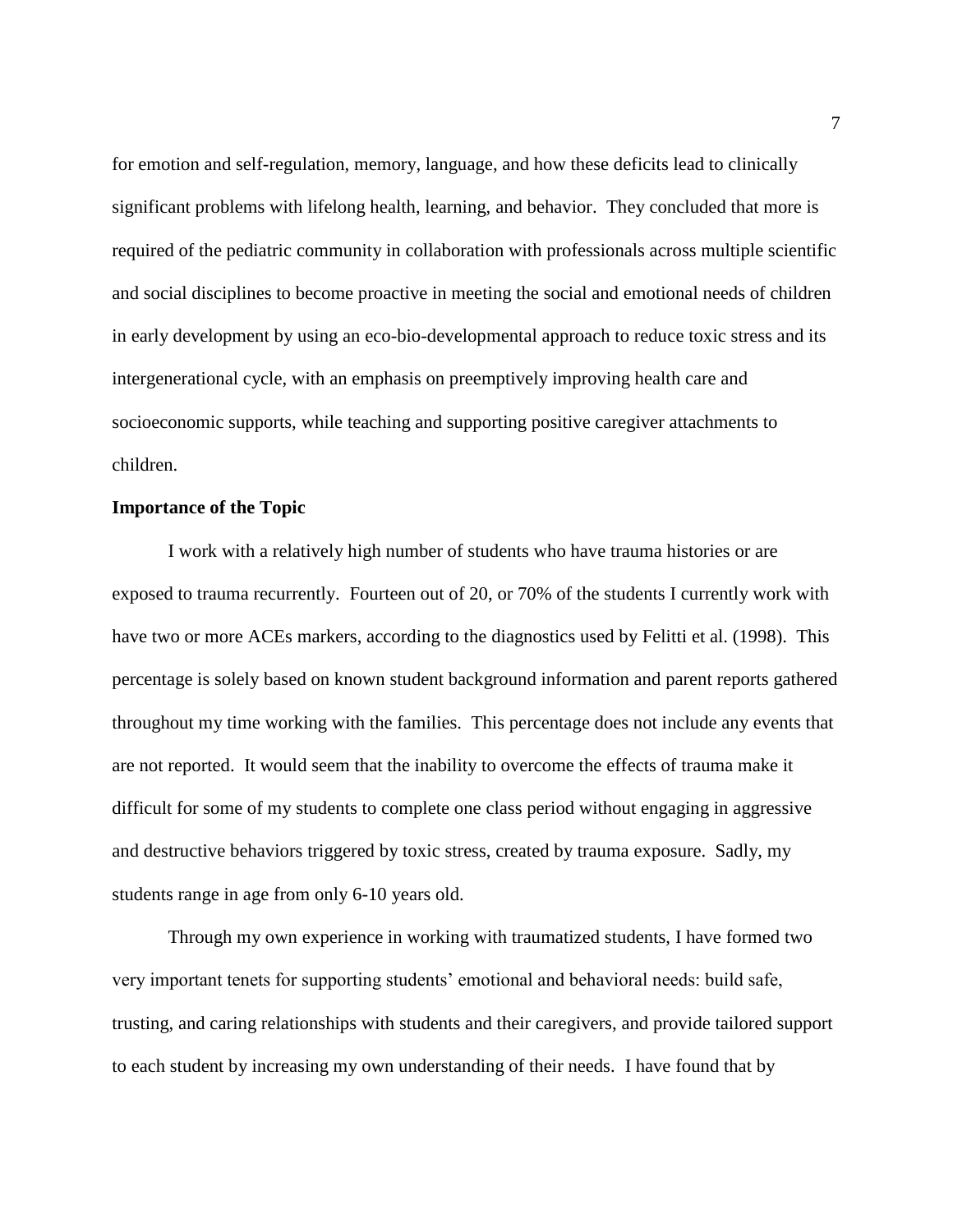for emotion and self-regulation, memory, language, and how these deficits lead to clinically significant problems with lifelong health, learning, and behavior. They concluded that more is required of the pediatric community in collaboration with professionals across multiple scientific and social disciplines to become proactive in meeting the social and emotional needs of children in early development by using an eco-bio-developmental approach to reduce toxic stress and its intergenerational cycle, with an emphasis on preemptively improving health care and socioeconomic supports, while teaching and supporting positive caregiver attachments to children.

**Importance of the Topic**

I work with a relatively high number of students who have trauma histories or are exposed to trauma recurrently. Fourteen out of 20, or 70% of the students I currently work with have two or more ACEs markers, according to the diagnostics used by Felitti et al. (1998). This percentage is solely based on known student background information and parent reports gathered throughout my time working with the families. This percentage does not include any events that are not reported. It would seem that the inability to overcome the effects of trauma make it difficult for some of my students to complete one class period without engaging in aggressive and destructive behaviors triggered by toxic stress, created by trauma exposure. Sadly, my students range in age from only 6-10 years old.

Through my own experience in working with traumatized students, I have formed two very important tenets for supporting students' emotional and behavioral needs: build safe, trusting, and caring relationships with students and their caregivers, and provide tailored support to each student by increasing my own understanding of their needs. I have found that by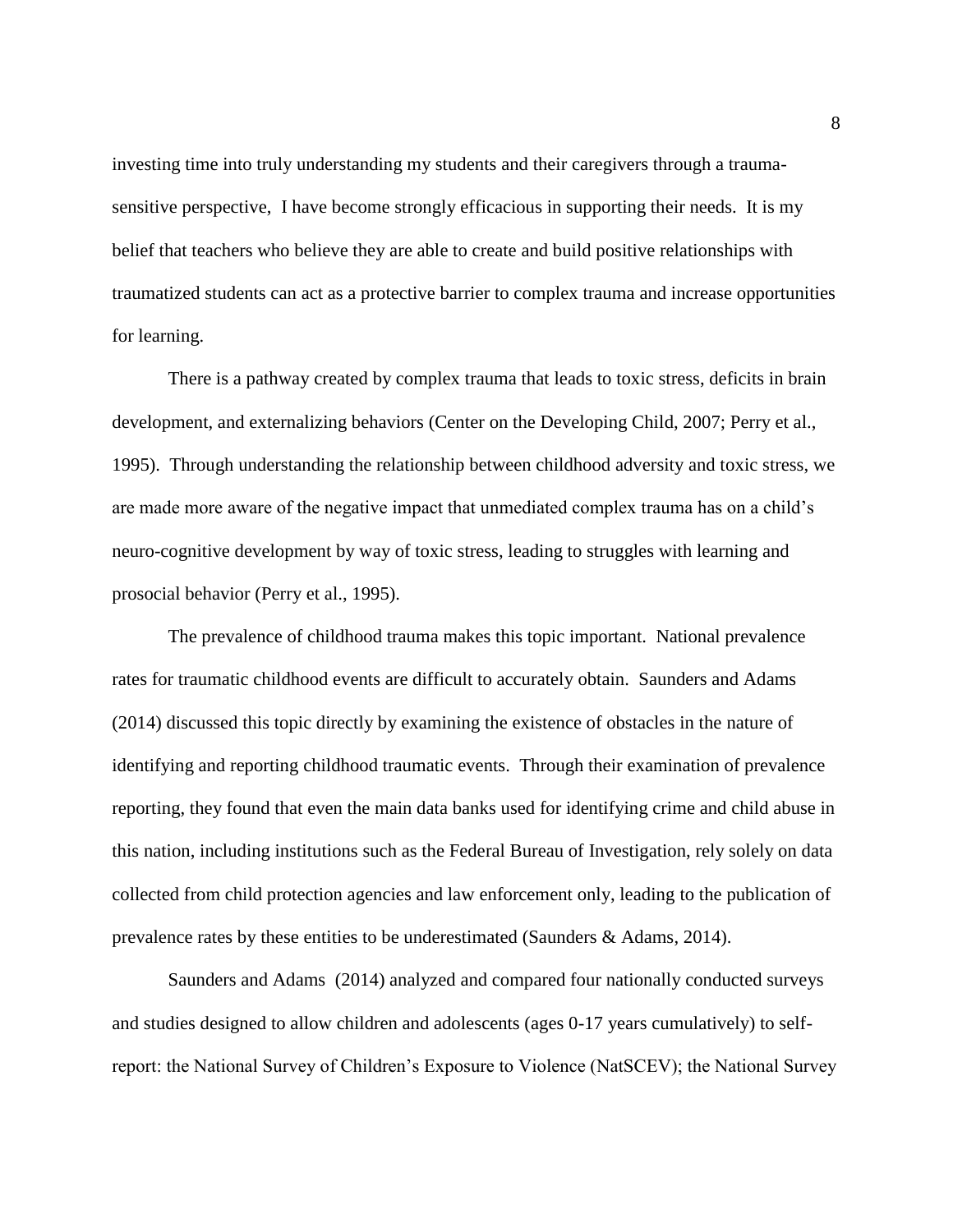investing time into truly understanding my students and their caregivers through a trauma-sensitive perspective, I have become strongly efficacious in supporting their needs. It is my belief that teachers who believe they are able to create and build positive relationships with traumatized students can act as a protective barrier to complex trauma and increase opportunities for learning.

There is a pathway created by complex trauma that leads to toxic stress, deficits in brain development, and externalizing behaviors (Center on the Developing Child, 2007; Perry et al., 1995). Through understanding the relationship between childhood adversity and toxic stress, we are made more aware of the negative impact that unmediated complex trauma has on a child's neuro-cognitive development by way of toxic stress, leading to struggles with learning and prosocial behavior (Perry et al., 1995).

The prevalence of childhood trauma makes this topic important. National prevalence rates for traumatic childhood events are difficult to accurately obtain. Saunders and Adams (2014) discussed this topic directly by examining the existence of obstacles in the nature of identifying and reporting childhood traumatic events. Through their examination of prevalence reporting, they found that even the main data banks used for identifying crime and child abuse in this nation, including institutions such as the Federal Bureau of Investigation, rely solely on data collected from child protection agencies and law enforcement only, leading to the publication of prevalence rates by these entities to be underestimated (Saunders & Adams, 2014).

Saunders and Adams (2014) analyzed and compared four nationally conducted surveys and studies designed to allow children and adolescents (ages 0-17 years cumulatively) to self-report: the National Survey of Children's Exposure to Violence (NatSCEV); the National Survey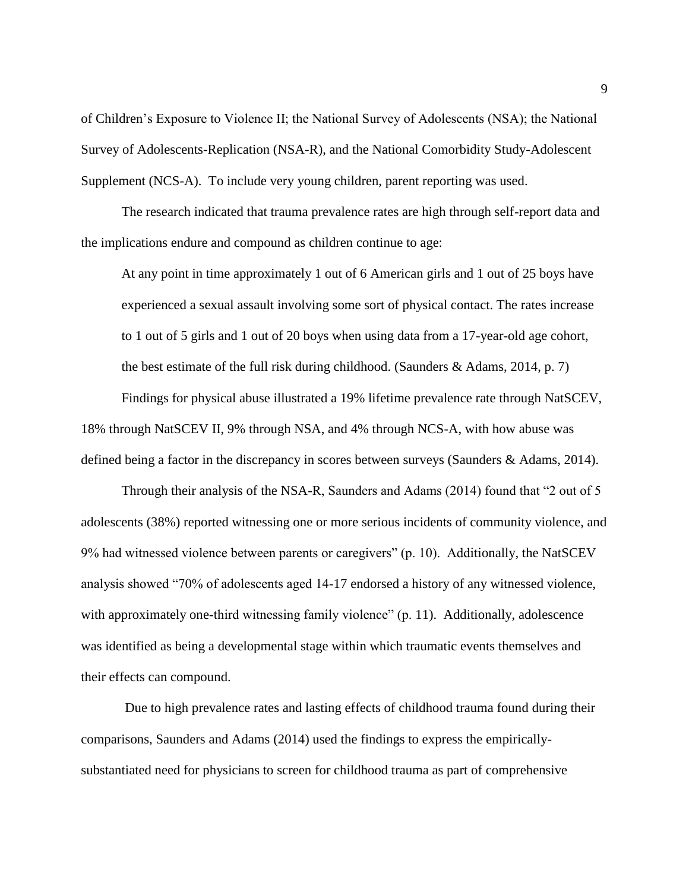of Children's Exposure to Violence II; the National Survey of Adolescents (NSA); the National Survey of Adolescents-Replication (NSA-R), and the National Comorbidity Study-Adolescent Supplement (NCS-A). To include very young children, parent reporting was used.

The research indicated that trauma prevalence rates are high through self-report data and the implications endure and compound as children continue to age:

> At any point in time approximately 1 out of 6 American girls and 1 out of 25 boys have experienced a sexual assault involving some sort of physical contact. The rates increase to 1 out of 5 girls and 1 out of 20 boys when using data from a 17-year-old age cohort, the best estimate of the full risk during childhood. (Saunders & Adams, 2014, p. 7)

Findings for physical abuse illustrated a 19% lifetime prevalence rate through NatSCEV, 18% through NatSCEV II, 9% through NSA, and 4% through NCS-A, with how abuse was defined being a factor in the discrepancy in scores between surveys (Saunders & Adams, 2014).

Through their analysis of the NSA-R, Saunders and Adams (2014) found that "2 out of 5 adolescents (38%) reported witnessing one or more serious incidents of community violence, and 9% had witnessed violence between parents or caregivers" (p. 10). Additionally, the NatSCEV analysis showed "70% of adolescents aged 14-17 endorsed a history of any witnessed violence, with approximately one-third witnessing family violence" (p. 11). Additionally, adolescence was identified as being a developmental stage within which traumatic events themselves and their effects can compound.

Due to high prevalence rates and lasting effects of childhood trauma found during their comparisons, Saunders and Adams (2014) used the findings to express the empirically-substantiated need for physicians to screen for childhood trauma as part of comprehensive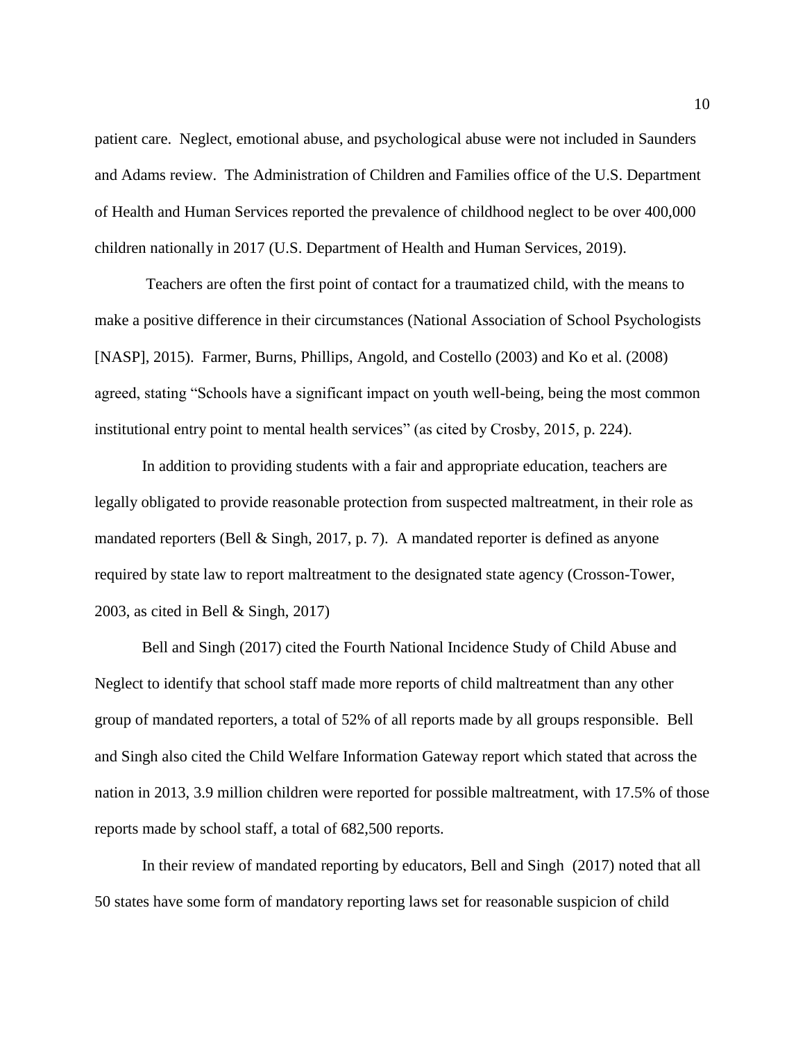patient care. Neglect, emotional abuse, and psychological abuse were not included in Saunders and Adams review. The Administration of Children and Families office of the U.S. Department of Health and Human Services reported the prevalence of childhood neglect to be over 400,000 children nationally in 2017 (U.S. Department of Health and Human Services, 2019).

Teachers are often the first point of contact for a traumatized child, with the means to make a positive difference in their circumstances (National Association of School Psychologists [NASP], 2015). Farmer, Burns, Phillips, Angold, and Costello (2003) and Ko et al. (2008) agreed, stating "Schools have a significant impact on youth well-being, being the most common institutional entry point to mental health services" (as cited by Crosby, 2015, p. 224).

In addition to providing students with a fair and appropriate education, teachers are legally obligated to provide reasonable protection from suspected maltreatment, in their role as mandated reporters (Bell & Singh, 2017, p. 7). A mandated reporter is defined as anyone required by state law to report maltreatment to the designated state agency (Crosson-Tower, 2003, as cited in Bell & Singh, 2017)

Bell and Singh (2017) cited the Fourth National Incidence Study of Child Abuse and Neglect to identify that school staff made more reports of child maltreatment than any other group of mandated reporters, a total of 52% of all reports made by all groups responsible. Bell and Singh also cited the Child Welfare Information Gateway report which stated that across the nation in 2013, 3.9 million children were reported for possible maltreatment, with 17.5% of those reports made by school staff, a total of 682,500 reports.

In their review of mandated reporting by educators, Bell and Singh (2017) noted that all 50 states have some form of mandatory reporting laws set for reasonable suspicion of child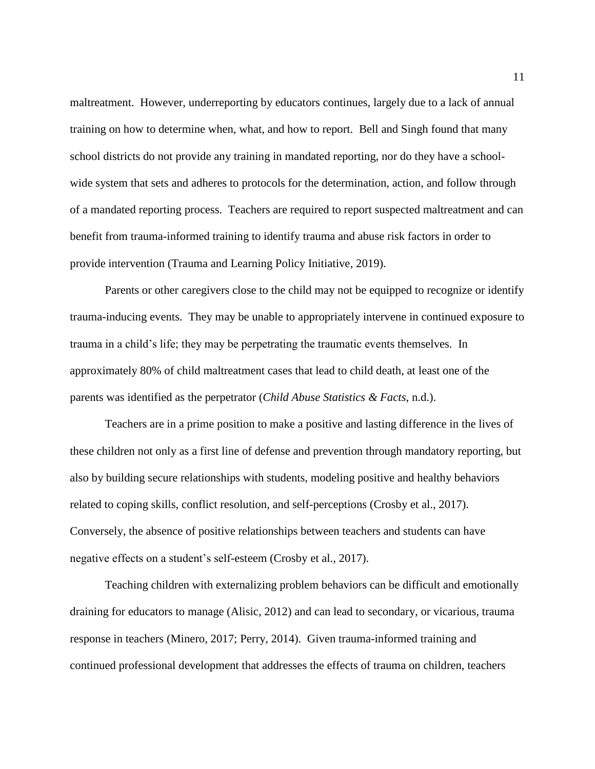maltreatment. However, underreporting by educators continues, largely due to a lack of annual training on how to determine when, what, and how to report. Bell and Singh found that many school districts do not provide any training in mandated reporting, nor do they have a school-wide system that sets and adheres to protocols for the determination, action, and follow through of a mandated reporting process. Teachers are required to report suspected maltreatment and can benefit from trauma-informed training to identify trauma and abuse risk factors in order to provide intervention (Trauma and Learning Policy Initiative, 2019).

Parents or other caregivers close to the child may not be equipped to recognize or identify trauma-inducing events. They may be unable to appropriately intervene in continued exposure to trauma in a child's life; they may be perpetrating the traumatic events themselves. In approximately 80% of child maltreatment cases that lead to child death, at least one of the parents was identified as the perpetrator (*Child Abuse Statistics & Facts*, n.d.).

Teachers are in a prime position to make a positive and lasting difference in the lives of these children not only as a first line of defense and prevention through mandatory reporting, but also by building secure relationships with students, modeling positive and healthy behaviors related to coping skills, conflict resolution, and self-perceptions (Crosby et al., 2017). Conversely, the absence of positive relationships between teachers and students can have negative effects on a student's self-esteem (Crosby et al., 2017).

Teaching children with externalizing problem behaviors can be difficult and emotionally draining for educators to manage (Alisic, 2012) and can lead to secondary, or vicarious, trauma response in teachers (Minero, 2017; Perry, 2014). Given trauma-informed training and continued professional development that addresses the effects of trauma on children, teachers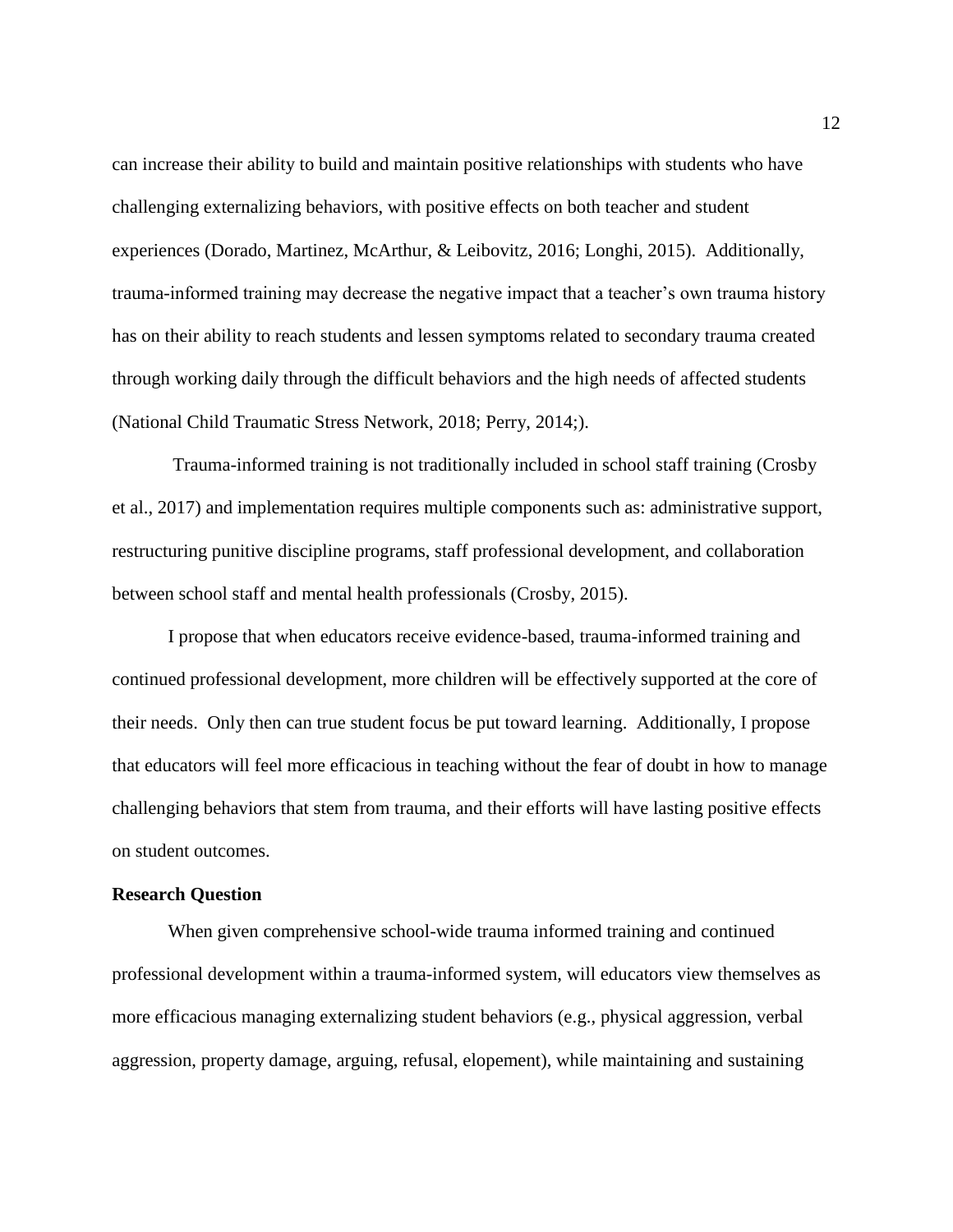can increase their ability to build and maintain positive relationships with students who have challenging externalizing behaviors, with positive effects on both teacher and student experiences (Dorado, Martinez, McArthur, & Leibovitz, 2016; Longhi, 2015). Additionally, trauma-informed training may decrease the negative impact that a teacher's own trauma history has on their ability to reach students and lessen symptoms related to secondary trauma created through working daily through the difficult behaviors and the high needs of affected students (National Child Traumatic Stress Network, 2018; Perry, 2014;).

Trauma-informed training is not traditionally included in school staff training (Crosby et al., 2017) and implementation requires multiple components such as: administrative support, restructuring punitive discipline programs, staff professional development, and collaboration between school staff and mental health professionals (Crosby, 2015).

I propose that when educators receive evidence-based, trauma-informed training and continued professional development, more children will be effectively supported at the core of their needs. Only then can true student focus be put toward learning. Additionally, I propose that educators will feel more efficacious in teaching without the fear of doubt in how to manage challenging behaviors that stem from trauma, and their efforts will have lasting positive effects on student outcomes.

**Research Question**

When given comprehensive school-wide trauma informed training and continued professional development within a trauma-informed system, will educators view themselves as more efficacious managing externalizing student behaviors (e.g., physical aggression, verbal aggression, property damage, arguing, refusal, elopement), while maintaining and sustaining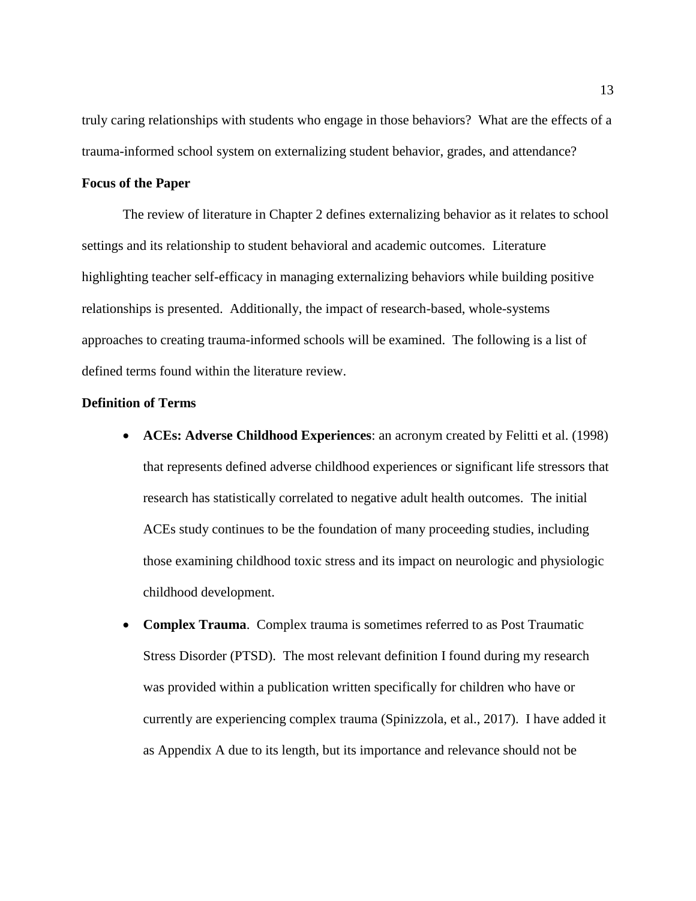truly caring relationships with students who engage in those behaviors? What are the effects of a trauma-informed school system on externalizing student behavior, grades, and attendance?

**Focus of the Paper**

The review of literature in Chapter 2 defines externalizing behavior as it relates to school settings and its relationship to student behavioral and academic outcomes. Literature highlighting teacher self-efficacy in managing externalizing behaviors while building positive relationships is presented. Additionally, the impact of research-based, whole-systems approaches to creating trauma-informed schools will be examined. The following is a list of defined terms found within the literature review.

**Definition of Terms**

- **ACEs: Adverse Childhood Experiences**: an acronym created by Felitti et al. (1998) that represents defined adverse childhood experiences or significant life stressors that research has statistically correlated to negative adult health outcomes. The initial ACEs study continues to be the foundation of many proceeding studies, including those examining childhood toxic stress and its impact on neurologic and physiologic childhood development.
- **Complex Trauma**. Complex trauma is sometimes referred to as Post Traumatic Stress Disorder (PTSD). The most relevant definition I found during my research was provided within a publication written specifically for children who have or currently are experiencing complex trauma (Spinizzola, et al., 2017). I have added it as Appendix A due to its length, but its importance and relevance should not be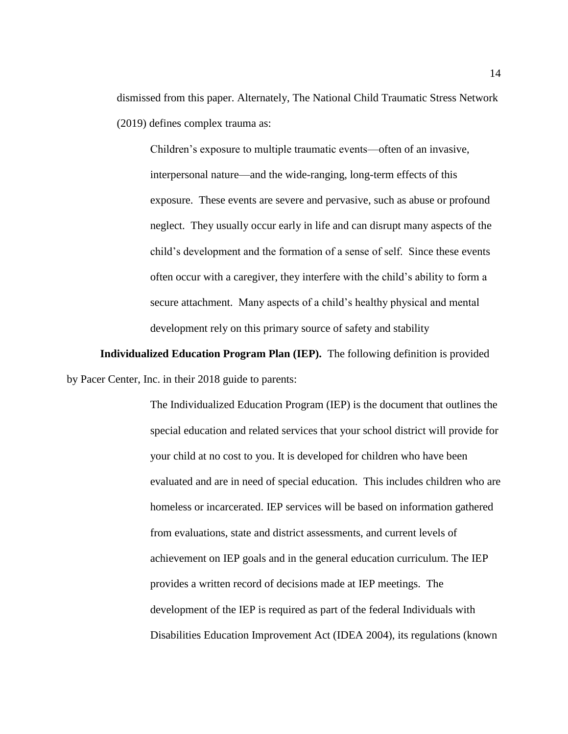dismissed from this paper. Alternately, The National Child Traumatic Stress Network (2019) defines complex trauma as:

> Children's exposure to multiple traumatic events—often of an invasive, interpersonal nature—and the wide-ranging, long-term effects of this exposure. These events are severe and pervasive, such as abuse or profound neglect. They usually occur early in life and can disrupt many aspects of the child's development and the formation of a sense of self. Since these events often occur with a caregiver, they interfere with the child's ability to form a secure attachment. Many aspects of a child's healthy physical and mental development rely on this primary source of safety and stability

**Individualized Education Program Plan (IEP).** The following definition is provided by Pacer Center, Inc. in their 2018 guide to parents:

> The Individualized Education Program (IEP) is the document that outlines the special education and related services that your school district will provide for your child at no cost to you. It is developed for children who have been evaluated and are in need of special education. This includes children who are homeless or incarcerated. IEP services will be based on information gathered from evaluations, state and district assessments, and current levels of achievement on IEP goals and in the general education curriculum. The IEP provides a written record of decisions made at IEP meetings. The development of the IEP is required as part of the federal Individuals with Disabilities Education Improvement Act (IDEA 2004), its regulations (known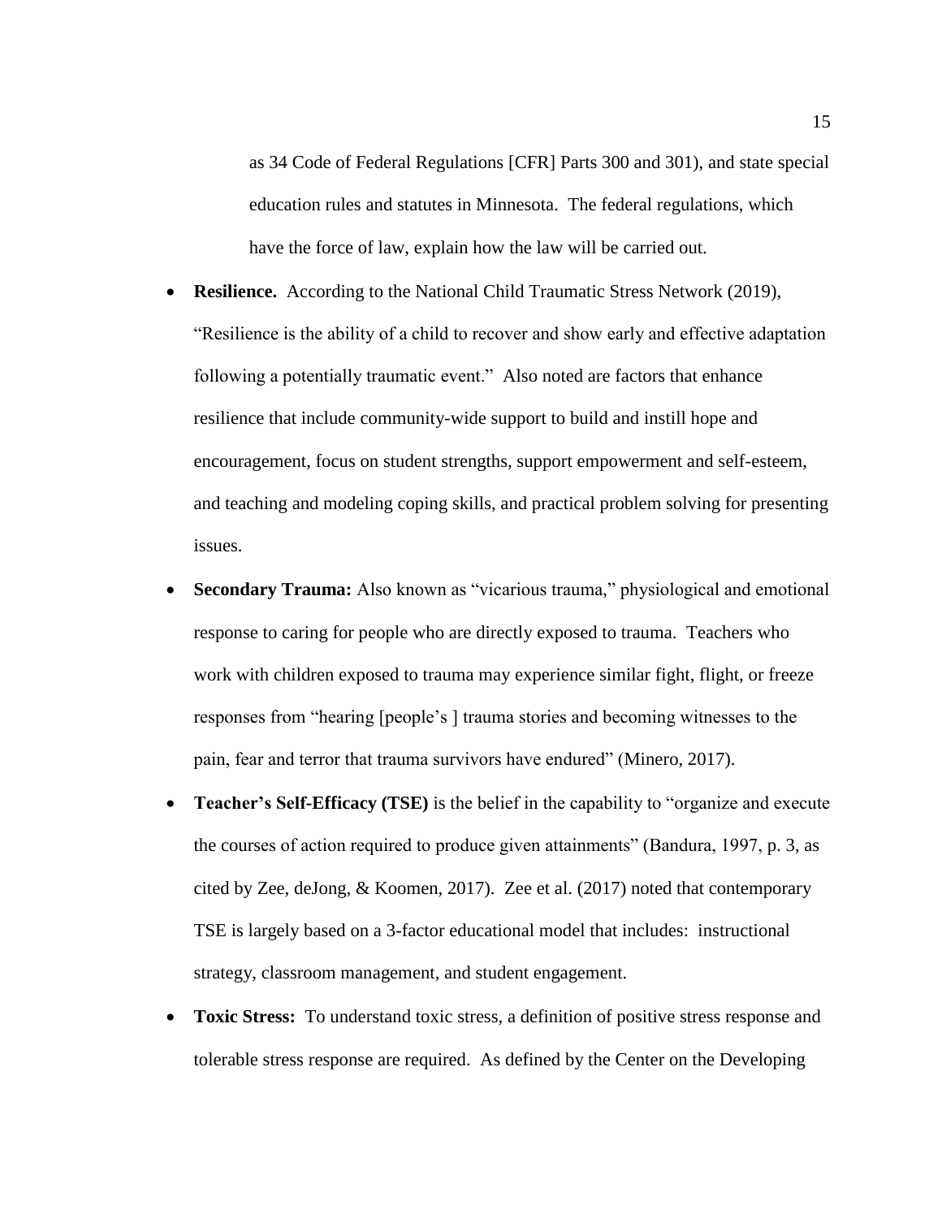as 34 Code of Federal Regulations [CFR] Parts 300 and 301), and state special education rules and statutes in Minnesota. The federal regulations, which have the force of law, explain how the law will be carried out.

- **Resilience.** According to the National Child Traumatic Stress Network (2019), "Resilience is the ability of a child to recover and show early and effective adaptation following a potentially traumatic event." Also noted are factors that enhance resilience that include community-wide support to build and instill hope and encouragement, focus on student strengths, support empowerment and self-esteem, and teaching and modeling coping skills, and practical problem solving for presenting issues.
- **Secondary Trauma:** Also known as "vicarious trauma," physiological and emotional response to caring for people who are directly exposed to trauma. Teachers who work with children exposed to trauma may experience similar fight, flight, or freeze responses from "hearing [people's ] trauma stories and becoming witnesses to the pain, fear and terror that trauma survivors have endured" (Minero, 2017).
- **Teacher's Self-Efficacy (TSE)** is the belief in the capability to "organize and execute the courses of action required to produce given attainments" (Bandura, 1997, p. 3, as cited by Zee, deJong, & Koomen, 2017). Zee et al. (2017) noted that contemporary TSE is largely based on a 3-factor educational model that includes: instructional strategy, classroom management, and student engagement.
- **Toxic Stress:** To understand toxic stress, a definition of positive stress response and tolerable stress response are required. As defined by the Center on the Developing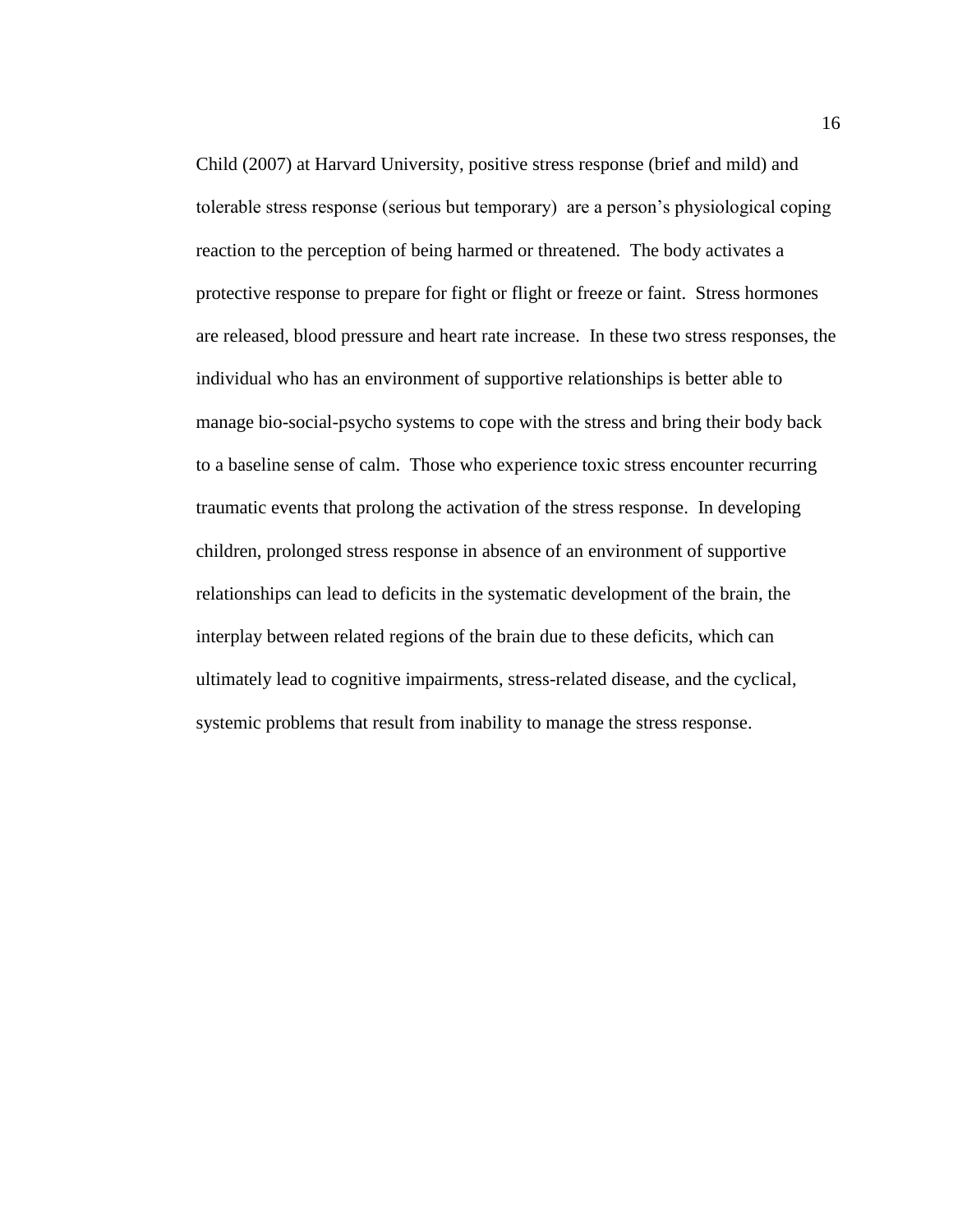Child (2007) at Harvard University, positive stress response (brief and mild) and tolerable stress response (serious but temporary) are a person's physiological coping reaction to the perception of being harmed or threatened. The body activates a protective response to prepare for fight or flight or freeze or faint. Stress hormones are released, blood pressure and heart rate increase. In these two stress responses, the individual who has an environment of supportive relationships is better able to manage bio-social-psycho systems to cope with the stress and bring their body back to a baseline sense of calm. Those who experience toxic stress encounter recurring traumatic events that prolong the activation of the stress response. In developing children, prolonged stress response in absence of an environment of supportive relationships can lead to deficits in the systematic development of the brain, the interplay between related regions of the brain due to these deficits, which can ultimately lead to cognitive impairments, stress-related disease, and the cyclical, systemic problems that result from inability to manage the stress response.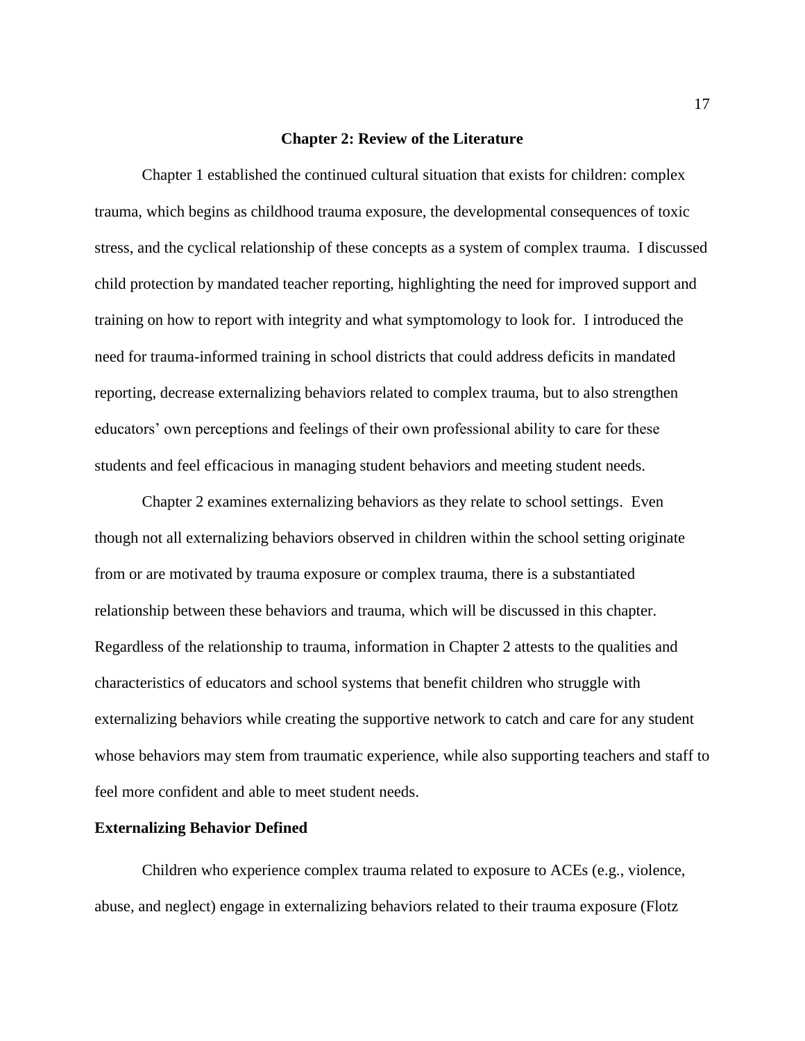## Chapter 2: Review of the Literature

Chapter 1 established the continued cultural situation that exists for children: complex trauma, which begins as childhood trauma exposure, the developmental consequences of toxic stress, and the cyclical relationship of these concepts as a system of complex trauma. I discussed child protection by mandated teacher reporting, highlighting the need for improved support and training on how to report with integrity and what symptomology to look for. I introduced the need for trauma-informed training in school districts that could address deficits in mandated reporting, decrease externalizing behaviors related to complex trauma, but to also strengthen educators' own perceptions and feelings of their own professional ability to care for these students and feel efficacious in managing student behaviors and meeting student needs.

Chapter 2 examines externalizing behaviors as they relate to school settings. Even though not all externalizing behaviors observed in children within the school setting originate from or are motivated by trauma exposure or complex trauma, there is a substantiated relationship between these behaviors and trauma, which will be discussed in this chapter. Regardless of the relationship to trauma, information in Chapter 2 attests to the qualities and characteristics of educators and school systems that benefit children who struggle with externalizing behaviors while creating the supportive network to catch and care for any student whose behaviors may stem from traumatic experience, while also supporting teachers and staff to feel more confident and able to meet student needs.

### Externalizing Behavior Defined

Children who experience complex trauma related to exposure to ACEs (e.g., violence, abuse, and neglect) engage in externalizing behaviors related to their trauma exposure (Flotz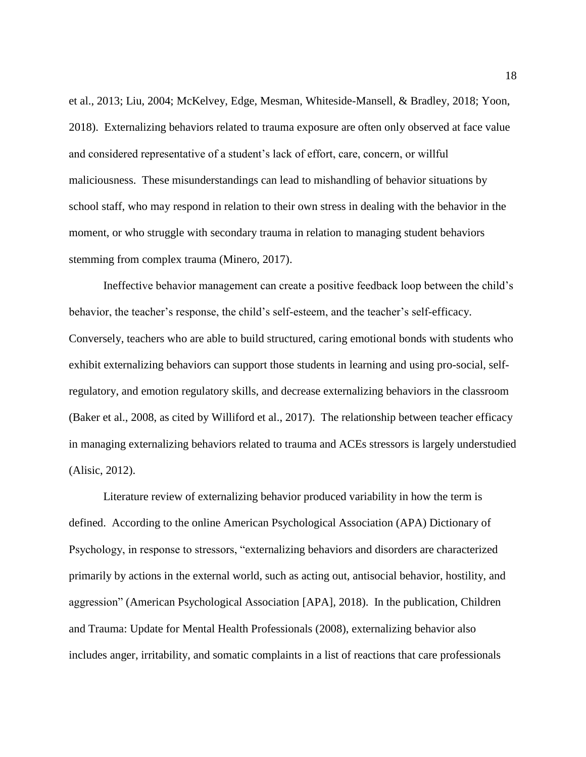et al., 2013; Liu, 2004; McKelvey, Edge, Mesman, Whiteside-Mansell, & Bradley, 2018; Yoon, 2018). Externalizing behaviors related to trauma exposure are often only observed at face value and considered representative of a student's lack of effort, care, concern, or willful maliciousness. These misunderstandings can lead to mishandling of behavior situations by school staff, who may respond in relation to their own stress in dealing with the behavior in the moment, or who struggle with secondary trauma in relation to managing student behaviors stemming from complex trauma (Minero, 2017).

Ineffective behavior management can create a positive feedback loop between the child's behavior, the teacher's response, the child's self-esteem, and the teacher's self-efficacy. Conversely, teachers who are able to build structured, caring emotional bonds with students who exhibit externalizing behaviors can support those students in learning and using pro-social, self-regulatory, and emotion regulatory skills, and decrease externalizing behaviors in the classroom (Baker et al., 2008, as cited by Williford et al., 2017). The relationship between teacher efficacy in managing externalizing behaviors related to trauma and ACEs stressors is largely understudied (Alisic, 2012).

Literature review of externalizing behavior produced variability in how the term is defined. According to the online American Psychological Association (APA) Dictionary of Psychology, in response to stressors, "externalizing behaviors and disorders are characterized primarily by actions in the external world, such as acting out, antisocial behavior, hostility, and aggression" (American Psychological Association [APA], 2018). In the publication, Children and Trauma: Update for Mental Health Professionals (2008), externalizing behavior also includes anger, irritability, and somatic complaints in a list of reactions that care professionals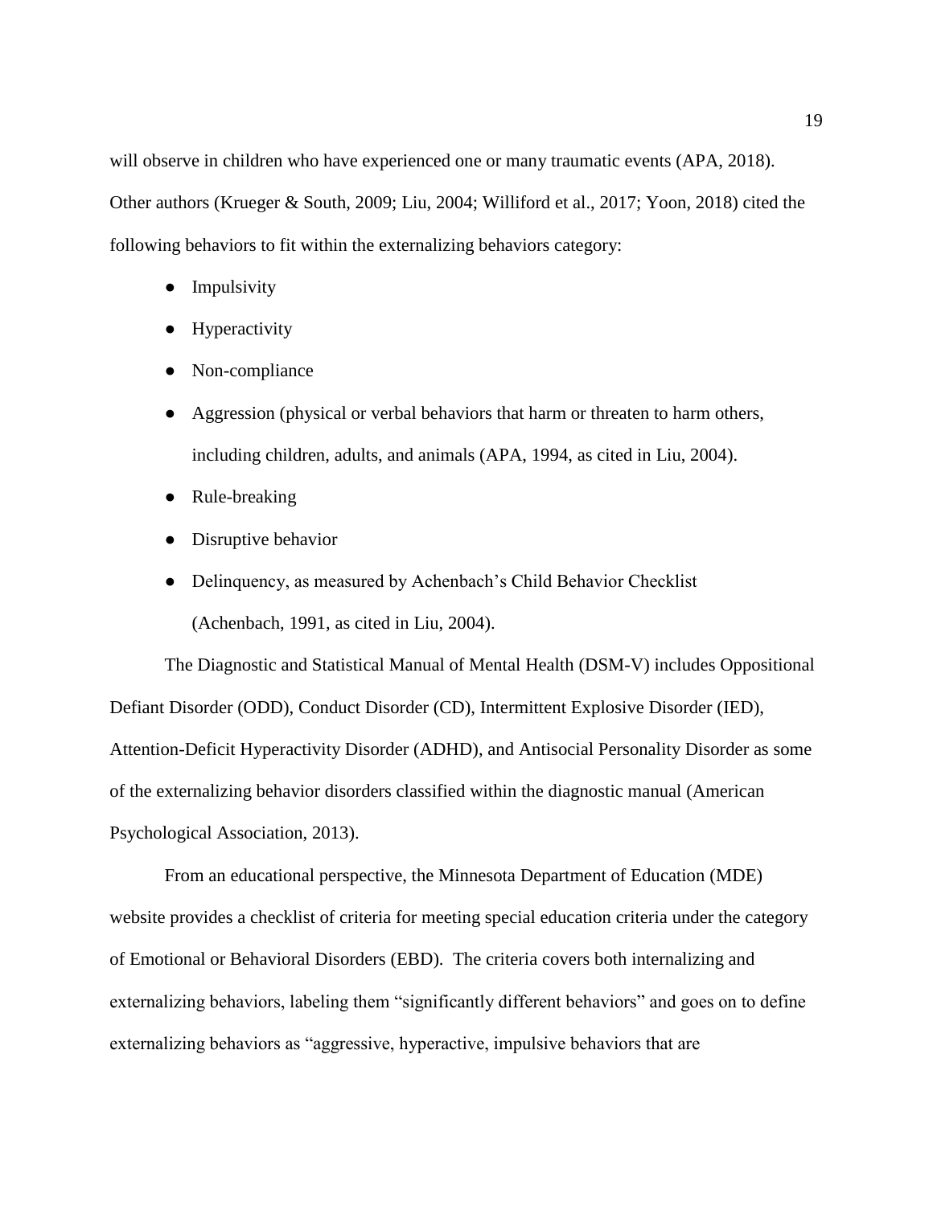will observe in children who have experienced one or many traumatic events (APA, 2018). Other authors (Krueger & South, 2009; Liu, 2004; Williford et al., 2017; Yoon, 2018) cited the following behaviors to fit within the externalizing behaviors category:

- Impulsivity
- Hyperactivity
- Non-compliance
- Aggression (physical or verbal behaviors that harm or threaten to harm others, including children, adults, and animals (APA, 1994, as cited in Liu, 2004).
- Rule-breaking
- Disruptive behavior
- Delinquency, as measured by Achenbach's Child Behavior Checklist (Achenbach, 1991, as cited in Liu, 2004).

The Diagnostic and Statistical Manual of Mental Health (DSM-V) includes Oppositional Defiant Disorder (ODD), Conduct Disorder (CD), Intermittent Explosive Disorder (IED), Attention-Deficit Hyperactivity Disorder (ADHD), and Antisocial Personality Disorder as some of the externalizing behavior disorders classified within the diagnostic manual (American Psychological Association, 2013).

From an educational perspective, the Minnesota Department of Education (MDE) website provides a checklist of criteria for meeting special education criteria under the category of Emotional or Behavioral Disorders (EBD). The criteria covers both internalizing and externalizing behaviors, labeling them "significantly different behaviors" and goes on to define externalizing behaviors as "aggressive, hyperactive, impulsive behaviors that are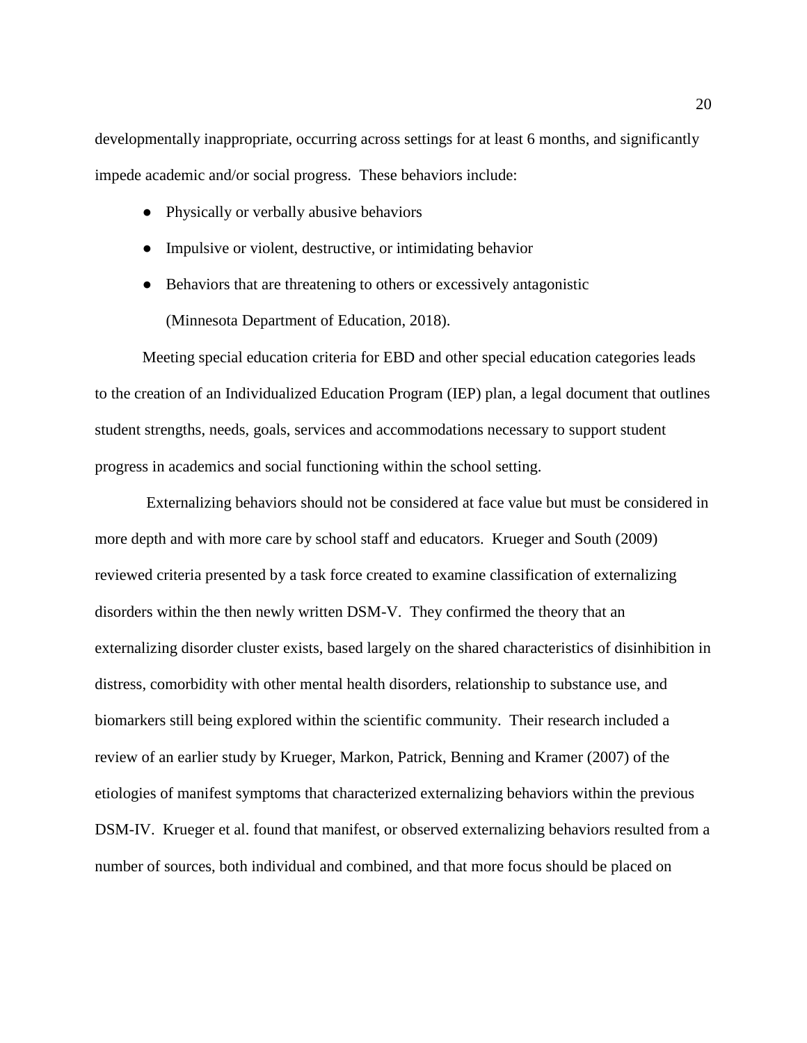developmentally inappropriate, occurring across settings for at least 6 months, and significantly impede academic and/or social progress. These behaviors include:

- Physically or verbally abusive behaviors
- Impulsive or violent, destructive, or intimidating behavior
- Behaviors that are threatening to others or excessively antagonistic (Minnesota Department of Education, 2018).

Meeting special education criteria for EBD and other special education categories leads to the creation of an Individualized Education Program (IEP) plan, a legal document that outlines student strengths, needs, goals, services and accommodations necessary to support student progress in academics and social functioning within the school setting.

Externalizing behaviors should not be considered at face value but must be considered in more depth and with more care by school staff and educators. Krueger and South (2009) reviewed criteria presented by a task force created to examine classification of externalizing disorders within the then newly written DSM-V. They confirmed the theory that an externalizing disorder cluster exists, based largely on the shared characteristics of disinhibition in distress, comorbidity with other mental health disorders, relationship to substance use, and biomarkers still being explored within the scientific community. Their research included a review of an earlier study by Krueger, Markon, Patrick, Benning and Kramer (2007) of the etiologies of manifest symptoms that characterized externalizing behaviors within the previous DSM-IV. Krueger et al. found that manifest, or observed externalizing behaviors resulted from a number of sources, both individual and combined, and that more focus should be placed on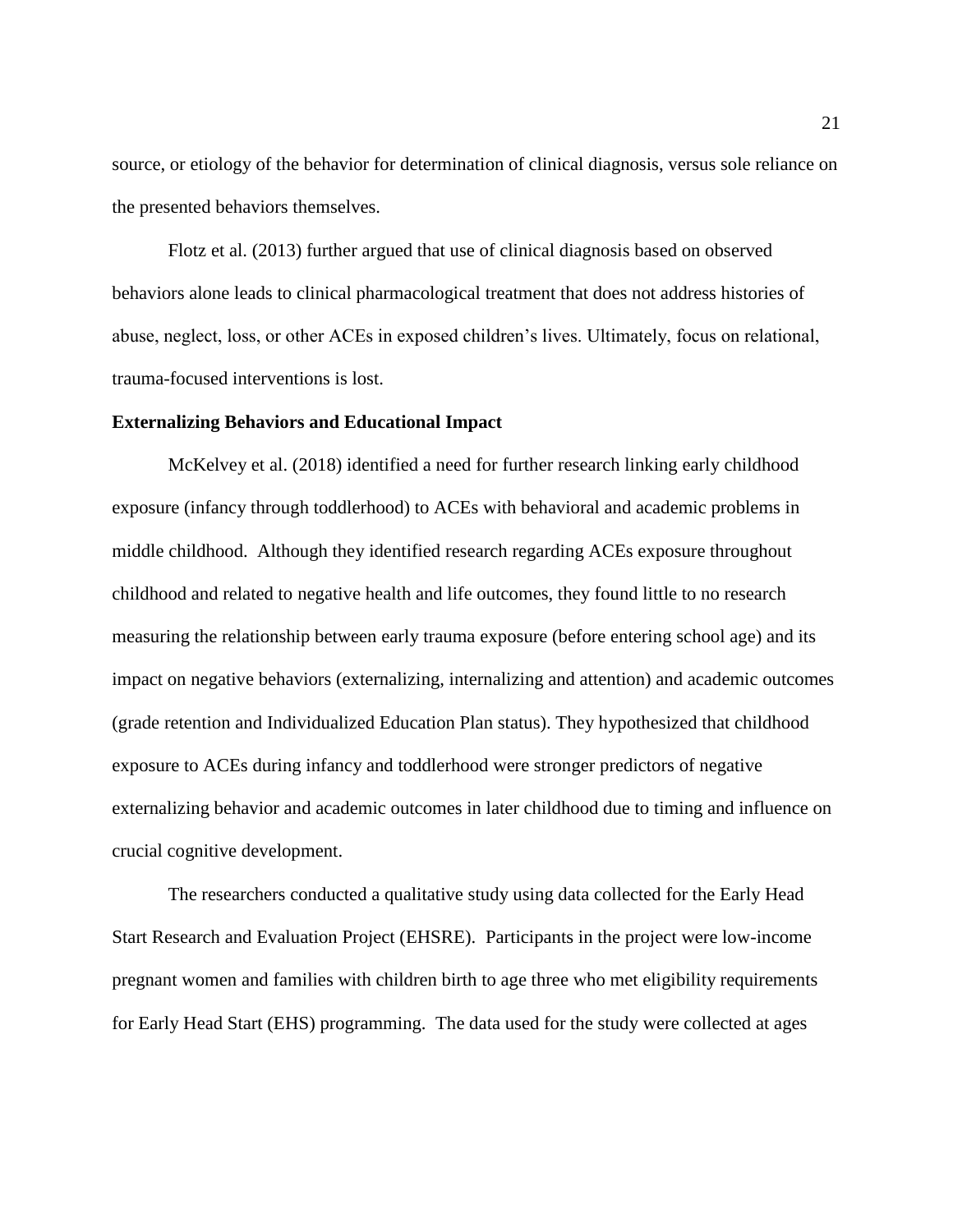source, or etiology of the behavior for determination of clinical diagnosis, versus sole reliance on the presented behaviors themselves.

Flotz et al. (2013) further argued that use of clinical diagnosis based on observed behaviors alone leads to clinical pharmacological treatment that does not address histories of abuse, neglect, loss, or other ACEs in exposed children's lives. Ultimately, focus on relational, trauma-focused interventions is lost.

**Externalizing Behaviors and Educational Impact**

McKelvey et al. (2018) identified a need for further research linking early childhood exposure (infancy through toddlerhood) to ACEs with behavioral and academic problems in middle childhood. Although they identified research regarding ACEs exposure throughout childhood and related to negative health and life outcomes, they found little to no research measuring the relationship between early trauma exposure (before entering school age) and its impact on negative behaviors (externalizing, internalizing and attention) and academic outcomes (grade retention and Individualized Education Plan status). They hypothesized that childhood exposure to ACEs during infancy and toddlerhood were stronger predictors of negative externalizing behavior and academic outcomes in later childhood due to timing and influence on crucial cognitive development.

The researchers conducted a qualitative study using data collected for the Early Head Start Research and Evaluation Project (EHSRE). Participants in the project were low-income pregnant women and families with children birth to age three who met eligibility requirements for Early Head Start (EHS) programming. The data used for the study were collected at ages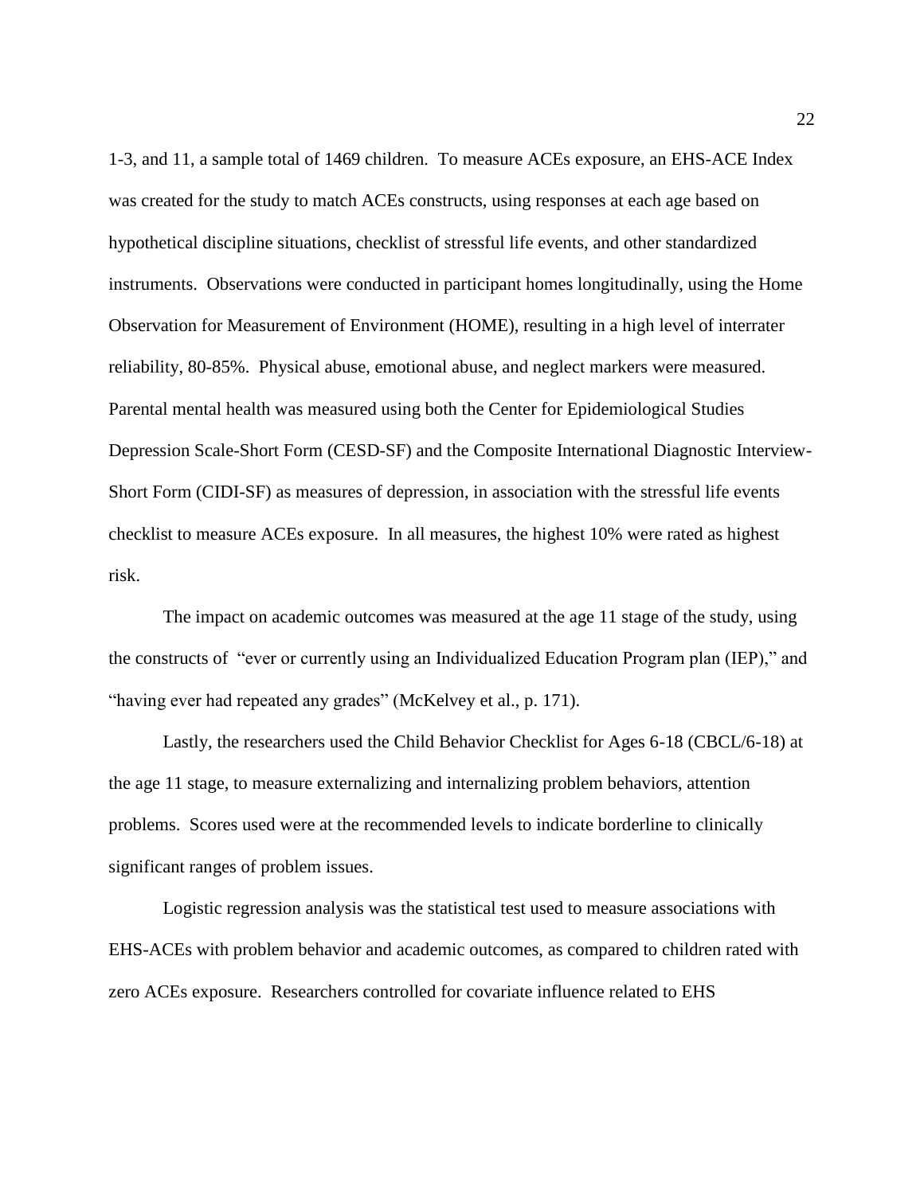1-3, and 11, a sample total of 1469 children. To measure ACEs exposure, an EHS-ACE Index was created for the study to match ACEs constructs, using responses at each age based on hypothetical discipline situations, checklist of stressful life events, and other standardized instruments. Observations were conducted in participant homes longitudinally, using the Home Observation for Measurement of Environment (HOME), resulting in a high level of interrater reliability, 80-85%. Physical abuse, emotional abuse, and neglect markers were measured. Parental mental health was measured using both the Center for Epidemiological Studies Depression Scale-Short Form (CESD-SF) and the Composite International Diagnostic Interview-Short Form (CIDI-SF) as measures of depression, in association with the stressful life events checklist to measure ACEs exposure. In all measures, the highest 10% were rated as highest risk.

The impact on academic outcomes was measured at the age 11 stage of the study, using the constructs of "ever or currently using an Individualized Education Program plan (IEP)," and "having ever had repeated any grades" (McKelvey et al., p. 171).

Lastly, the researchers used the Child Behavior Checklist for Ages 6-18 (CBCL/6-18) at the age 11 stage, to measure externalizing and internalizing problem behaviors, attention problems. Scores used were at the recommended levels to indicate borderline to clinically significant ranges of problem issues.

Logistic regression analysis was the statistical test used to measure associations with EHS-ACEs with problem behavior and academic outcomes, as compared to children rated with zero ACEs exposure. Researchers controlled for covariate influence related to EHS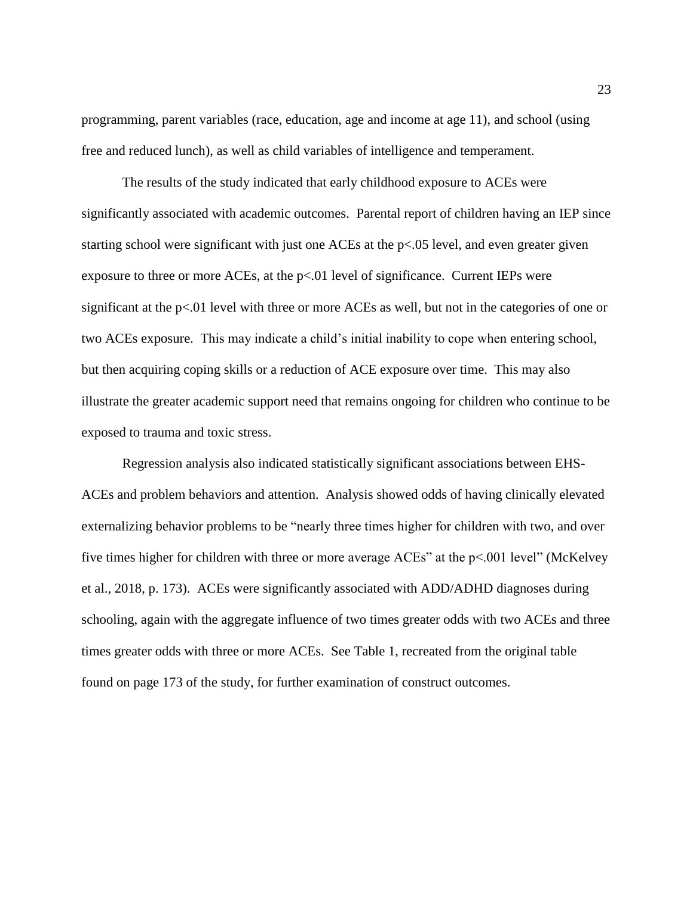programming, parent variables (race, education, age and income at age 11), and school (using free and reduced lunch), as well as child variables of intelligence and temperament.

The results of the study indicated that early childhood exposure to ACEs were significantly associated with academic outcomes. Parental report of children having an IEP since starting school were significant with just one ACEs at the $p<.05$ level, and even greater given exposure to three or more ACEs, at the $p<.01$ level of significance. Current IEPs were significant at the $p<.01$ level with three or more ACEs as well, but not in the categories of one or two ACEs exposure. This may indicate a child's initial inability to cope when entering school, but then acquiring coping skills or a reduction of ACE exposure over time. This may also illustrate the greater academic support need that remains ongoing for children who continue to be exposed to trauma and toxic stress.

Regression analysis also indicated statistically significant associations between EHS-ACEs and problem behaviors and attention. Analysis showed odds of having clinically elevated externalizing behavior problems to be "nearly three times higher for children with two, and over five times higher for children with three or more average ACEs" at the $p<.001$ level" (McKelvey et al., 2018, p. 173). ACEs were significantly associated with ADD/ADHD diagnoses during schooling, again with the aggregate influence of two times greater odds with two ACEs and three times greater odds with three or more ACEs. See Table 1, recreated from the original table found on page 173 of the study, for further examination of construct outcomes.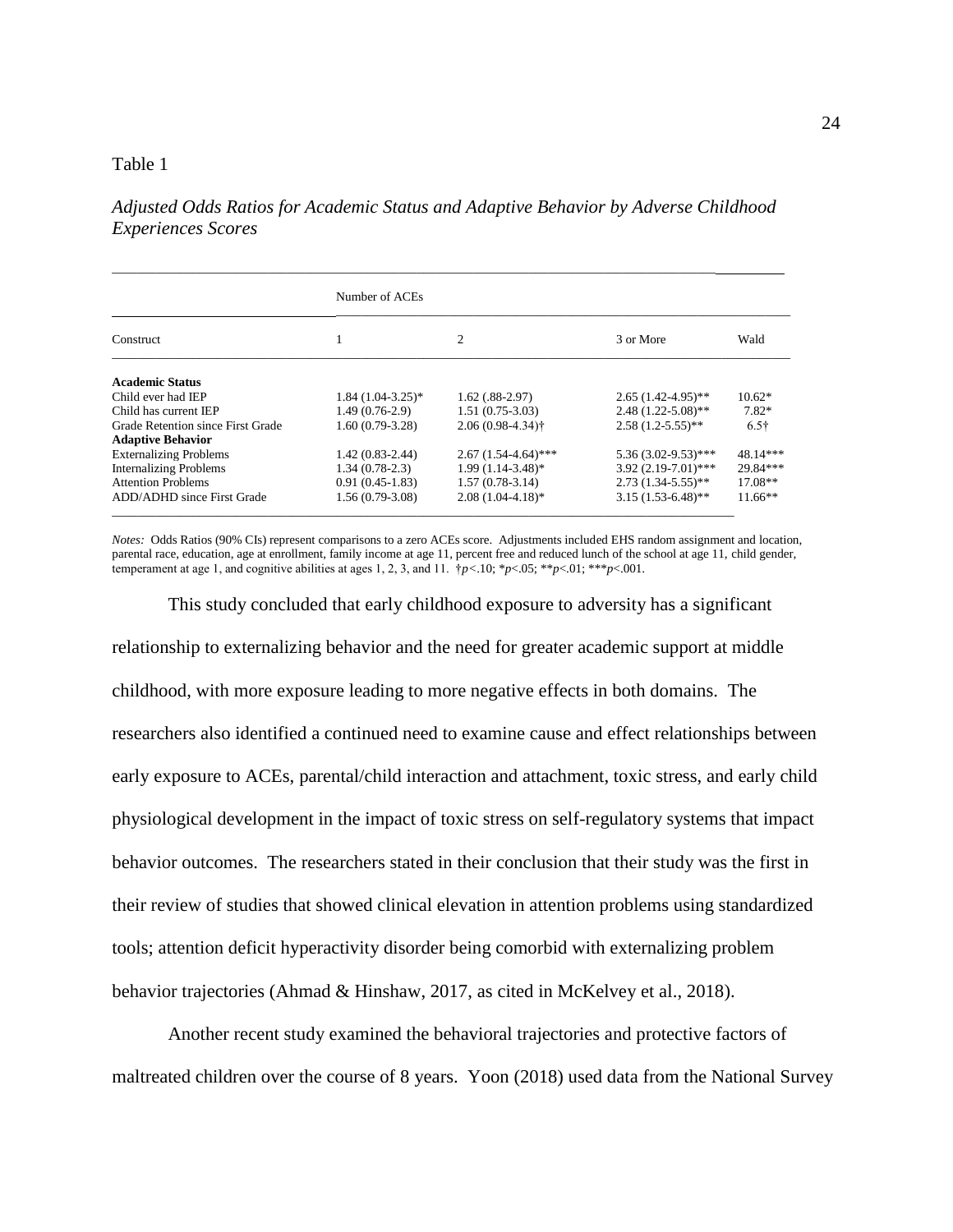Table 1

*Adjusted Odds Ratios for Academic Status and Adaptive Behavior by Adverse Childhood Experiences Scores*

| | Number of ACEs | | | |
|---|---|---|---|---|
| Construct | 1 | 2 | 3 or More | Wald |
| **Academic Status** | | | | |
| Child ever had IEP | 1.84 (1.04-3.25)* | 1.62 (.88-2.97) | 2.65 (1.42-4.95)** | 10.62* |
| Child has current IEP | 1.49 (0.76-2.9) | 1.51 (0.75-3.03) | 2.48 (1.22-5.08)** | 7.82* |
| Grade Retention since First Grade | 1.60 (0.79-3.28) | 2.06 (0.98-4.34)† | 2.58 (1.2-5.55)** | 6.5† |
| **Adaptive Behavior** | | | | |
| Externalizing Problems | 1.42 (0.83-2.44) | 2.67 (1.54-4.64)*** | 5.36 (3.02-9.53)*** | 48.14*** |
| Internalizing Problems | 1.34 (0.78-2.3) | 1.99 (1.14-3.48)* | 3.92 (2.19-7.01)*** | 29.84*** |
| Attention Problems | 0.91 (0.45-1.83) | 1.57 (0.78-3.14) | 2.73 (1.34-5.55)** | 17.08** |
| ADD/ADHD since First Grade | 1.56 (0.79-3.08) | 2.08 (1.04-4.18)* | 3.15 (1.53-6.48)** | 11.66** |

*Notes:* Odds Ratios (90% CIs) represent comparisons to a zero ACEs score. Adjustments included EHS random assignment and location, parental race, education, age at enrollment, family income at age 11, percent free and reduced lunch of the school at age 11, child gender, temperament at age 1, and cognitive abilities at ages 1, 2, 3, and 11. †$p$<.10; *$p$<.05; **$p$<.01; ***$p$<.001.

This study concluded that early childhood exposure to adversity has a significant relationship to externalizing behavior and the need for greater academic support at middle childhood, with more exposure leading to more negative effects in both domains. The researchers also identified a continued need to examine cause and effect relationships between early exposure to ACEs, parental/child interaction and attachment, toxic stress, and early child physiological development in the impact of toxic stress on self-regulatory systems that impact behavior outcomes. The researchers stated in their conclusion that their study was the first in their review of studies that showed clinical elevation in attention problems using standardized tools; attention deficit hyperactivity disorder being comorbid with externalizing problem behavior trajectories (Ahmad & Hinshaw, 2017, as cited in McKelvey et al., 2018).

Another recent study examined the behavioral trajectories and protective factors of maltreated children over the course of 8 years. Yoon (2018) used data from the National Survey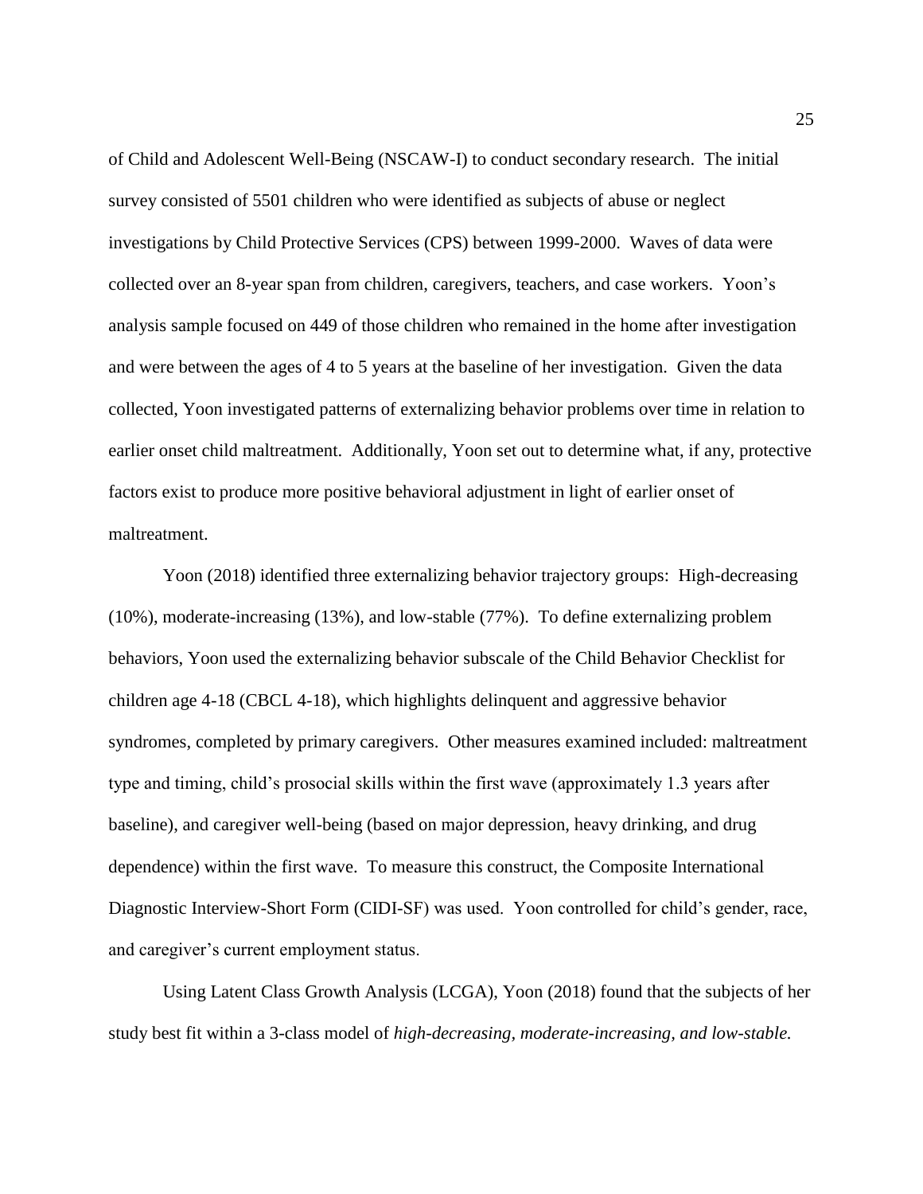of Child and Adolescent Well-Being (NSCAW-I) to conduct secondary research. The initial survey consisted of 5501 children who were identified as subjects of abuse or neglect investigations by Child Protective Services (CPS) between 1999-2000. Waves of data were collected over an 8-year span from children, caregivers, teachers, and case workers. Yoon's analysis sample focused on 449 of those children who remained in the home after investigation and were between the ages of 4 to 5 years at the baseline of her investigation. Given the data collected, Yoon investigated patterns of externalizing behavior problems over time in relation to earlier onset child maltreatment. Additionally, Yoon set out to determine what, if any, protective factors exist to produce more positive behavioral adjustment in light of earlier onset of maltreatment.

Yoon (2018) identified three externalizing behavior trajectory groups: High-decreasing (10%), moderate-increasing (13%), and low-stable (77%). To define externalizing problem behaviors, Yoon used the externalizing behavior subscale of the Child Behavior Checklist for children age 4-18 (CBCL 4-18), which highlights delinquent and aggressive behavior syndromes, completed by primary caregivers. Other measures examined included: maltreatment type and timing, child's prosocial skills within the first wave (approximately 1.3 years after baseline), and caregiver well-being (based on major depression, heavy drinking, and drug dependence) within the first wave. To measure this construct, the Composite International Diagnostic Interview-Short Form (CIDI-SF) was used. Yoon controlled for child's gender, race, and caregiver's current employment status.

Using Latent Class Growth Analysis (LCGA), Yoon (2018) found that the subjects of her study best fit within a 3-class model of *high-decreasing, moderate-increasing, and low-stable.*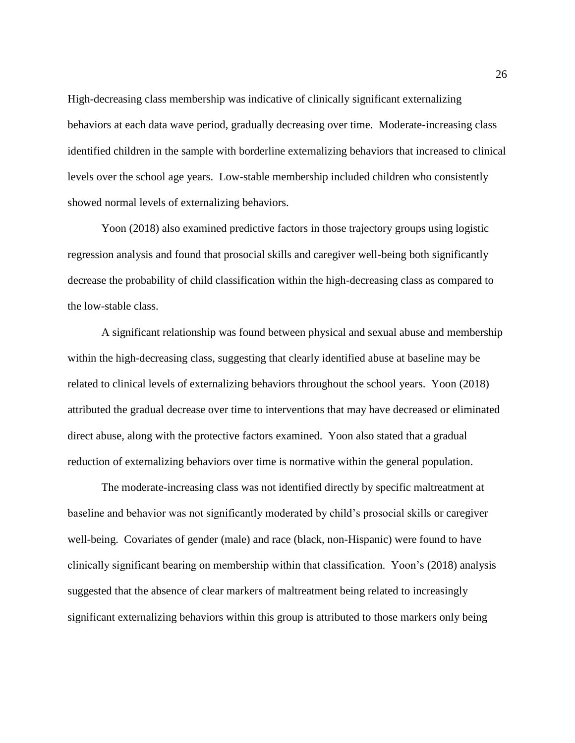High-decreasing class membership was indicative of clinically significant externalizing behaviors at each data wave period, gradually decreasing over time. Moderate-increasing class identified children in the sample with borderline externalizing behaviors that increased to clinical levels over the school age years. Low-stable membership included children who consistently showed normal levels of externalizing behaviors.

Yoon (2018) also examined predictive factors in those trajectory groups using logistic regression analysis and found that prosocial skills and caregiver well-being both significantly decrease the probability of child classification within the high-decreasing class as compared to the low-stable class.

A significant relationship was found between physical and sexual abuse and membership within the high-decreasing class, suggesting that clearly identified abuse at baseline may be related to clinical levels of externalizing behaviors throughout the school years. Yoon (2018) attributed the gradual decrease over time to interventions that may have decreased or eliminated direct abuse, along with the protective factors examined. Yoon also stated that a gradual reduction of externalizing behaviors over time is normative within the general population.

The moderate-increasing class was not identified directly by specific maltreatment at baseline and behavior was not significantly moderated by child's prosocial skills or caregiver well-being. Covariates of gender (male) and race (black, non-Hispanic) were found to have clinically significant bearing on membership within that classification. Yoon's (2018) analysis suggested that the absence of clear markers of maltreatment being related to increasingly significant externalizing behaviors within this group is attributed to those markers only being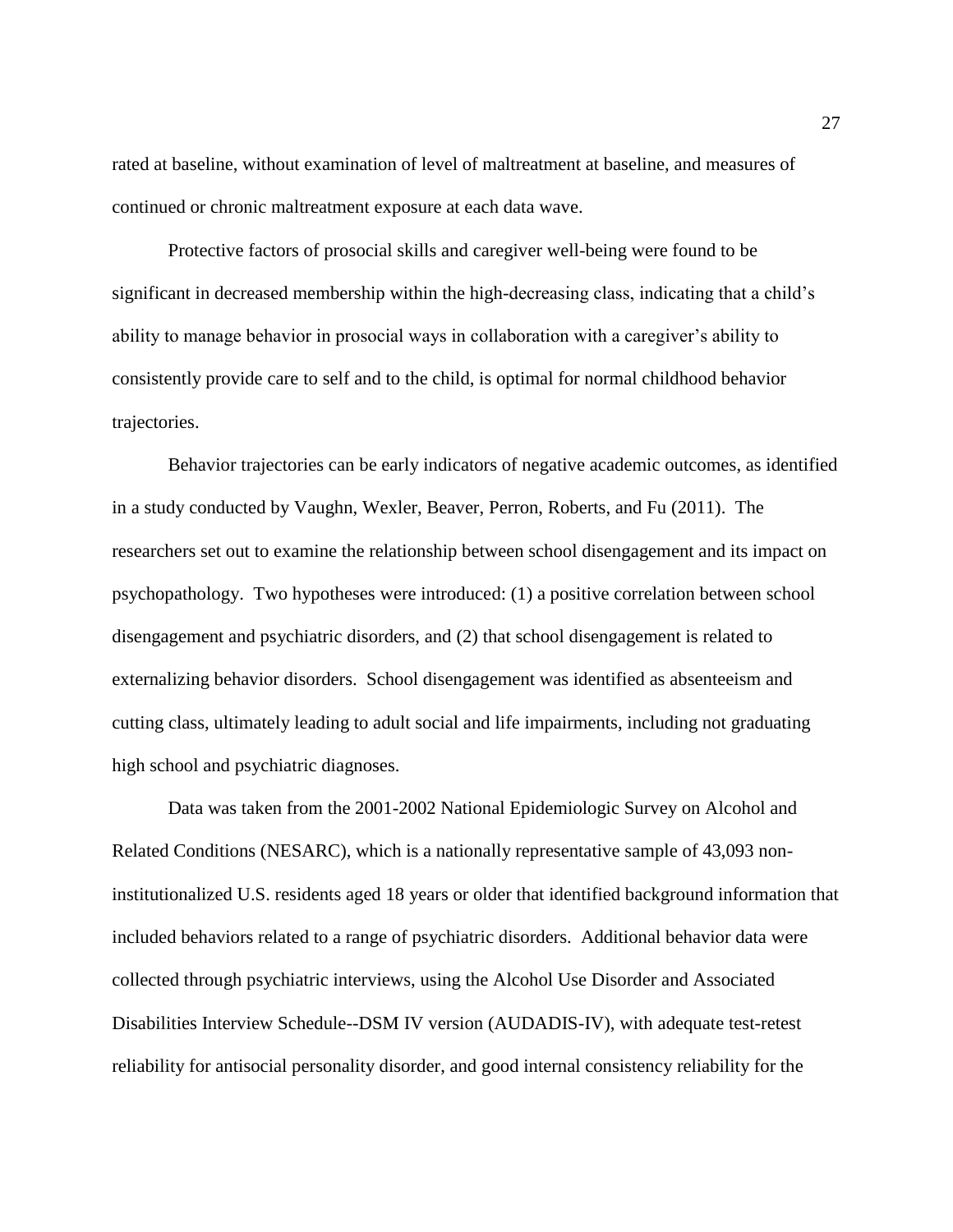rated at baseline, without examination of level of maltreatment at baseline, and measures of continued or chronic maltreatment exposure at each data wave.

Protective factors of prosocial skills and caregiver well-being were found to be significant in decreased membership within the high-decreasing class, indicating that a child's ability to manage behavior in prosocial ways in collaboration with a caregiver's ability to consistently provide care to self and to the child, is optimal for normal childhood behavior trajectories.

Behavior trajectories can be early indicators of negative academic outcomes, as identified in a study conducted by Vaughn, Wexler, Beaver, Perron, Roberts, and Fu (2011). The researchers set out to examine the relationship between school disengagement and its impact on psychopathology. Two hypotheses were introduced: (1) a positive correlation between school disengagement and psychiatric disorders, and (2) that school disengagement is related to externalizing behavior disorders. School disengagement was identified as absenteeism and cutting class, ultimately leading to adult social and life impairments, including not graduating high school and psychiatric diagnoses.

Data was taken from the 2001-2002 National Epidemiologic Survey on Alcohol and Related Conditions (NESARC), which is a nationally representative sample of 43,093 non-institutionalized U.S. residents aged 18 years or older that identified background information that included behaviors related to a range of psychiatric disorders. Additional behavior data were collected through psychiatric interviews, using the Alcohol Use Disorder and Associated Disabilities Interview Schedule--DSM IV version (AUDADIS-IV), with adequate test-retest reliability for antisocial personality disorder, and good internal consistency reliability for the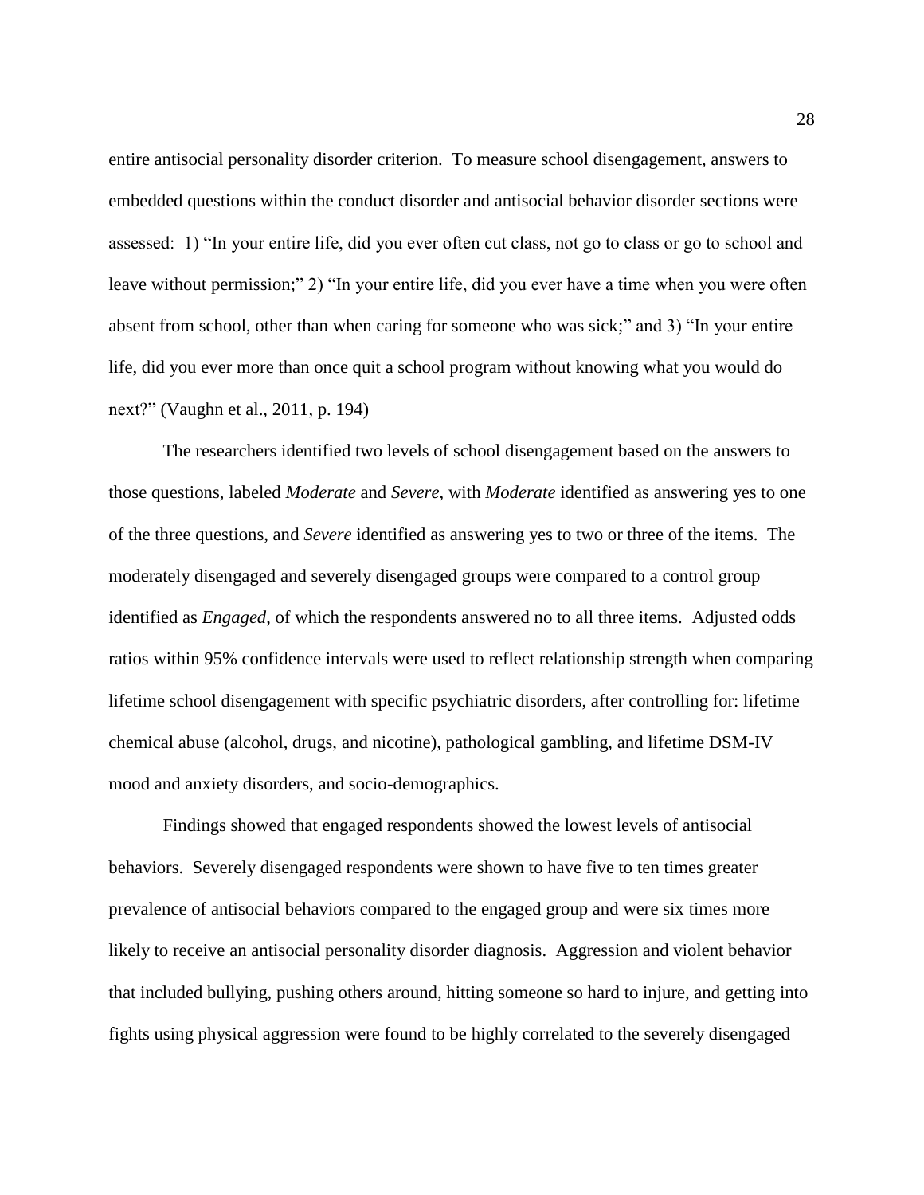entire antisocial personality disorder criterion. To measure school disengagement, answers to embedded questions within the conduct disorder and antisocial behavior disorder sections were assessed: 1) "In your entire life, did you ever often cut class, not go to class or go to school and leave without permission;" 2) "In your entire life, did you ever have a time when you were often absent from school, other than when caring for someone who was sick;" and 3) "In your entire life, did you ever more than once quit a school program without knowing what you would do next?" (Vaughn et al., 2011, p. 194)

The researchers identified two levels of school disengagement based on the answers to those questions, labeled *Moderate* and *Severe*, with *Moderate* identified as answering yes to one of the three questions, and *Severe* identified as answering yes to two or three of the items. The moderately disengaged and severely disengaged groups were compared to a control group identified as *Engaged*, of which the respondents answered no to all three items. Adjusted odds ratios within 95% confidence intervals were used to reflect relationship strength when comparing lifetime school disengagement with specific psychiatric disorders, after controlling for: lifetime chemical abuse (alcohol, drugs, and nicotine), pathological gambling, and lifetime DSM-IV mood and anxiety disorders, and socio-demographics.

Findings showed that engaged respondents showed the lowest levels of antisocial behaviors. Severely disengaged respondents were shown to have five to ten times greater prevalence of antisocial behaviors compared to the engaged group and were six times more likely to receive an antisocial personality disorder diagnosis. Aggression and violent behavior that included bullying, pushing others around, hitting someone so hard to injure, and getting into fights using physical aggression were found to be highly correlated to the severely disengaged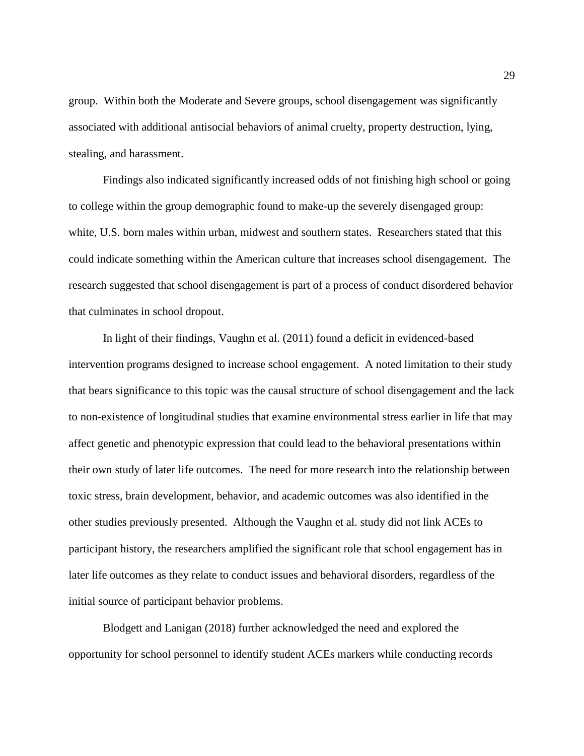group. Within both the Moderate and Severe groups, school disengagement was significantly associated with additional antisocial behaviors of animal cruelty, property destruction, lying, stealing, and harassment.

Findings also indicated significantly increased odds of not finishing high school or going to college within the group demographic found to make-up the severely disengaged group: white, U.S. born males within urban, midwest and southern states. Researchers stated that this could indicate something within the American culture that increases school disengagement. The research suggested that school disengagement is part of a process of conduct disordered behavior that culminates in school dropout.

In light of their findings, Vaughn et al. (2011) found a deficit in evidenced-based intervention programs designed to increase school engagement. A noted limitation to their study that bears significance to this topic was the causal structure of school disengagement and the lack to non-existence of longitudinal studies that examine environmental stress earlier in life that may affect genetic and phenotypic expression that could lead to the behavioral presentations within their own study of later life outcomes. The need for more research into the relationship between toxic stress, brain development, behavior, and academic outcomes was also identified in the other studies previously presented. Although the Vaughn et al. study did not link ACEs to participant history, the researchers amplified the significant role that school engagement has in later life outcomes as they relate to conduct issues and behavioral disorders, regardless of the initial source of participant behavior problems.

Blodgett and Lanigan (2018) further acknowledged the need and explored the opportunity for school personnel to identify student ACEs markers while conducting records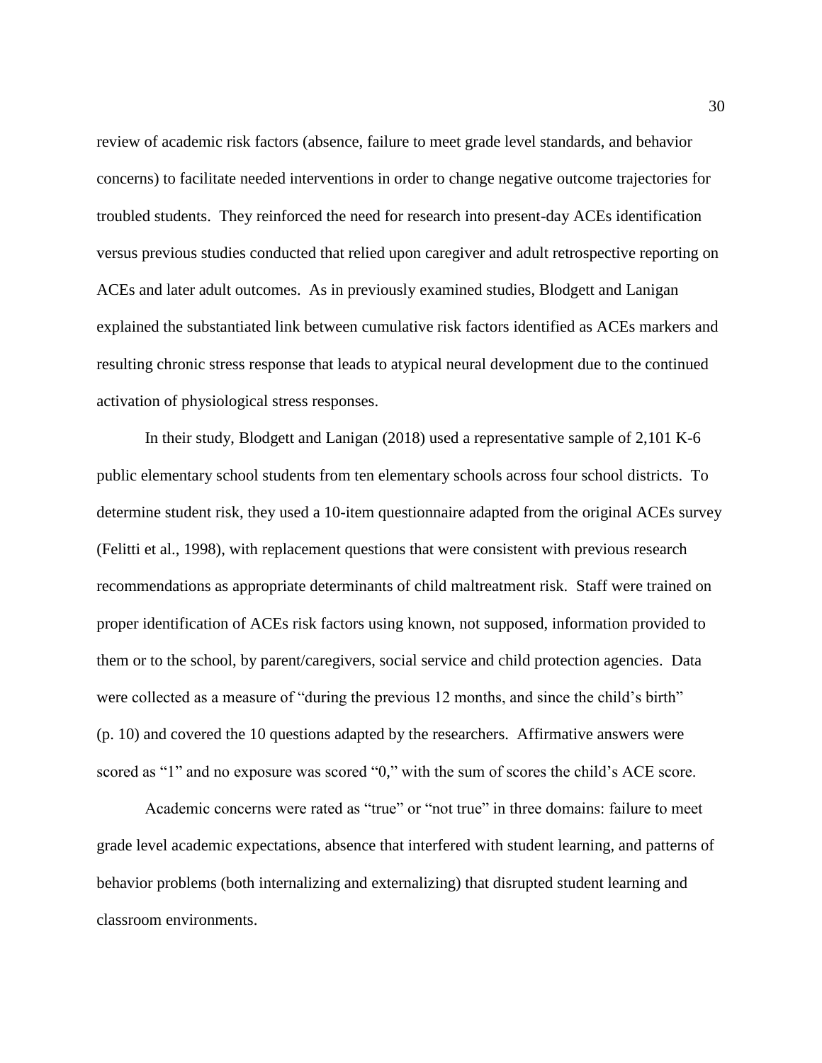review of academic risk factors (absence, failure to meet grade level standards, and behavior concerns) to facilitate needed interventions in order to change negative outcome trajectories for troubled students. They reinforced the need for research into present-day ACEs identification versus previous studies conducted that relied upon caregiver and adult retrospective reporting on ACEs and later adult outcomes. As in previously examined studies, Blodgett and Lanigan explained the substantiated link between cumulative risk factors identified as ACEs markers and resulting chronic stress response that leads to atypical neural development due to the continued activation of physiological stress responses.

In their study, Blodgett and Lanigan (2018) used a representative sample of 2,101 K-6 public elementary school students from ten elementary schools across four school districts. To determine student risk, they used a 10-item questionnaire adapted from the original ACEs survey (Felitti et al., 1998), with replacement questions that were consistent with previous research recommendations as appropriate determinants of child maltreatment risk. Staff were trained on proper identification of ACEs risk factors using known, not supposed, information provided to them or to the school, by parent/caregivers, social service and child protection agencies. Data were collected as a measure of "during the previous 12 months, and since the child's birth" (p. 10) and covered the 10 questions adapted by the researchers. Affirmative answers were scored as "1" and no exposure was scored "0," with the sum of scores the child's ACE score.

Academic concerns were rated as "true" or "not true" in three domains: failure to meet grade level academic expectations, absence that interfered with student learning, and patterns of behavior problems (both internalizing and externalizing) that disrupted student learning and classroom environments.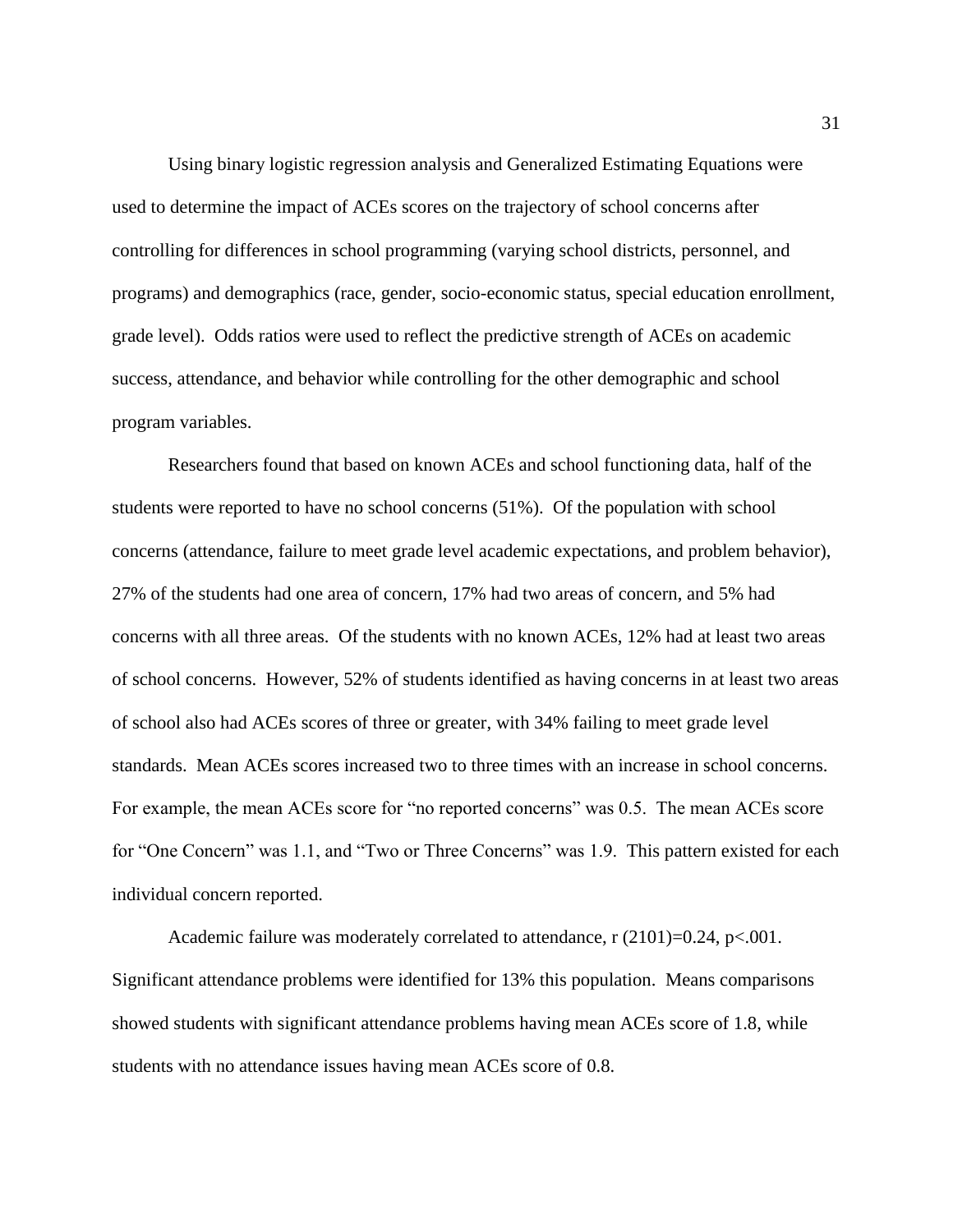Using binary logistic regression analysis and Generalized Estimating Equations were used to determine the impact of ACEs scores on the trajectory of school concerns after controlling for differences in school programming (varying school districts, personnel, and programs) and demographics (race, gender, socio-economic status, special education enrollment, grade level). Odds ratios were used to reflect the predictive strength of ACEs on academic success, attendance, and behavior while controlling for the other demographic and school program variables.

Researchers found that based on known ACEs and school functioning data, half of the students were reported to have no school concerns (51%). Of the population with school concerns (attendance, failure to meet grade level academic expectations, and problem behavior), 27% of the students had one area of concern, 17% had two areas of concern, and 5% had concerns with all three areas. Of the students with no known ACEs, 12% had at least two areas of school concerns. However, 52% of students identified as having concerns in at least two areas of school also had ACEs scores of three or greater, with 34% failing to meet grade level standards. Mean ACEs scores increased two to three times with an increase in school concerns. For example, the mean ACEs score for "no reported concerns" was 0.5. The mean ACEs score for "One Concern" was 1.1, and "Two or Three Concerns" was 1.9. This pattern existed for each individual concern reported.

Academic failure was moderately correlated to attendance, $r\ (2101)=0.24$, $p<.001$. Significant attendance problems were identified for 13% this population. Means comparisons showed students with significant attendance problems having mean ACEs score of 1.8, while students with no attendance issues having mean ACEs score of 0.8.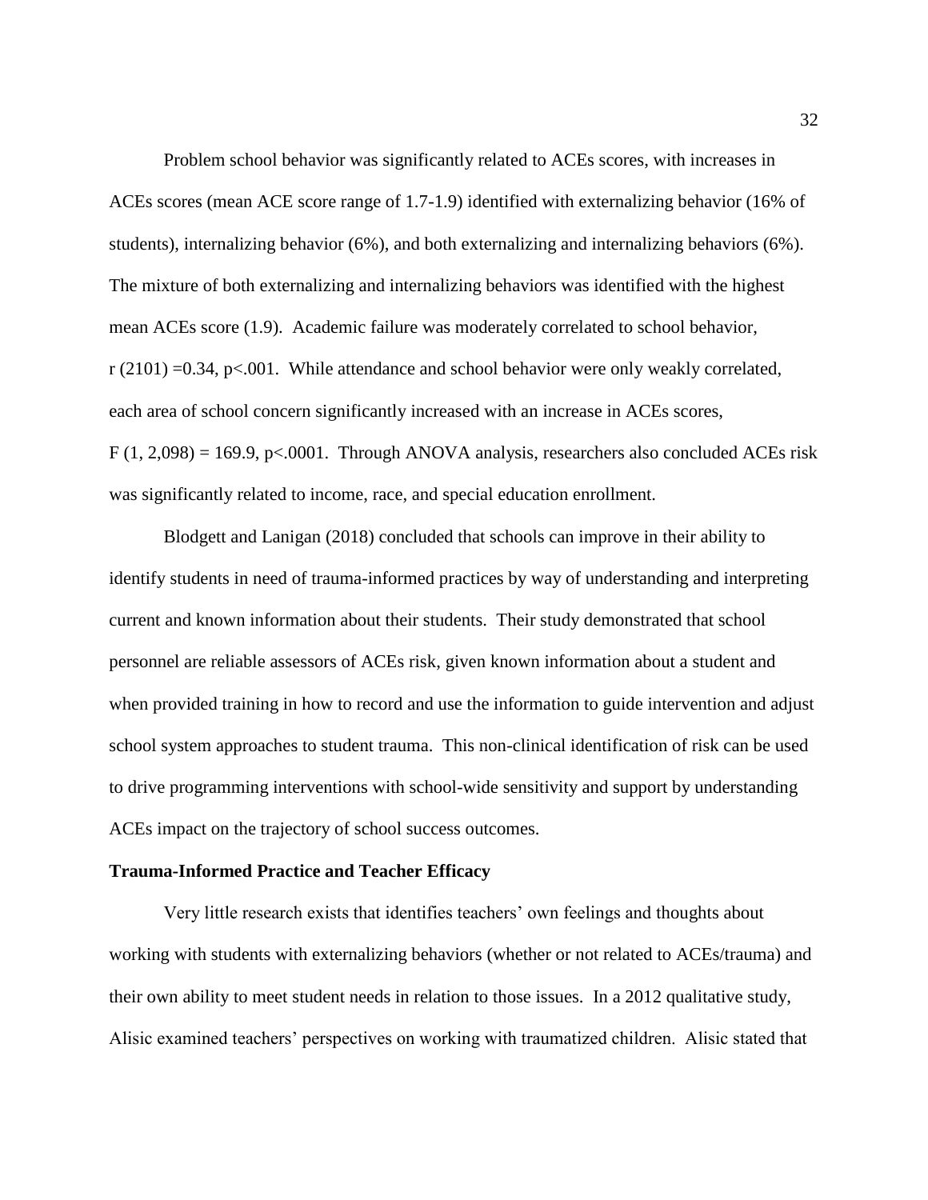Problem school behavior was significantly related to ACEs scores, with increases in ACEs scores (mean ACE score range of 1.7-1.9) identified with externalizing behavior (16% of students), internalizing behavior (6%), and both externalizing and internalizing behaviors (6%). The mixture of both externalizing and internalizing behaviors was identified with the highest mean ACEs score (1.9). Academic failure was moderately correlated to school behavior, $r(2101) = 0.34$, $p < .001$. While attendance and school behavior were only weakly correlated, each area of school concern significantly increased with an increase in ACEs scores, $F(1, 2{,}098) = 169.9$, $p < .0001$. Through ANOVA analysis, researchers also concluded ACEs risk was significantly related to income, race, and special education enrollment.

Blodgett and Lanigan (2018) concluded that schools can improve in their ability to identify students in need of trauma-informed practices by way of understanding and interpreting current and known information about their students. Their study demonstrated that school personnel are reliable assessors of ACEs risk, given known information about a student and when provided training in how to record and use the information to guide intervention and adjust school system approaches to student trauma. This non-clinical identification of risk can be used to drive programming interventions with school-wide sensitivity and support by understanding ACEs impact on the trajectory of school success outcomes.

**Trauma-Informed Practice and Teacher Efficacy**

Very little research exists that identifies teachers' own feelings and thoughts about working with students with externalizing behaviors (whether or not related to ACEs/trauma) and their own ability to meet student needs in relation to those issues. In a 2012 qualitative study, Alisic examined teachers' perspectives on working with traumatized children. Alisic stated that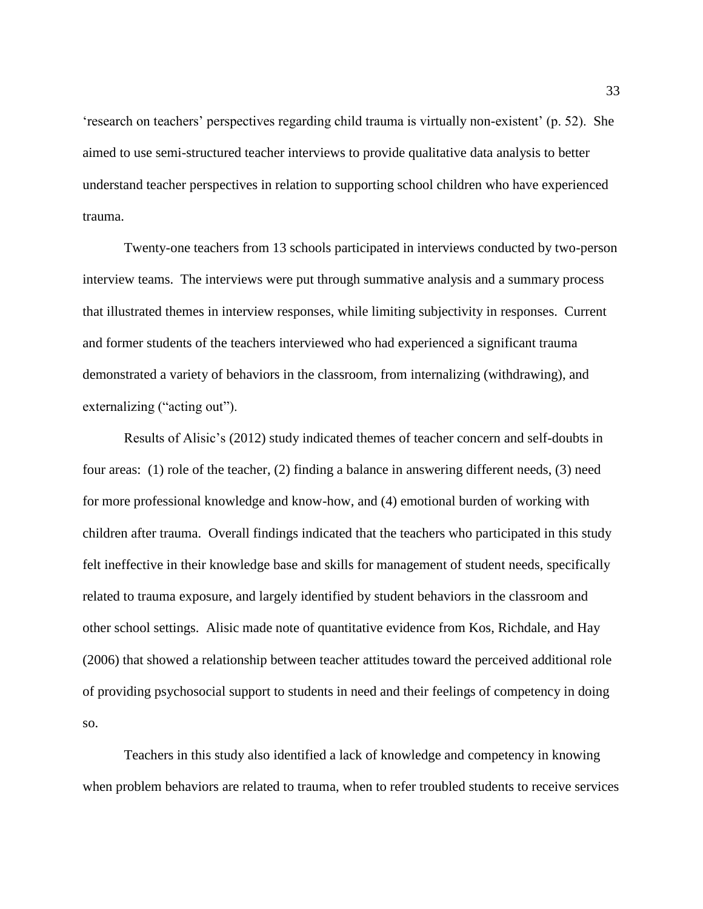'research on teachers' perspectives regarding child trauma is virtually non-existent' (p. 52). She aimed to use semi-structured teacher interviews to provide qualitative data analysis to better understand teacher perspectives in relation to supporting school children who have experienced trauma.

Twenty-one teachers from 13 schools participated in interviews conducted by two-person interview teams. The interviews were put through summative analysis and a summary process that illustrated themes in interview responses, while limiting subjectivity in responses. Current and former students of the teachers interviewed who had experienced a significant trauma demonstrated a variety of behaviors in the classroom, from internalizing (withdrawing), and externalizing ("acting out").

Results of Alisic's (2012) study indicated themes of teacher concern and self-doubts in four areas: (1) role of the teacher, (2) finding a balance in answering different needs, (3) need for more professional knowledge and know-how, and (4) emotional burden of working with children after trauma. Overall findings indicated that the teachers who participated in this study felt ineffective in their knowledge base and skills for management of student needs, specifically related to trauma exposure, and largely identified by student behaviors in the classroom and other school settings. Alisic made note of quantitative evidence from Kos, Richdale, and Hay (2006) that showed a relationship between teacher attitudes toward the perceived additional role of providing psychosocial support to students in need and their feelings of competency in doing so.

Teachers in this study also identified a lack of knowledge and competency in knowing when problem behaviors are related to trauma, when to refer troubled students to receive services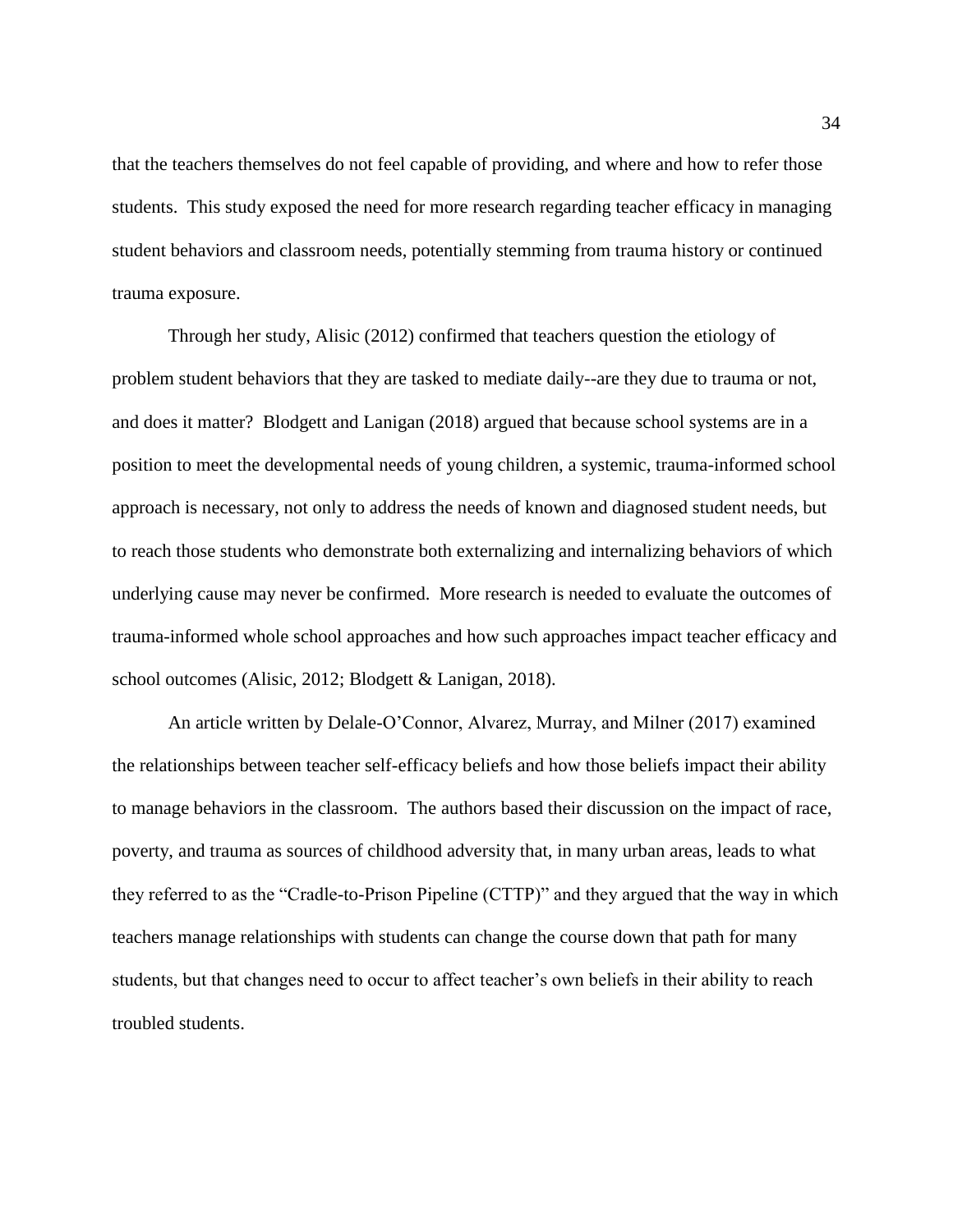that the teachers themselves do not feel capable of providing, and where and how to refer those students. This study exposed the need for more research regarding teacher efficacy in managing student behaviors and classroom needs, potentially stemming from trauma history or continued trauma exposure.

Through her study, Alisic (2012) confirmed that teachers question the etiology of problem student behaviors that they are tasked to mediate daily--are they due to trauma or not, and does it matter? Blodgett and Lanigan (2018) argued that because school systems are in a position to meet the developmental needs of young children, a systemic, trauma-informed school approach is necessary, not only to address the needs of known and diagnosed student needs, but to reach those students who demonstrate both externalizing and internalizing behaviors of which underlying cause may never be confirmed. More research is needed to evaluate the outcomes of trauma-informed whole school approaches and how such approaches impact teacher efficacy and school outcomes (Alisic, 2012; Blodgett & Lanigan, 2018).

An article written by Delale-O'Connor, Alvarez, Murray, and Milner (2017) examined the relationships between teacher self-efficacy beliefs and how those beliefs impact their ability to manage behaviors in the classroom. The authors based their discussion on the impact of race, poverty, and trauma as sources of childhood adversity that, in many urban areas, leads to what they referred to as the "Cradle-to-Prison Pipeline (CTTP)" and they argued that the way in which teachers manage relationships with students can change the course down that path for many students, but that changes need to occur to affect teacher's own beliefs in their ability to reach troubled students.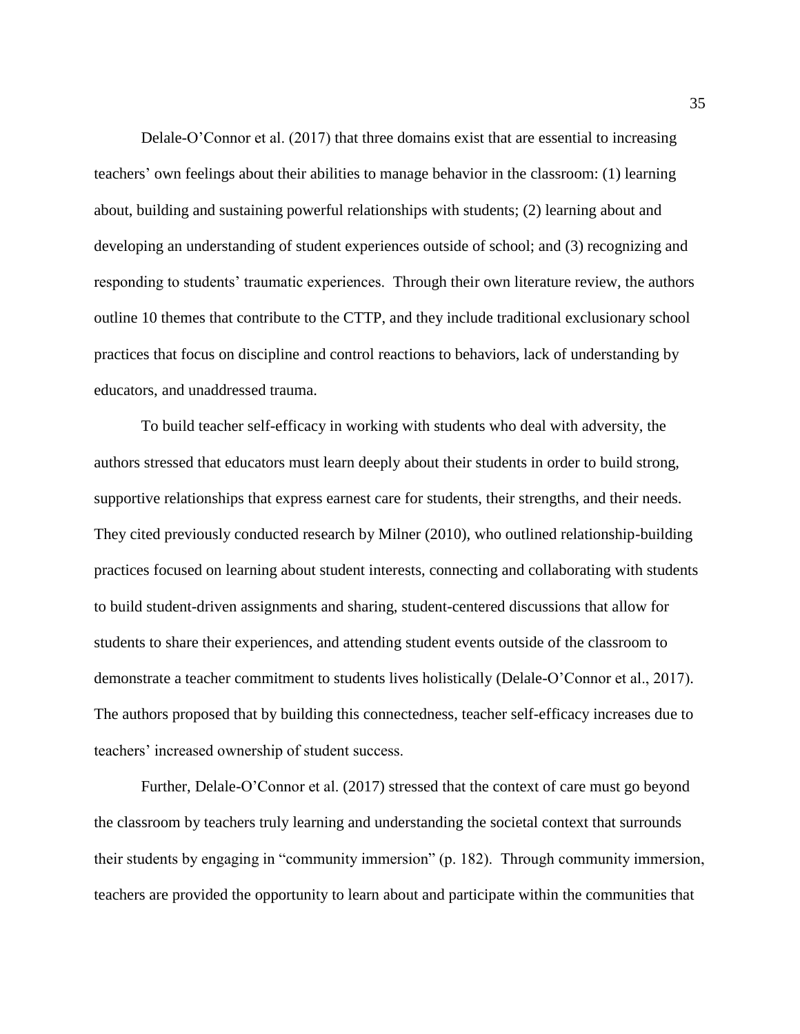Delale-O'Connor et al. (2017) that three domains exist that are essential to increasing teachers' own feelings about their abilities to manage behavior in the classroom: (1) learning about, building and sustaining powerful relationships with students; (2) learning about and developing an understanding of student experiences outside of school; and (3) recognizing and responding to students' traumatic experiences. Through their own literature review, the authors outline 10 themes that contribute to the CTTP, and they include traditional exclusionary school practices that focus on discipline and control reactions to behaviors, lack of understanding by educators, and unaddressed trauma.

To build teacher self-efficacy in working with students who deal with adversity, the authors stressed that educators must learn deeply about their students in order to build strong, supportive relationships that express earnest care for students, their strengths, and their needs. They cited previously conducted research by Milner (2010), who outlined relationship-building practices focused on learning about student interests, connecting and collaborating with students to build student-driven assignments and sharing, student-centered discussions that allow for students to share their experiences, and attending student events outside of the classroom to demonstrate a teacher commitment to students lives holistically (Delale-O'Connor et al., 2017). The authors proposed that by building this connectedness, teacher self-efficacy increases due to teachers' increased ownership of student success.

Further, Delale-O'Connor et al. (2017) stressed that the context of care must go beyond the classroom by teachers truly learning and understanding the societal context that surrounds their students by engaging in "community immersion" (p. 182). Through community immersion, teachers are provided the opportunity to learn about and participate within the communities that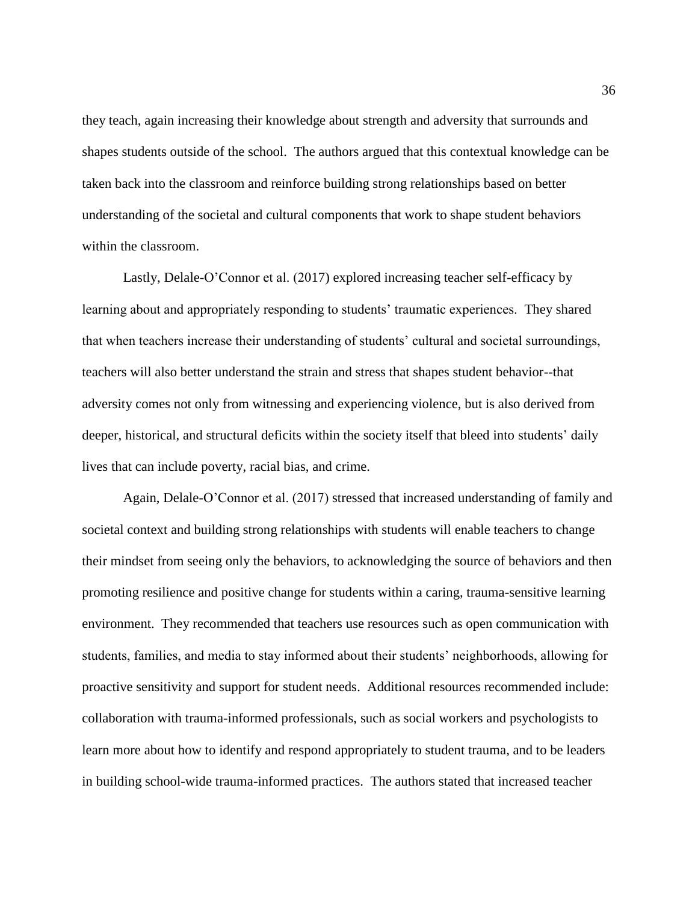they teach, again increasing their knowledge about strength and adversity that surrounds and shapes students outside of the school. The authors argued that this contextual knowledge can be taken back into the classroom and reinforce building strong relationships based on better understanding of the societal and cultural components that work to shape student behaviors within the classroom.

Lastly, Delale-O'Connor et al. (2017) explored increasing teacher self-efficacy by learning about and appropriately responding to students' traumatic experiences. They shared that when teachers increase their understanding of students' cultural and societal surroundings, teachers will also better understand the strain and stress that shapes student behavior--that adversity comes not only from witnessing and experiencing violence, but is also derived from deeper, historical, and structural deficits within the society itself that bleed into students' daily lives that can include poverty, racial bias, and crime.

Again, Delale-O'Connor et al. (2017) stressed that increased understanding of family and societal context and building strong relationships with students will enable teachers to change their mindset from seeing only the behaviors, to acknowledging the source of behaviors and then promoting resilience and positive change for students within a caring, trauma-sensitive learning environment. They recommended that teachers use resources such as open communication with students, families, and media to stay informed about their students' neighborhoods, allowing for proactive sensitivity and support for student needs. Additional resources recommended include: collaboration with trauma-informed professionals, such as social workers and psychologists to learn more about how to identify and respond appropriately to student trauma, and to be leaders in building school-wide trauma-informed practices. The authors stated that increased teacher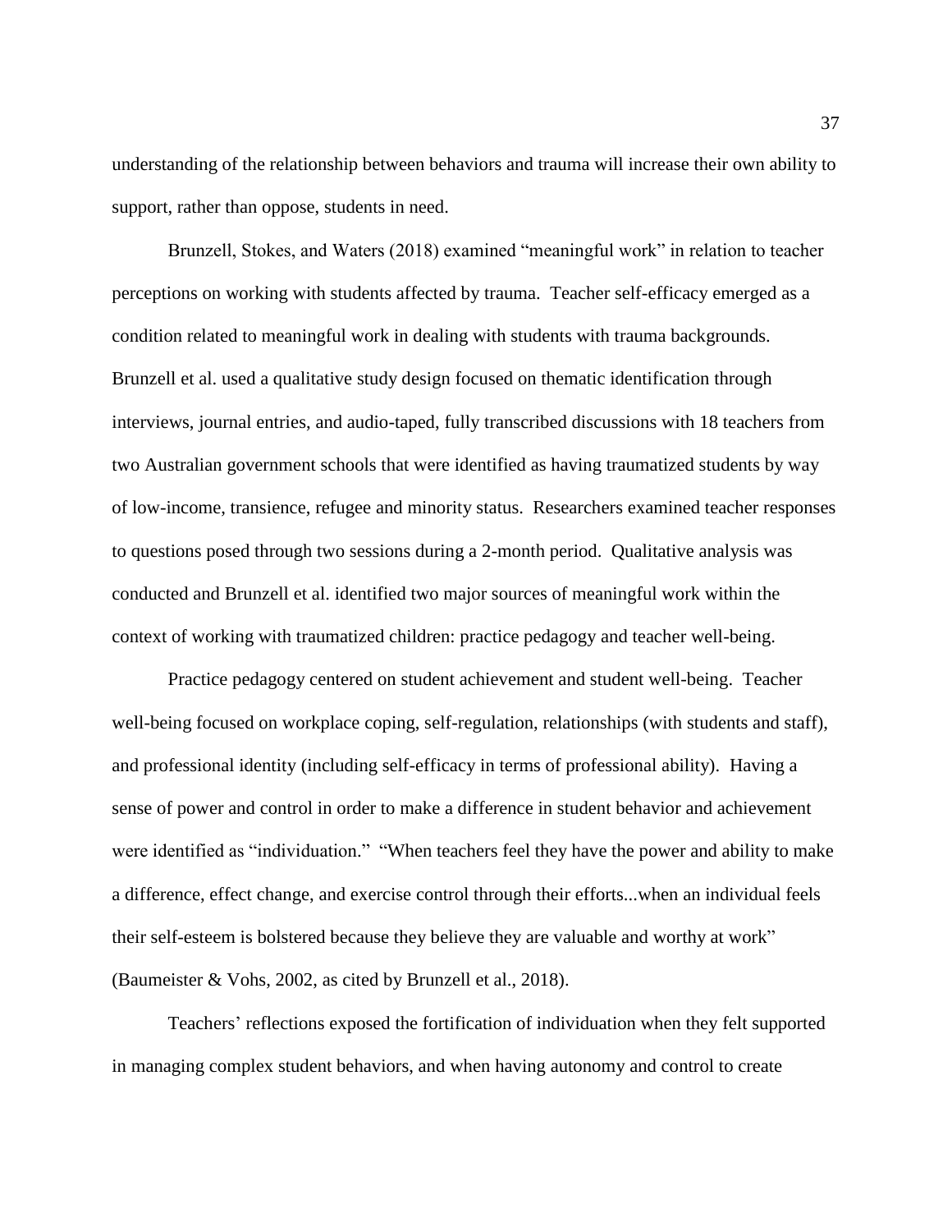understanding of the relationship between behaviors and trauma will increase their own ability to support, rather than oppose, students in need.

Brunzell, Stokes, and Waters (2018) examined "meaningful work" in relation to teacher perceptions on working with students affected by trauma. Teacher self-efficacy emerged as a condition related to meaningful work in dealing with students with trauma backgrounds. Brunzell et al. used a qualitative study design focused on thematic identification through interviews, journal entries, and audio-taped, fully transcribed discussions with 18 teachers from two Australian government schools that were identified as having traumatized students by way of low-income, transience, refugee and minority status. Researchers examined teacher responses to questions posed through two sessions during a 2-month period. Qualitative analysis was conducted and Brunzell et al. identified two major sources of meaningful work within the context of working with traumatized children: practice pedagogy and teacher well-being.

Practice pedagogy centered on student achievement and student well-being. Teacher well-being focused on workplace coping, self-regulation, relationships (with students and staff), and professional identity (including self-efficacy in terms of professional ability). Having a sense of power and control in order to make a difference in student behavior and achievement were identified as "individuation." "When teachers feel they have the power and ability to make a difference, effect change, and exercise control through their efforts...when an individual feels their self-esteem is bolstered because they believe they are valuable and worthy at work" (Baumeister & Vohs, 2002, as cited by Brunzell et al., 2018).

Teachers' reflections exposed the fortification of individuation when they felt supported in managing complex student behaviors, and when having autonomy and control to create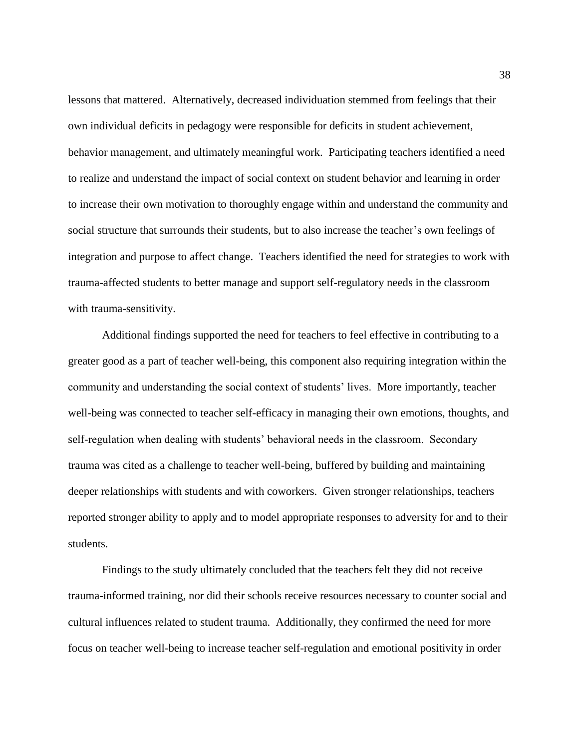lessons that mattered. Alternatively, decreased individuation stemmed from feelings that their own individual deficits in pedagogy were responsible for deficits in student achievement, behavior management, and ultimately meaningful work. Participating teachers identified a need to realize and understand the impact of social context on student behavior and learning in order to increase their own motivation to thoroughly engage within and understand the community and social structure that surrounds their students, but to also increase the teacher's own feelings of integration and purpose to affect change. Teachers identified the need for strategies to work with trauma-affected students to better manage and support self-regulatory needs in the classroom with trauma-sensitivity.

Additional findings supported the need for teachers to feel effective in contributing to a greater good as a part of teacher well-being, this component also requiring integration within the community and understanding the social context of students' lives. More importantly, teacher well-being was connected to teacher self-efficacy in managing their own emotions, thoughts, and self-regulation when dealing with students' behavioral needs in the classroom. Secondary trauma was cited as a challenge to teacher well-being, buffered by building and maintaining deeper relationships with students and with coworkers. Given stronger relationships, teachers reported stronger ability to apply and to model appropriate responses to adversity for and to their students.

Findings to the study ultimately concluded that the teachers felt they did not receive trauma-informed training, nor did their schools receive resources necessary to counter social and cultural influences related to student trauma. Additionally, they confirmed the need for more focus on teacher well-being to increase teacher self-regulation and emotional positivity in order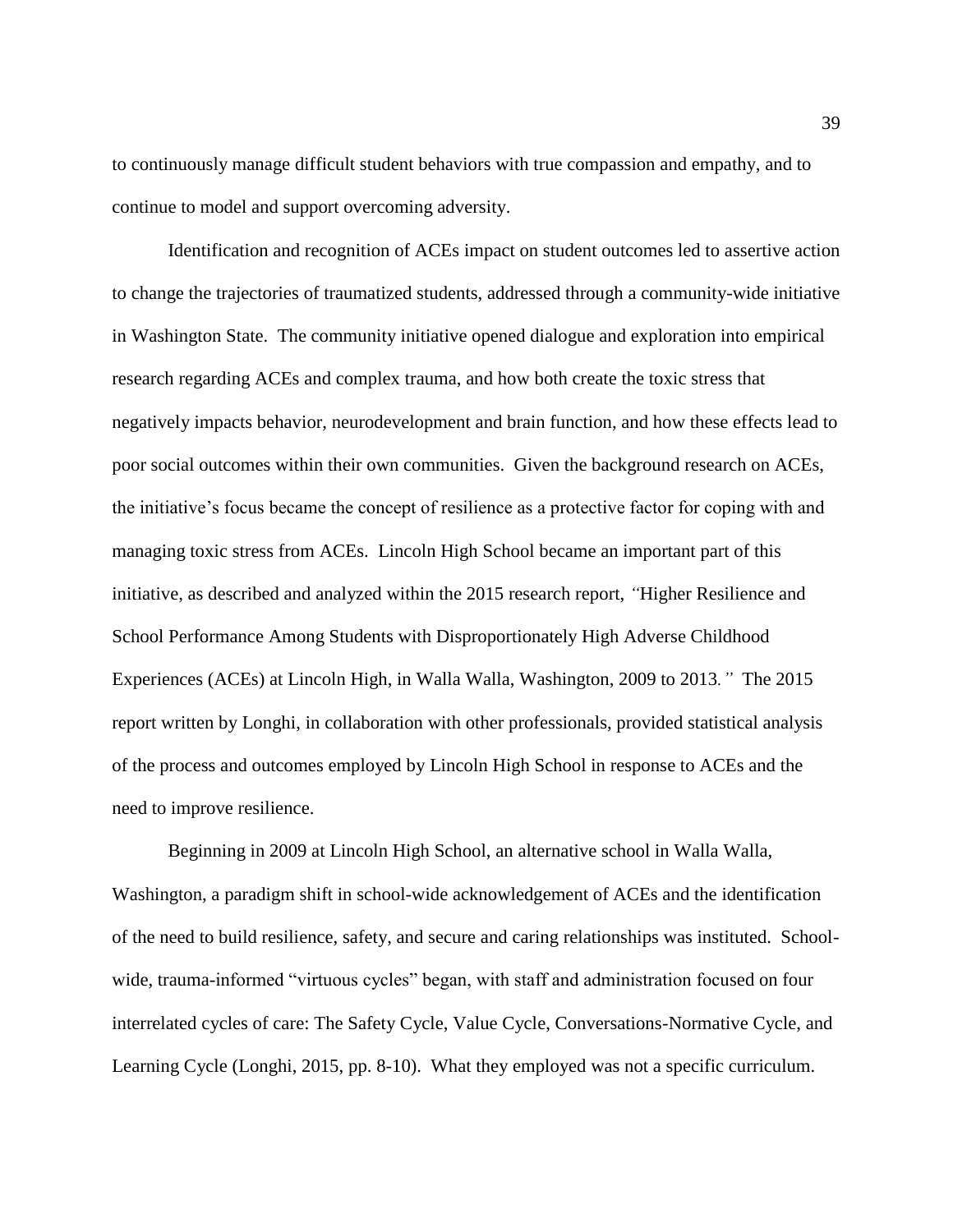to continuously manage difficult student behaviors with true compassion and empathy, and to continue to model and support overcoming adversity.

Identification and recognition of ACEs impact on student outcomes led to assertive action to change the trajectories of traumatized students, addressed through a community-wide initiative in Washington State. The community initiative opened dialogue and exploration into empirical research regarding ACEs and complex trauma, and how both create the toxic stress that negatively impacts behavior, neurodevelopment and brain function, and how these effects lead to poor social outcomes within their own communities. Given the background research on ACEs, the initiative's focus became the concept of resilience as a protective factor for coping with and managing toxic stress from ACEs. Lincoln High School became an important part of this initiative, as described and analyzed within the 2015 research report, *"*Higher Resilience and School Performance Among Students with Disproportionately High Adverse Childhood Experiences (ACEs) at Lincoln High, in Walla Walla, Washington, 2009 to 2013*."* The 2015 report written by Longhi, in collaboration with other professionals, provided statistical analysis of the process and outcomes employed by Lincoln High School in response to ACEs and the need to improve resilience.

Beginning in 2009 at Lincoln High School, an alternative school in Walla Walla, Washington, a paradigm shift in school-wide acknowledgement of ACEs and the identification of the need to build resilience, safety, and secure and caring relationships was instituted. School-wide, trauma-informed "virtuous cycles" began, with staff and administration focused on four interrelated cycles of care: The Safety Cycle, Value Cycle, Conversations-Normative Cycle, and Learning Cycle (Longhi, 2015, pp. 8-10). What they employed was not a specific curriculum.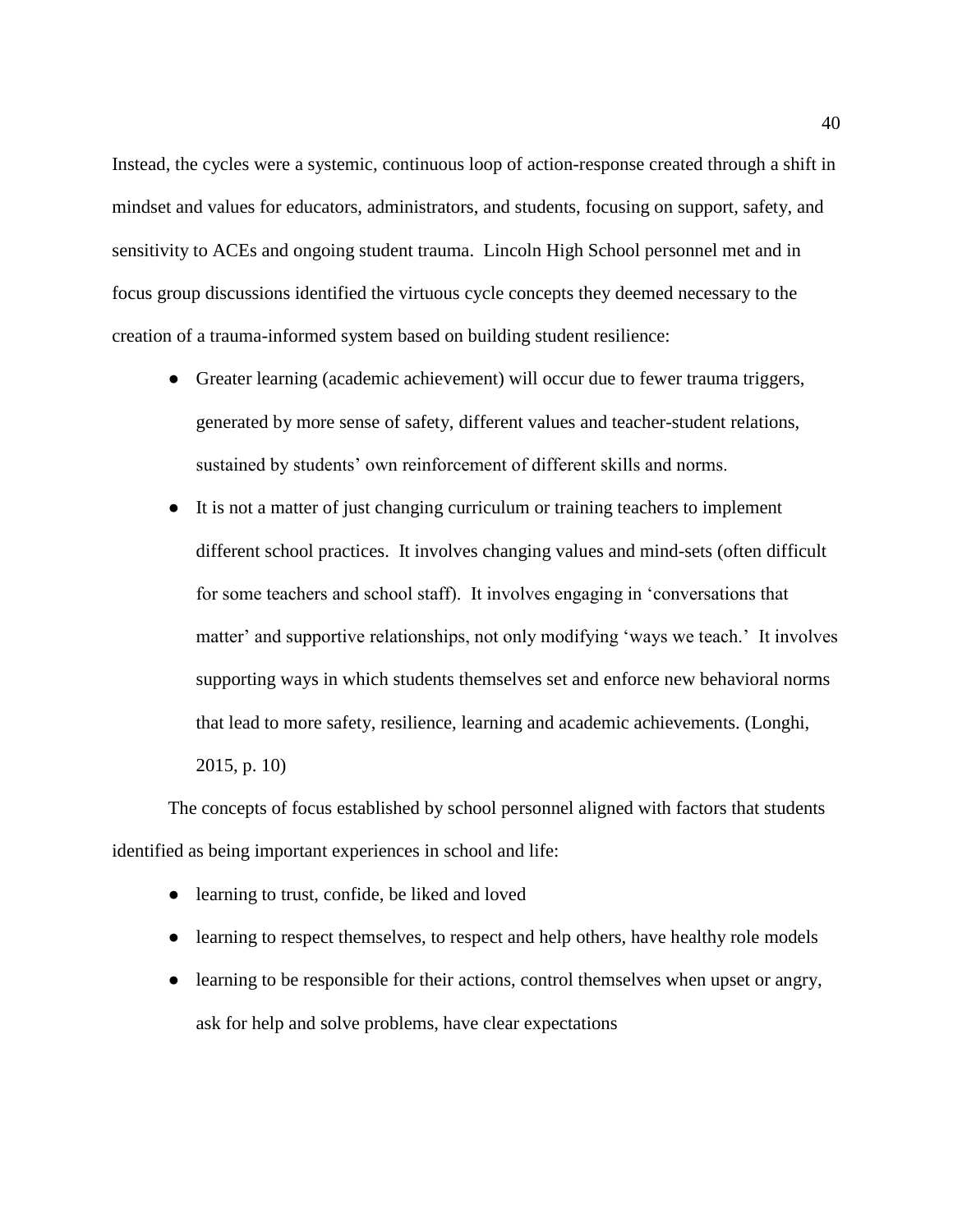Instead, the cycles were a systemic, continuous loop of action-response created through a shift in mindset and values for educators, administrators, and students, focusing on support, safety, and sensitivity to ACEs and ongoing student trauma. Lincoln High School personnel met and in focus group discussions identified the virtuous cycle concepts they deemed necessary to the creation of a trauma-informed system based on building student resilience:

> - Greater learning (academic achievement) will occur due to fewer trauma triggers, generated by more sense of safety, different values and teacher-student relations, sustained by students' own reinforcement of different skills and norms.
> - It is not a matter of just changing curriculum or training teachers to implement different school practices. It involves changing values and mind-sets (often difficult for some teachers and school staff). It involves engaging in 'conversations that matter' and supportive relationships, not only modifying 'ways we teach.' It involves supporting ways in which students themselves set and enforce new behavioral norms that lead to more safety, resilience, learning and academic achievements. (Longhi, 2015, p. 10)

The concepts of focus established by school personnel aligned with factors that students identified as being important experiences in school and life:

- learning to trust, confide, be liked and loved
- learning to respect themselves, to respect and help others, have healthy role models
- learning to be responsible for their actions, control themselves when upset or angry, ask for help and solve problems, have clear expectations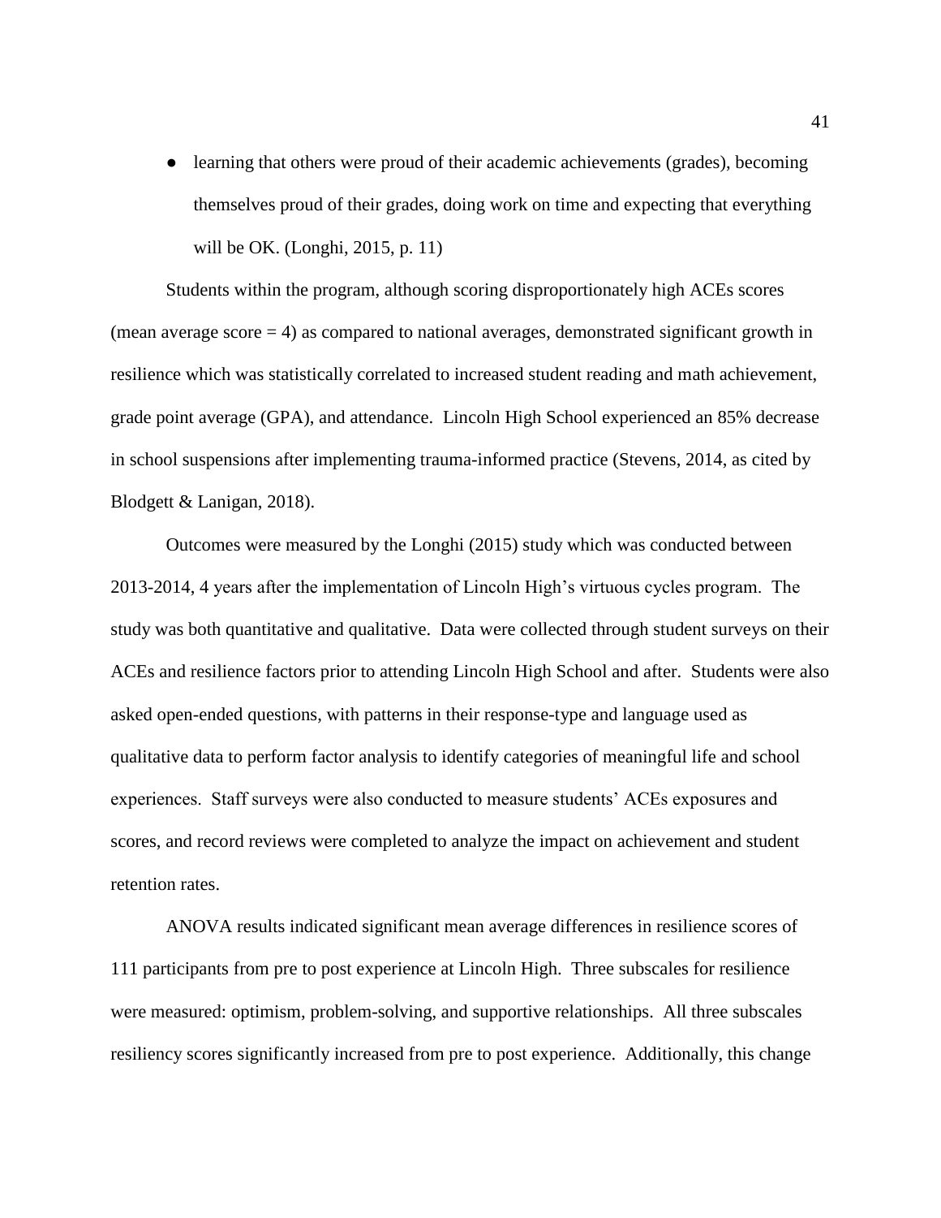- learning that others were proud of their academic achievements (grades), becoming themselves proud of their grades, doing work on time and expecting that everything will be OK. (Longhi, 2015, p. 11)

Students within the program, although scoring disproportionately high ACEs scores (mean average score = 4) as compared to national averages, demonstrated significant growth in resilience which was statistically correlated to increased student reading and math achievement, grade point average (GPA), and attendance. Lincoln High School experienced an 85% decrease in school suspensions after implementing trauma-informed practice (Stevens, 2014, as cited by Blodgett & Lanigan, 2018).

Outcomes were measured by the Longhi (2015) study which was conducted between 2013-2014, 4 years after the implementation of Lincoln High's virtuous cycles program. The study was both quantitative and qualitative. Data were collected through student surveys on their ACEs and resilience factors prior to attending Lincoln High School and after. Students were also asked open-ended questions, with patterns in their response-type and language used as qualitative data to perform factor analysis to identify categories of meaningful life and school experiences. Staff surveys were also conducted to measure students' ACEs exposures and scores, and record reviews were completed to analyze the impact on achievement and student retention rates.

ANOVA results indicated significant mean average differences in resilience scores of 111 participants from pre to post experience at Lincoln High. Three subscales for resilience were measured: optimism, problem-solving, and supportive relationships. All three subscales resiliency scores significantly increased from pre to post experience. Additionally, this change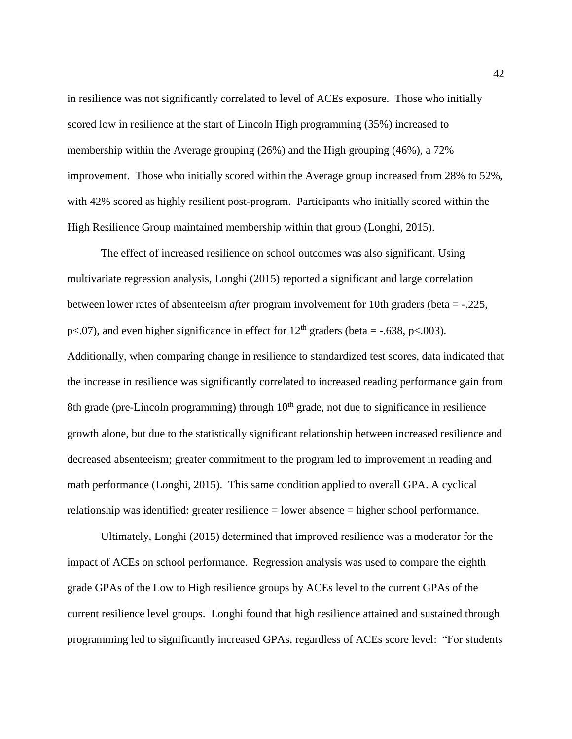in resilience was not significantly correlated to level of ACEs exposure. Those who initially scored low in resilience at the start of Lincoln High programming (35%) increased to membership within the Average grouping (26%) and the High grouping (46%), a 72% improvement. Those who initially scored within the Average group increased from 28% to 52%, with 42% scored as highly resilient post-program. Participants who initially scored within the High Resilience Group maintained membership within that group (Longhi, 2015).

The effect of increased resilience on school outcomes was also significant. Using multivariate regression analysis, Longhi (2015) reported a significant and large correlation between lower rates of absenteeism *after* program involvement for 10th graders (beta = -.225, $p<.07$), and even higher significance in effect for $12^{th}$ graders (beta = -.638, $p<.003$). Additionally, when comparing change in resilience to standardized test scores, data indicated that the increase in resilience was significantly correlated to increased reading performance gain from 8th grade (pre-Lincoln programming) through $10^{th}$ grade, not due to significance in resilience growth alone, but due to the statistically significant relationship between increased resilience and decreased absenteeism; greater commitment to the program led to improvement in reading and math performance (Longhi, 2015). This same condition applied to overall GPA. A cyclical relationship was identified: greater resilience = lower absence = higher school performance.

Ultimately, Longhi (2015) determined that improved resilience was a moderator for the impact of ACEs on school performance. Regression analysis was used to compare the eighth grade GPAs of the Low to High resilience groups by ACEs level to the current GPAs of the current resilience level groups. Longhi found that high resilience attained and sustained through programming led to significantly increased GPAs, regardless of ACEs score level: "For students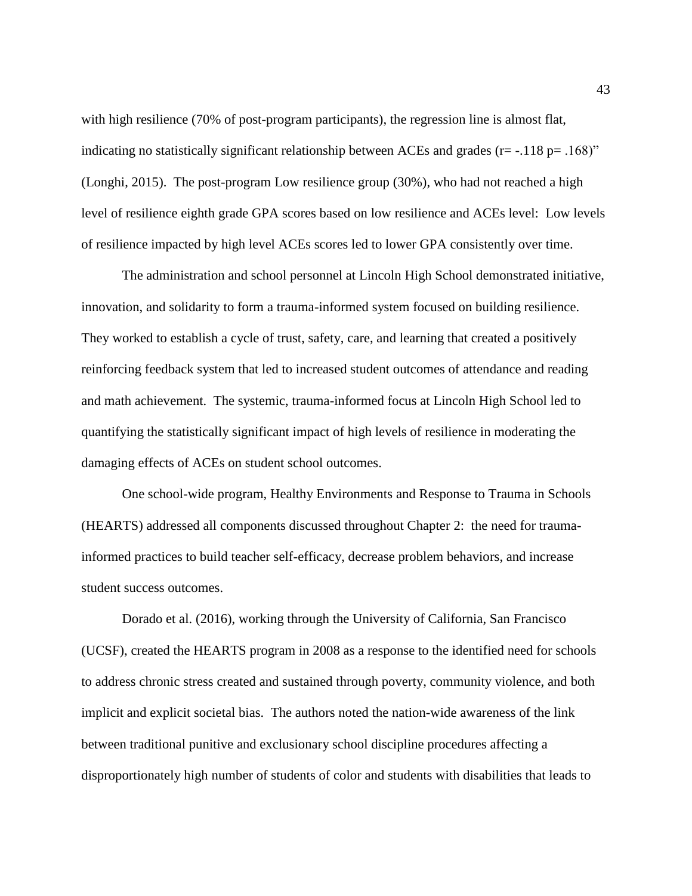with high resilience (70% of post-program participants), the regression line is almost flat, indicating no statistically significant relationship between ACEs and grades ($r= -.118$ $p= .168$)" (Longhi, 2015). The post-program Low resilience group (30%), who had not reached a high level of resilience eighth grade GPA scores based on low resilience and ACEs level: Low levels of resilience impacted by high level ACEs scores led to lower GPA consistently over time.

The administration and school personnel at Lincoln High School demonstrated initiative, innovation, and solidarity to form a trauma-informed system focused on building resilience. They worked to establish a cycle of trust, safety, care, and learning that created a positively reinforcing feedback system that led to increased student outcomes of attendance and reading and math achievement. The systemic, trauma-informed focus at Lincoln High School led to quantifying the statistically significant impact of high levels of resilience in moderating the damaging effects of ACEs on student school outcomes.

One school-wide program, Healthy Environments and Response to Trauma in Schools (HEARTS) addressed all components discussed throughout Chapter 2: the need for trauma-informed practices to build teacher self-efficacy, decrease problem behaviors, and increase student success outcomes.

Dorado et al. (2016), working through the University of California, San Francisco (UCSF), created the HEARTS program in 2008 as a response to the identified need for schools to address chronic stress created and sustained through poverty, community violence, and both implicit and explicit societal bias. The authors noted the nation-wide awareness of the link between traditional punitive and exclusionary school discipline procedures affecting a disproportionately high number of students of color and students with disabilities that leads to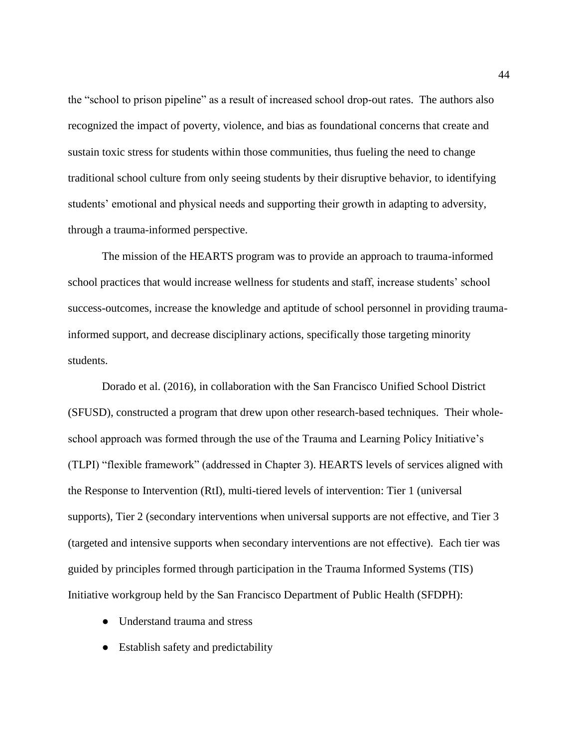the "school to prison pipeline" as a result of increased school drop-out rates. The authors also recognized the impact of poverty, violence, and bias as foundational concerns that create and sustain toxic stress for students within those communities, thus fueling the need to change traditional school culture from only seeing students by their disruptive behavior, to identifying students' emotional and physical needs and supporting their growth in adapting to adversity, through a trauma-informed perspective.

The mission of the HEARTS program was to provide an approach to trauma-informed school practices that would increase wellness for students and staff, increase students' school success-outcomes, increase the knowledge and aptitude of school personnel in providing trauma-informed support, and decrease disciplinary actions, specifically those targeting minority students.

Dorado et al. (2016), in collaboration with the San Francisco Unified School District (SFUSD), constructed a program that drew upon other research-based techniques. Their whole-school approach was formed through the use of the Trauma and Learning Policy Initiative's (TLPI) "flexible framework" (addressed in Chapter 3). HEARTS levels of services aligned with the Response to Intervention (RtI), multi-tiered levels of intervention: Tier 1 (universal supports), Tier 2 (secondary interventions when universal supports are not effective, and Tier 3 (targeted and intensive supports when secondary interventions are not effective). Each tier was guided by principles formed through participation in the Trauma Informed Systems (TIS) Initiative workgroup held by the San Francisco Department of Public Health (SFDPH):

- Understand trauma and stress
- Establish safety and predictability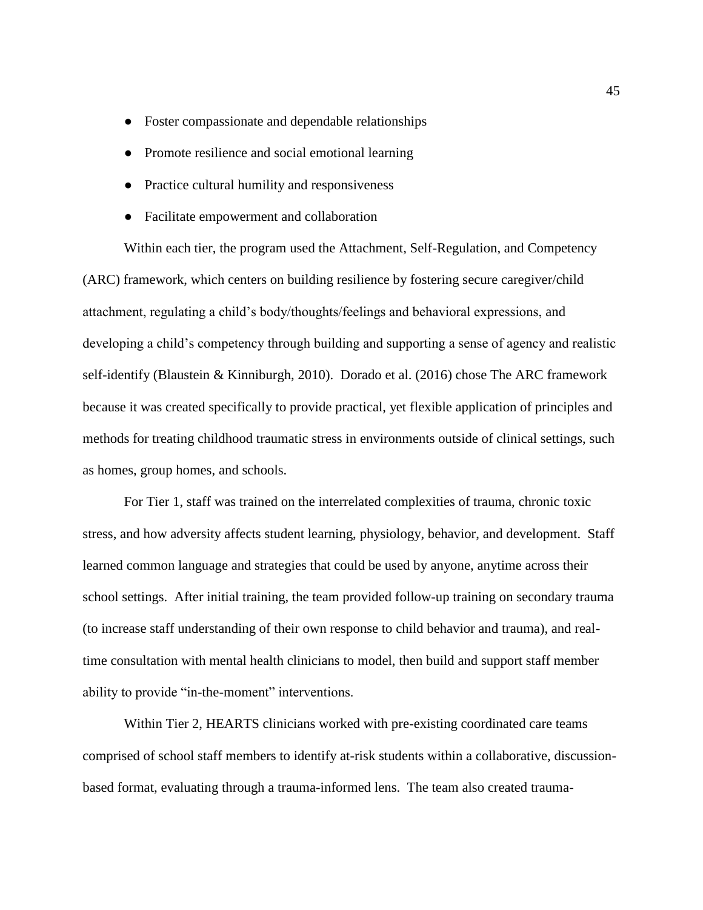- Foster compassionate and dependable relationships
- Promote resilience and social emotional learning
- Practice cultural humility and responsiveness
- Facilitate empowerment and collaboration

Within each tier, the program used the Attachment, Self-Regulation, and Competency (ARC) framework, which centers on building resilience by fostering secure caregiver/child attachment, regulating a child's body/thoughts/feelings and behavioral expressions, and developing a child's competency through building and supporting a sense of agency and realistic self-identify (Blaustein & Kinniburgh, 2010). Dorado et al. (2016) chose The ARC framework because it was created specifically to provide practical, yet flexible application of principles and methods for treating childhood traumatic stress in environments outside of clinical settings, such as homes, group homes, and schools.

For Tier 1, staff was trained on the interrelated complexities of trauma, chronic toxic stress, and how adversity affects student learning, physiology, behavior, and development. Staff learned common language and strategies that could be used by anyone, anytime across their school settings. After initial training, the team provided follow-up training on secondary trauma (to increase staff understanding of their own response to child behavior and trauma), and real-time consultation with mental health clinicians to model, then build and support staff member ability to provide "in-the-moment" interventions.

Within Tier 2, HEARTS clinicians worked with pre-existing coordinated care teams comprised of school staff members to identify at-risk students within a collaborative, discussion-based format, evaluating through a trauma-informed lens. The team also created trauma-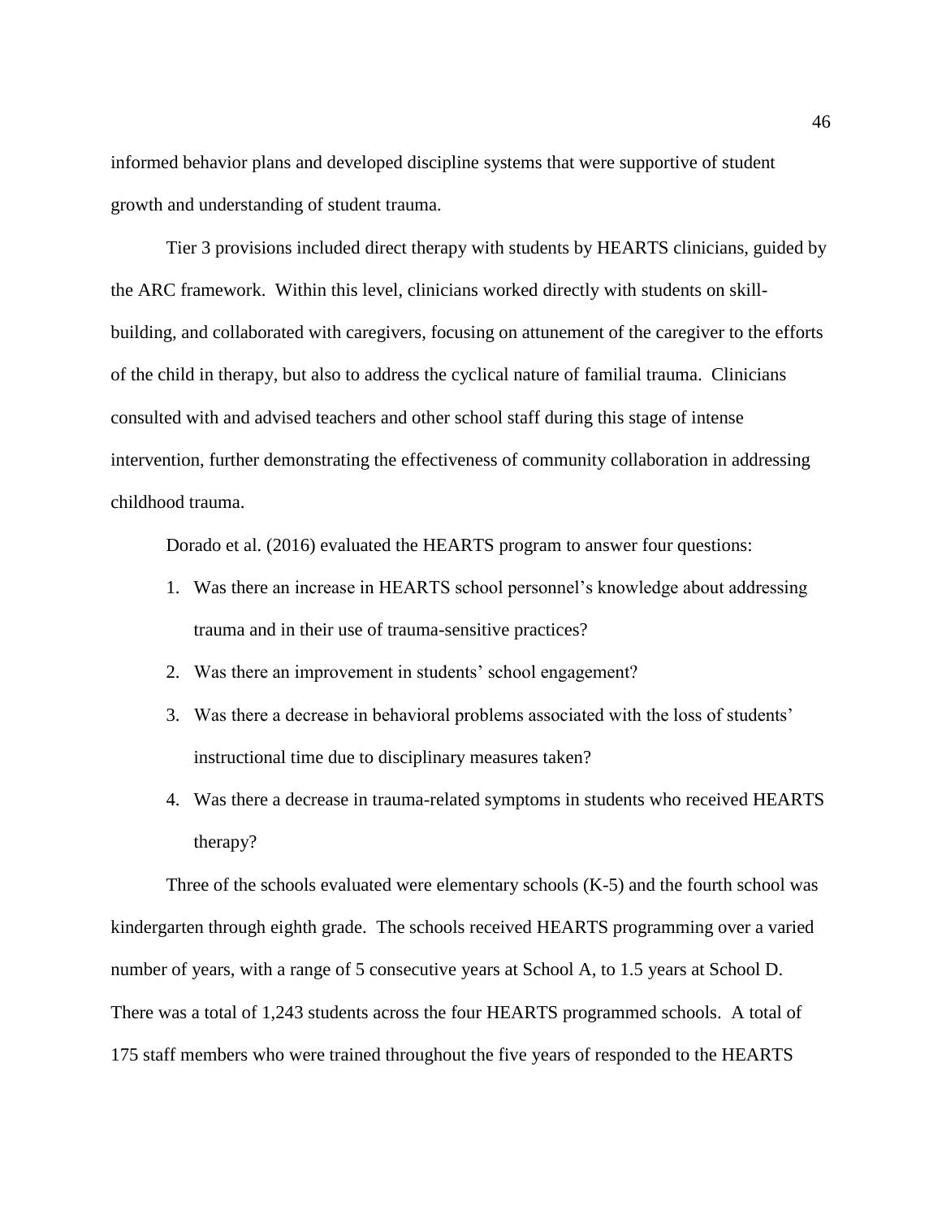informed behavior plans and developed discipline systems that were supportive of student growth and understanding of student trauma.

Tier 3 provisions included direct therapy with students by HEARTS clinicians, guided by the ARC framework. Within this level, clinicians worked directly with students on skill-building, and collaborated with caregivers, focusing on attunement of the caregiver to the efforts of the child in therapy, but also to address the cyclical nature of familial trauma. Clinicians consulted with and advised teachers and other school staff during this stage of intense intervention, further demonstrating the effectiveness of community collaboration in addressing childhood trauma.

Dorado et al. (2016) evaluated the HEARTS program to answer four questions:

1. Was there an increase in HEARTS school personnel's knowledge about addressing trauma and in their use of trauma-sensitive practices?
2. Was there an improvement in students' school engagement?
3. Was there a decrease in behavioral problems associated with the loss of students' instructional time due to disciplinary measures taken?
4. Was there a decrease in trauma-related symptoms in students who received HEARTS therapy?

Three of the schools evaluated were elementary schools (K-5) and the fourth school was kindergarten through eighth grade. The schools received HEARTS programming over a varied number of years, with a range of 5 consecutive years at School A, to 1.5 years at School D. There was a total of 1,243 students across the four HEARTS programmed schools. A total of 175 staff members who were trained throughout the five years of responded to the HEARTS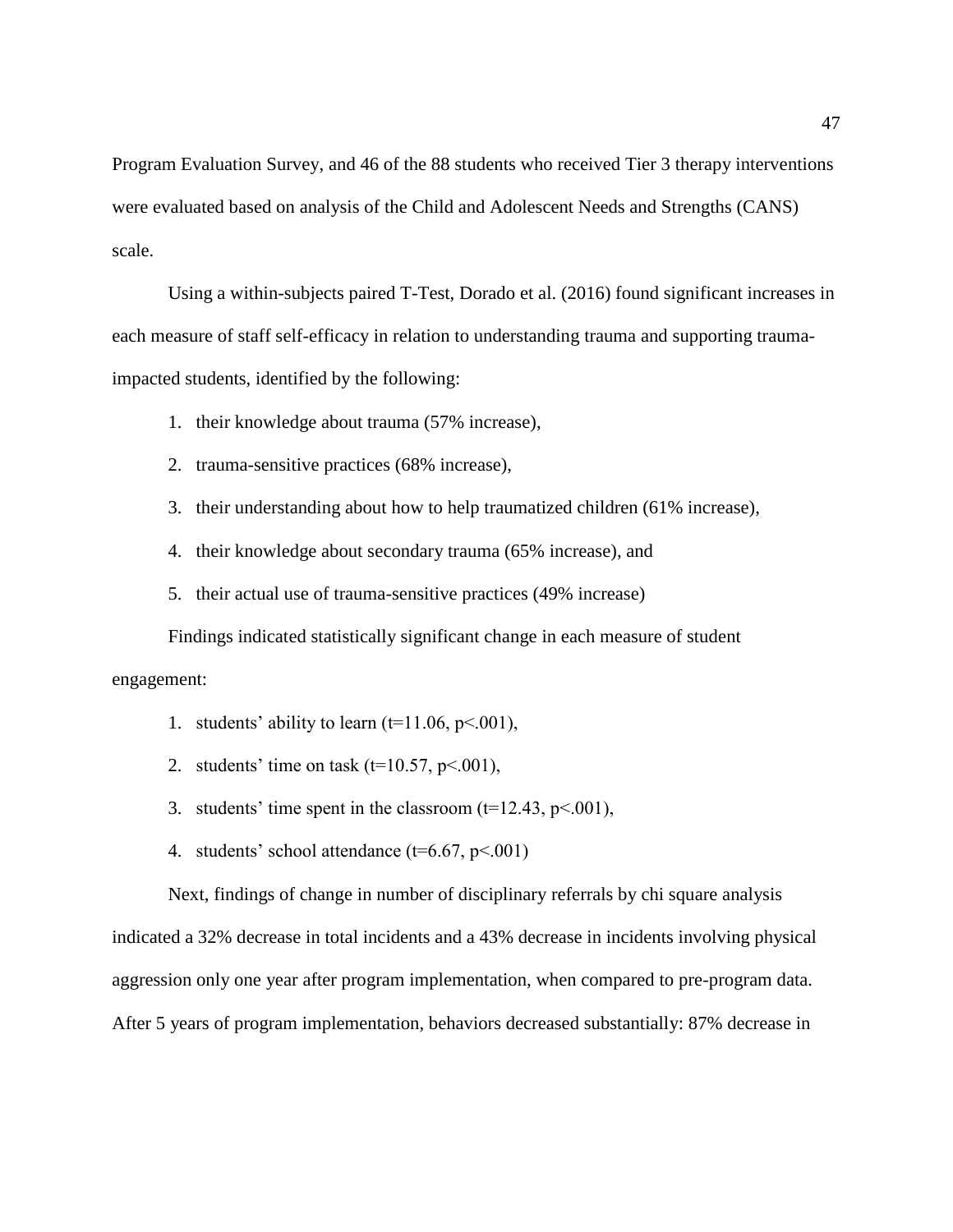Program Evaluation Survey, and 46 of the 88 students who received Tier 3 therapy interventions were evaluated based on analysis of the Child and Adolescent Needs and Strengths (CANS) scale.

Using a within-subjects paired T-Test, Dorado et al. (2016) found significant increases in each measure of staff self-efficacy in relation to understanding trauma and supporting trauma-impacted students, identified by the following:

1. their knowledge about trauma (57% increase),
2. trauma-sensitive practices (68% increase),
3. their understanding about how to help traumatized children (61% increase),
4. their knowledge about secondary trauma (65% increase), and
5. their actual use of trauma-sensitive practices (49% increase)

Findings indicated statistically significant change in each measure of student engagement:

1. students' ability to learn ($t=11.06$, $p<.001$),
2. students' time on task ($t=10.57$, $p<.001$),
3. students' time spent in the classroom ($t=12.43$, $p<.001$),
4. students' school attendance ($t=6.67$, $p<.001$)

Next, findings of change in number of disciplinary referrals by chi square analysis indicated a 32% decrease in total incidents and a 43% decrease in incidents involving physical aggression only one year after program implementation, when compared to pre-program data. After 5 years of program implementation, behaviors decreased substantially: 87% decrease in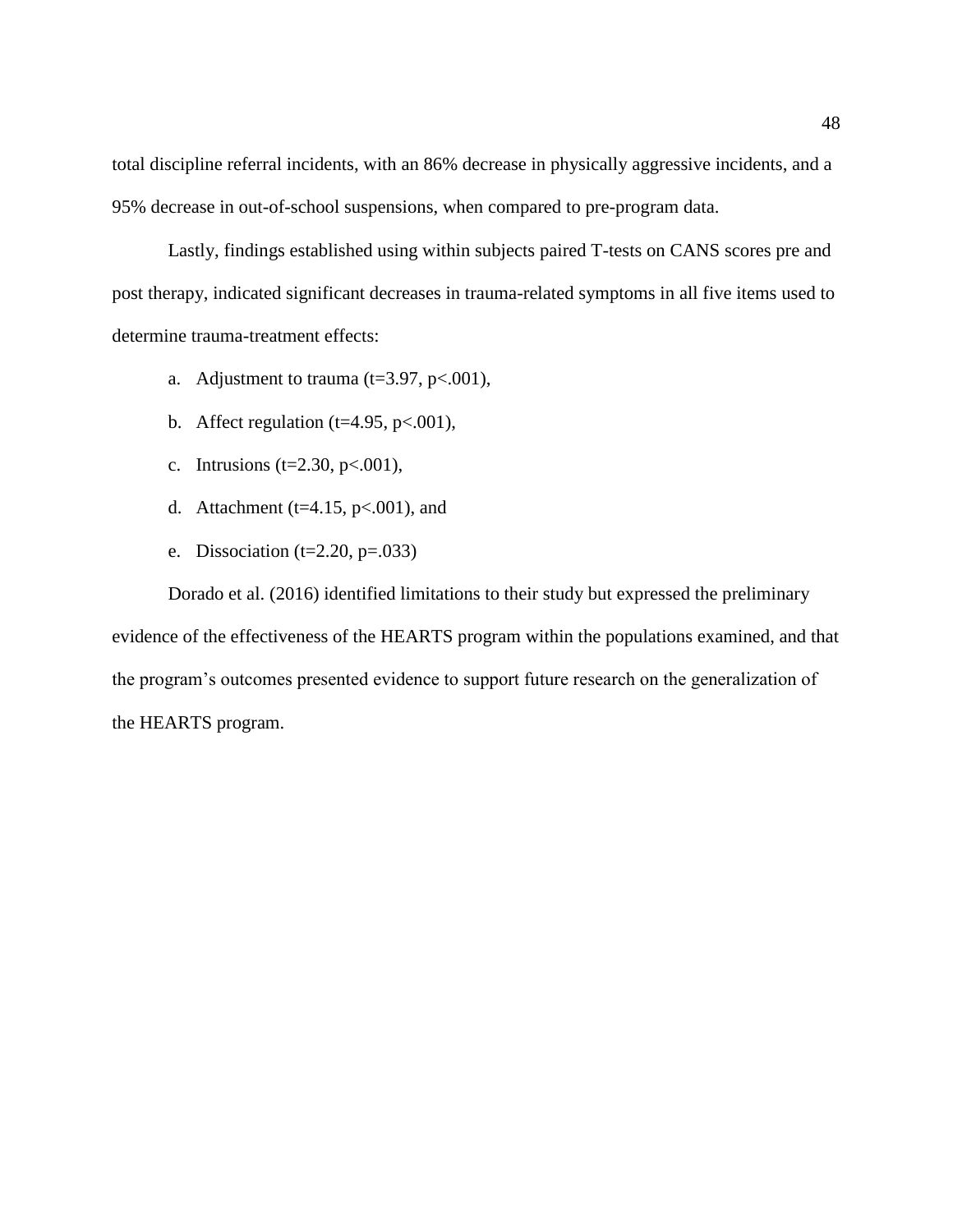total discipline referral incidents, with an 86% decrease in physically aggressive incidents, and a 95% decrease in out-of-school suspensions, when compared to pre-program data.

Lastly, findings established using within subjects paired T-tests on CANS scores pre and post therapy, indicated significant decreases in trauma-related symptoms in all five items used to determine trauma-treatment effects:

a. Adjustment to trauma ($t=3.97$, $p<.001$),

b. Affect regulation ($t=4.95$, $p<.001$),

c. Intrusions ($t=2.30$, $p<.001$),

d. Attachment ($t=4.15$, $p<.001$), and

e. Dissociation ($t=2.20$, $p=.033$)

Dorado et al. (2016) identified limitations to their study but expressed the preliminary evidence of the effectiveness of the HEARTS program within the populations examined, and that the program's outcomes presented evidence to support future research on the generalization of the HEARTS program.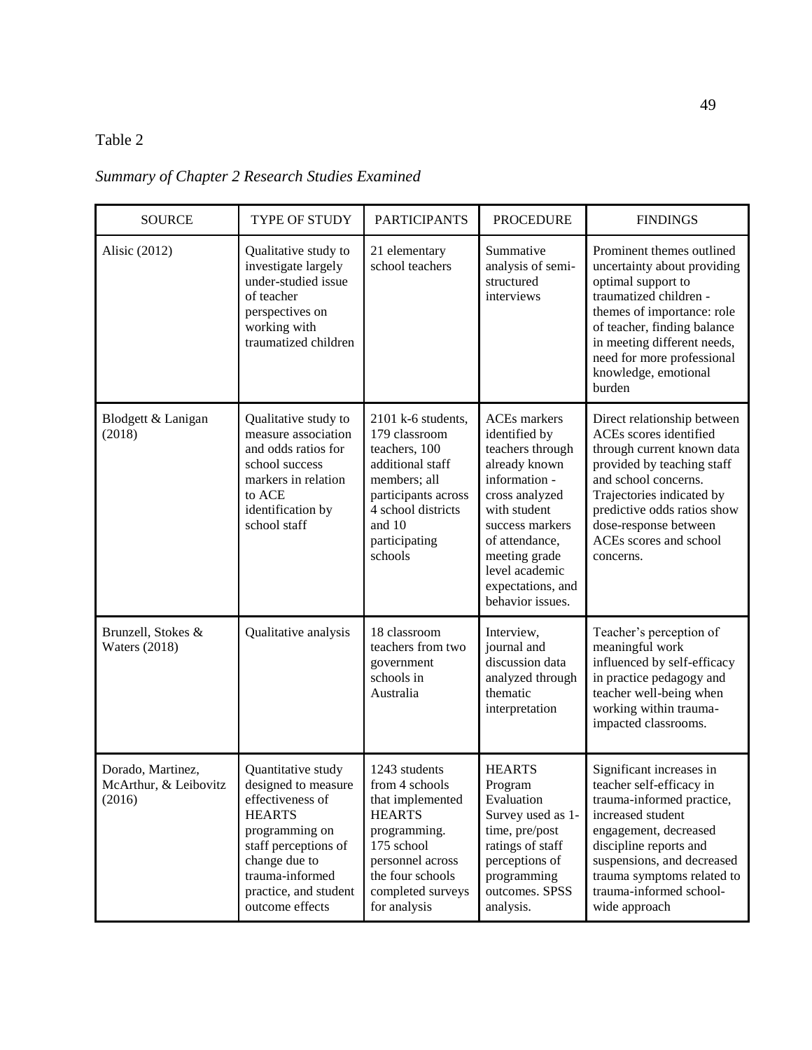Table 2

*Summary of Chapter 2 Research Studies Examined*

| SOURCE | TYPE OF STUDY | PARTICIPANTS | PROCEDURE | FINDINGS |
|---|---|---|---|---|
| Alisic (2012) | Qualitative study to investigate largely under-studied issue of teacher perspectives on working with traumatized children | 21 elementary school teachers | Summative analysis of semi-structured interviews | Prominent themes outlined uncertainty about providing optimal support to traumatized children - themes of importance: role of teacher, finding balance in meeting different needs, need for more professional knowledge, emotional burden |
| Blodgett & Lanigan (2018) | Qualitative study to measure association and odds ratios for school success markers in relation to ACE identification by school staff | 2101 k-6 students, 179 classroom teachers, 100 additional staff members; all participants across 4 school districts and 10 participating schools | ACEs markers identified by teachers through already known information - cross analyzed with student success markers of attendance, meeting grade level academic expectations, and behavior issues. | Direct relationship between ACEs scores identified through current known data provided by teaching staff and school concerns. Trajectories indicated by predictive odds ratios show dose-response between ACEs scores and school concerns. |
| Brunzell, Stokes & Waters (2018) | Qualitative analysis | 18 classroom teachers from two government schools in Australia | Interview, journal and discussion data analyzed through thematic interpretation | Teacher's perception of meaningful work influenced by self-efficacy in practice pedagogy and teacher well-being when working within trauma-impacted classrooms. |
| Dorado, Martinez, McArthur, & Leibovitz (2016) | Quantitative study designed to measure effectiveness of HEARTS programming on staff perceptions of change due to trauma-informed practice, and student outcome effects | 1243 students from 4 schools that implemented HEARTS programming. 175 school personnel across the four schools completed surveys for analysis | HEARTS Program Evaluation Survey used as 1-time, pre/post ratings of staff perceptions of programming outcomes. SPSS analysis. | Significant increases in teacher self-efficacy in trauma-informed practice, increased student engagement, decreased discipline reports and suspensions, and decreased trauma symptoms related to trauma-informed school-wide approach |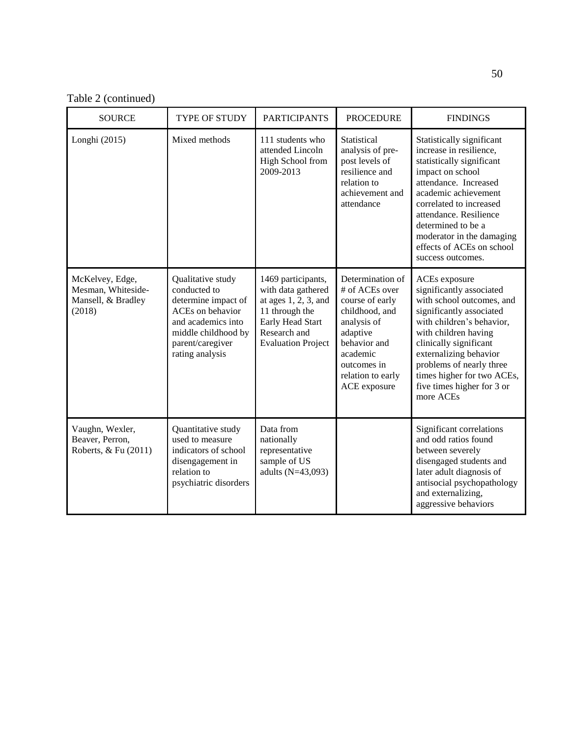Table 2 (continued)

| SOURCE | TYPE OF STUDY | PARTICIPANTS | PROCEDURE | FINDINGS |
|---|---|---|---|---|
| Longhi (2015) | Mixed methods | 111 students who attended Lincoln High School from 2009-2013 | Statistical analysis of pre-post levels of resilience and relation to achievement and attendance | Statistically significant increase in resilience, statistically significant impact on school attendance. Increased academic achievement correlated to increased attendance. Resilience determined to be a moderator in the damaging effects of ACEs on school success outcomes. |
| McKelvey, Edge, Mesman, Whiteside-Mansell, & Bradley (2018) | Qualitative study conducted to determine impact of ACEs on behavior and academics into middle childhood by parent/caregiver rating analysis | 1469 participants, with data gathered at ages 1, 2, 3, and 11 through the Early Head Start Research and Evaluation Project | Determination of # of ACEs over course of early childhood, and analysis of adaptive behavior and academic outcomes in relation to early ACE exposure | ACEs exposure significantly associated with school outcomes, and significantly associated with children's behavior, with children having clinically significant externalizing behavior problems of nearly three times higher for two ACEs, five times higher for 3 or more ACEs |
| Vaughn, Wexler, Beaver, Perron, Roberts, & Fu (2011) | Quantitative study used to measure indicators of school disengagement in relation to psychiatric disorders | Data from nationally representative sample of US adults (N=43,093) | | Significant correlations and odd ratios found between severely disengaged students and later adult diagnosis of antisocial psychopathology and externalizing, aggressive behaviors |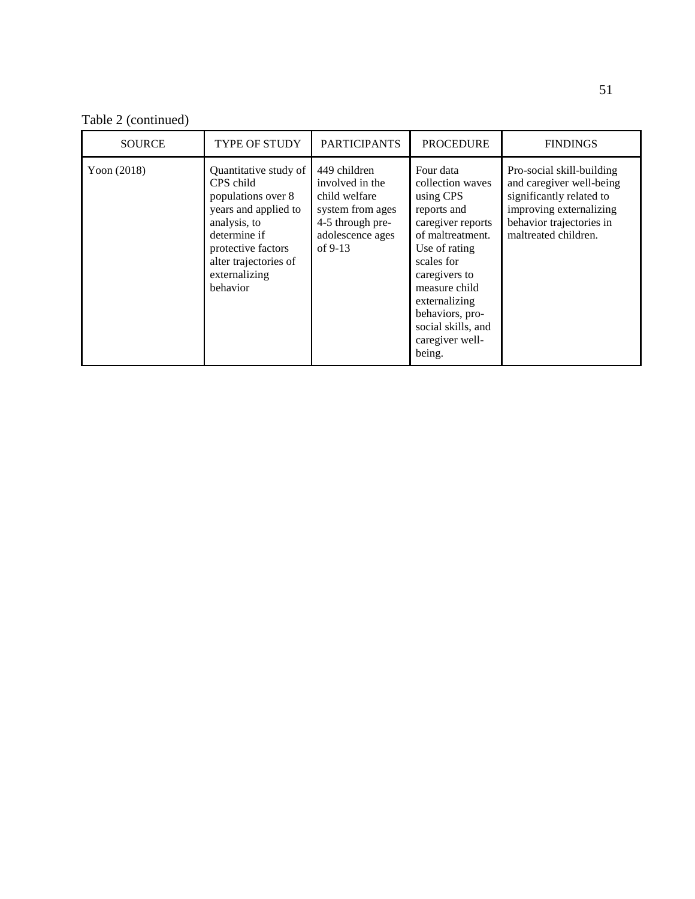Table 2 (continued)

| SOURCE | TYPE OF STUDY | PARTICIPANTS | PROCEDURE | FINDINGS |
|---|---|---|---|---|
| Yoon (2018) | Quantitative study of CPS child populations over 8 years and applied to analysis, to determine if protective factors alter trajectories of externalizing behavior | 449 children involved in the child welfare system from ages 4-5 through pre-adolescence ages of 9-13 | Four data collection waves using CPS reports and caregiver reports of maltreatment. Use of rating scales for caregivers to measure child externalizing behaviors, pro-social skills, and caregiver well-being. | Pro-social skill-building and caregiver well-being significantly related to improving externalizing behavior trajectories in maltreated children. |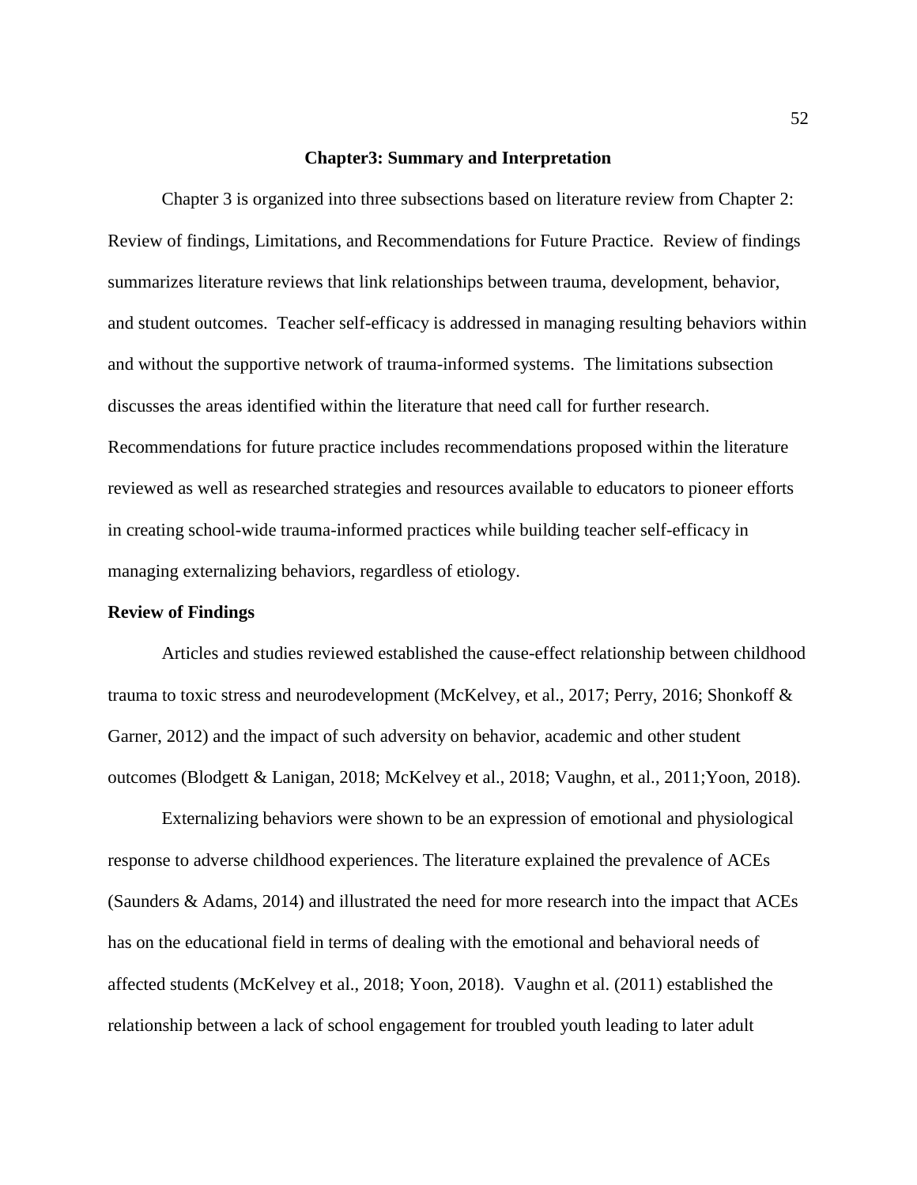# Chapter3: Summary and Interpretation

Chapter 3 is organized into three subsections based on literature review from Chapter 2: Review of findings, Limitations, and Recommendations for Future Practice. Review of findings summarizes literature reviews that link relationships between trauma, development, behavior, and student outcomes. Teacher self-efficacy is addressed in managing resulting behaviors within and without the supportive network of trauma-informed systems. The limitations subsection discusses the areas identified within the literature that need call for further research. Recommendations for future practice includes recommendations proposed within the literature reviewed as well as researched strategies and resources available to educators to pioneer efforts in creating school-wide trauma-informed practices while building teacher self-efficacy in managing externalizing behaviors, regardless of etiology.

## Review of Findings

Articles and studies reviewed established the cause-effect relationship between childhood trauma to toxic stress and neurodevelopment (McKelvey, et al., 2017; Perry, 2016; Shonkoff & Garner, 2012) and the impact of such adversity on behavior, academic and other student outcomes (Blodgett & Lanigan, 2018; McKelvey et al., 2018; Vaughn, et al., 2011;Yoon, 2018).

Externalizing behaviors were shown to be an expression of emotional and physiological response to adverse childhood experiences. The literature explained the prevalence of ACEs (Saunders & Adams, 2014) and illustrated the need for more research into the impact that ACEs has on the educational field in terms of dealing with the emotional and behavioral needs of affected students (McKelvey et al., 2018; Yoon, 2018). Vaughn et al. (2011) established the relationship between a lack of school engagement for troubled youth leading to later adult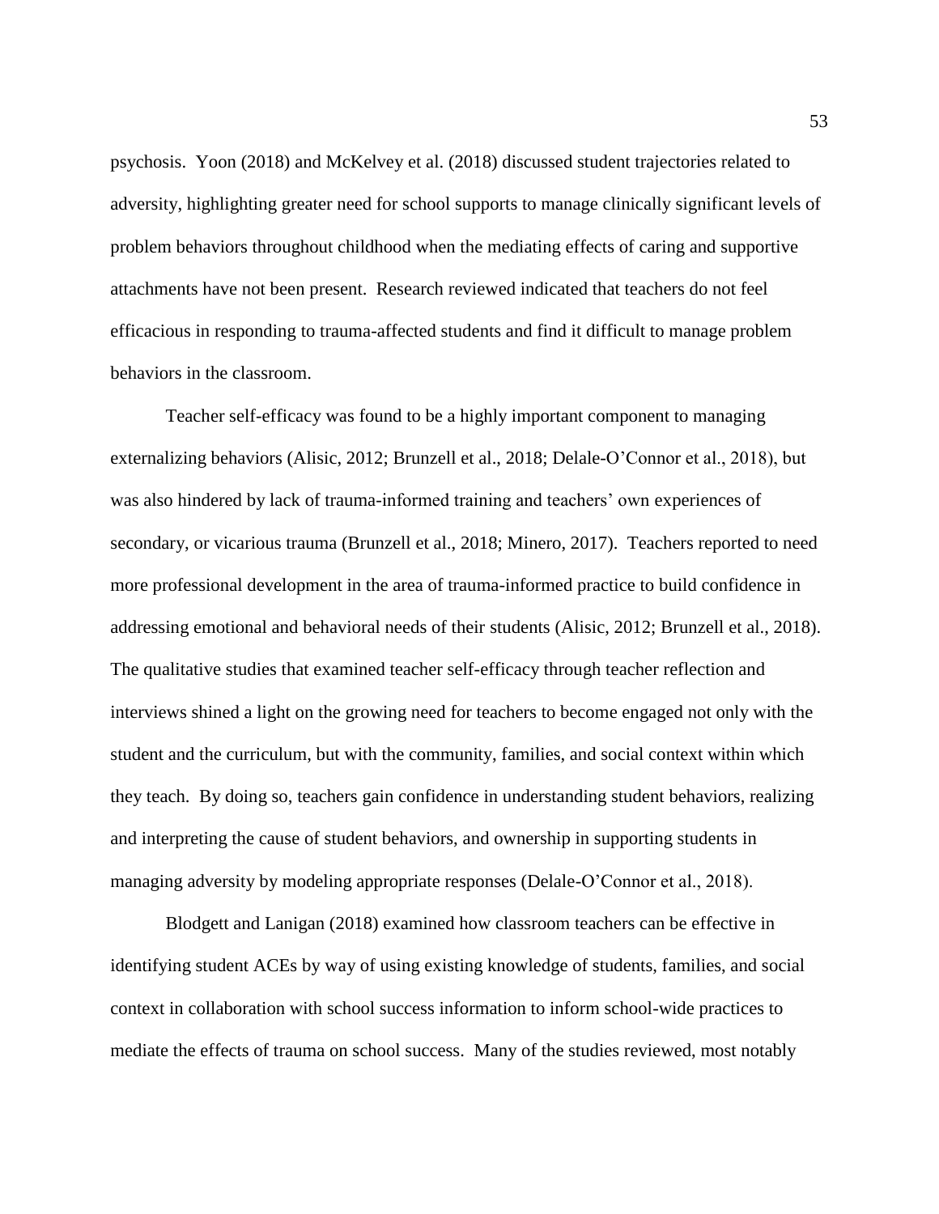psychosis. Yoon (2018) and McKelvey et al. (2018) discussed student trajectories related to adversity, highlighting greater need for school supports to manage clinically significant levels of problem behaviors throughout childhood when the mediating effects of caring and supportive attachments have not been present. Research reviewed indicated that teachers do not feel efficacious in responding to trauma-affected students and find it difficult to manage problem behaviors in the classroom.

Teacher self-efficacy was found to be a highly important component to managing externalizing behaviors (Alisic, 2012; Brunzell et al., 2018; Delale-O'Connor et al., 2018), but was also hindered by lack of trauma-informed training and teachers' own experiences of secondary, or vicarious trauma (Brunzell et al., 2018; Minero, 2017). Teachers reported to need more professional development in the area of trauma-informed practice to build confidence in addressing emotional and behavioral needs of their students (Alisic, 2012; Brunzell et al., 2018). The qualitative studies that examined teacher self-efficacy through teacher reflection and interviews shined a light on the growing need for teachers to become engaged not only with the student and the curriculum, but with the community, families, and social context within which they teach. By doing so, teachers gain confidence in understanding student behaviors, realizing and interpreting the cause of student behaviors, and ownership in supporting students in managing adversity by modeling appropriate responses (Delale-O'Connor et al., 2018).

Blodgett and Lanigan (2018) examined how classroom teachers can be effective in identifying student ACEs by way of using existing knowledge of students, families, and social context in collaboration with school success information to inform school-wide practices to mediate the effects of trauma on school success. Many of the studies reviewed, most notably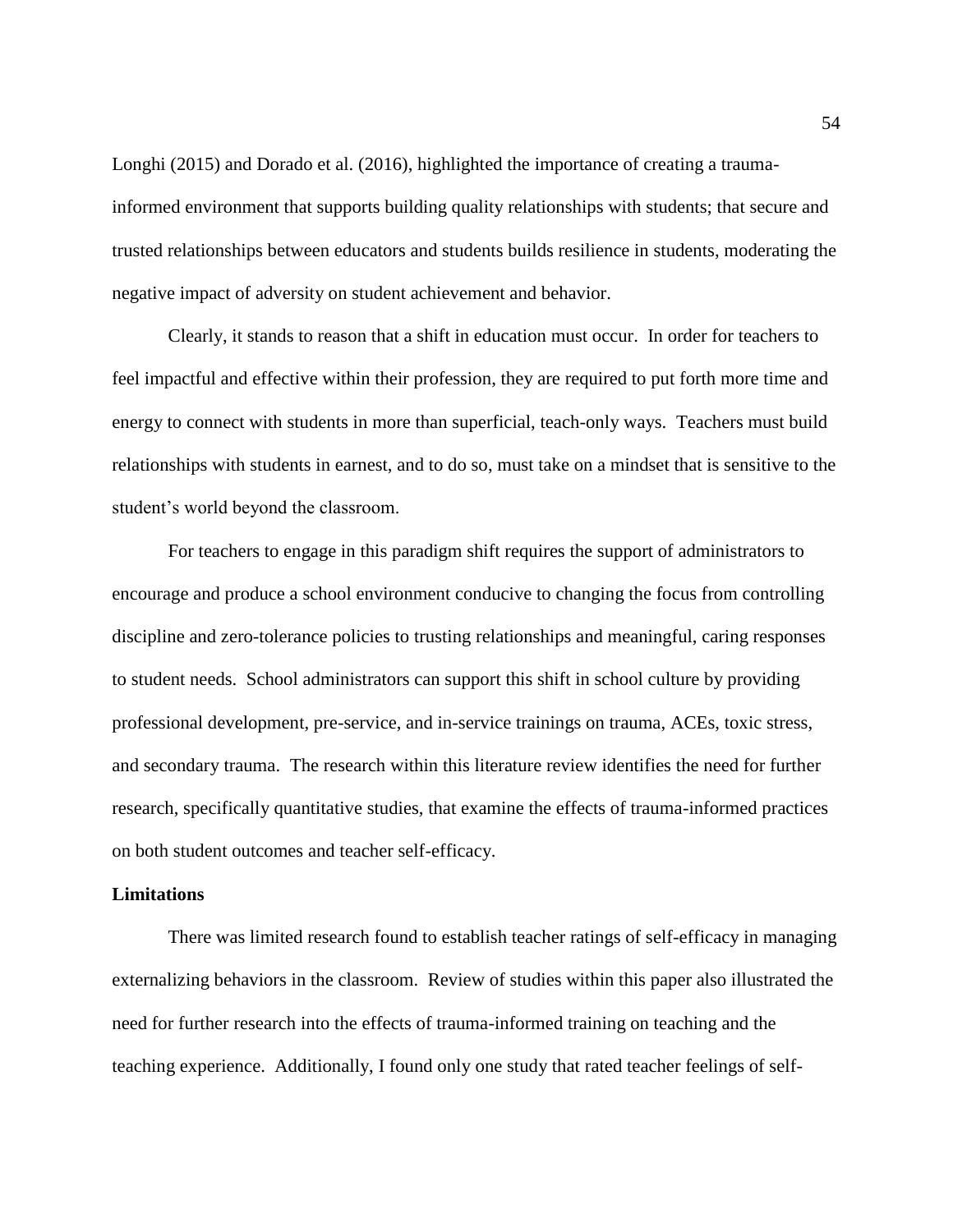Longhi (2015) and Dorado et al. (2016), highlighted the importance of creating a trauma-informed environment that supports building quality relationships with students; that secure and trusted relationships between educators and students builds resilience in students, moderating the negative impact of adversity on student achievement and behavior.

Clearly, it stands to reason that a shift in education must occur. In order for teachers to feel impactful and effective within their profession, they are required to put forth more time and energy to connect with students in more than superficial, teach-only ways. Teachers must build relationships with students in earnest, and to do so, must take on a mindset that is sensitive to the student's world beyond the classroom.

For teachers to engage in this paradigm shift requires the support of administrators to encourage and produce a school environment conducive to changing the focus from controlling discipline and zero-tolerance policies to trusting relationships and meaningful, caring responses to student needs. School administrators can support this shift in school culture by providing professional development, pre-service, and in-service trainings on trauma, ACEs, toxic stress, and secondary trauma. The research within this literature review identifies the need for further research, specifically quantitative studies, that examine the effects of trauma-informed practices on both student outcomes and teacher self-efficacy.

**Limitations**

There was limited research found to establish teacher ratings of self-efficacy in managing externalizing behaviors in the classroom. Review of studies within this paper also illustrated the need for further research into the effects of trauma-informed training on teaching and the teaching experience. Additionally, I found only one study that rated teacher feelings of self-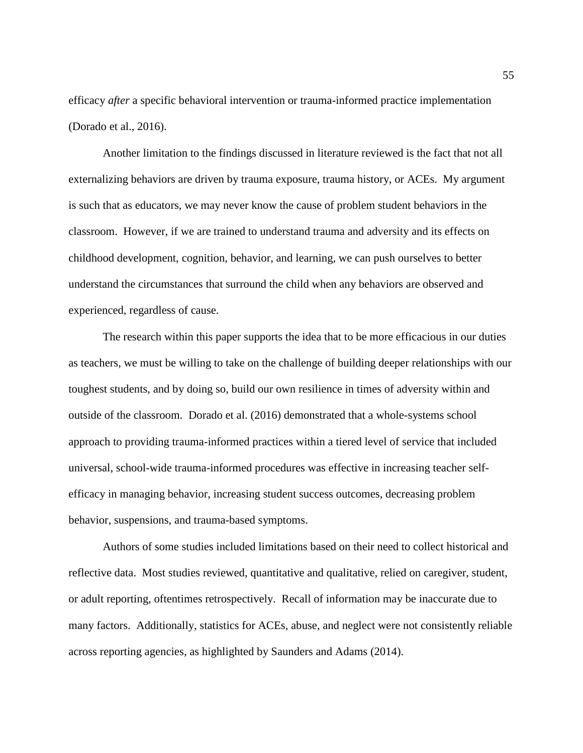efficacy *after* a specific behavioral intervention or trauma-informed practice implementation (Dorado et al., 2016).

Another limitation to the findings discussed in literature reviewed is the fact that not all externalizing behaviors are driven by trauma exposure, trauma history, or ACEs. My argument is such that as educators, we may never know the cause of problem student behaviors in the classroom. However, if we are trained to understand trauma and adversity and its effects on childhood development, cognition, behavior, and learning, we can push ourselves to better understand the circumstances that surround the child when any behaviors are observed and experienced, regardless of cause.

The research within this paper supports the idea that to be more efficacious in our duties as teachers, we must be willing to take on the challenge of building deeper relationships with our toughest students, and by doing so, build our own resilience in times of adversity within and outside of the classroom. Dorado et al. (2016) demonstrated that a whole-systems school approach to providing trauma-informed practices within a tiered level of service that included universal, school-wide trauma-informed procedures was effective in increasing teacher self-efficacy in managing behavior, increasing student success outcomes, decreasing problem behavior, suspensions, and trauma-based symptoms.

Authors of some studies included limitations based on their need to collect historical and reflective data. Most studies reviewed, quantitative and qualitative, relied on caregiver, student, or adult reporting, oftentimes retrospectively. Recall of information may be inaccurate due to many factors. Additionally, statistics for ACEs, abuse, and neglect were not consistently reliable across reporting agencies, as highlighted by Saunders and Adams (2014).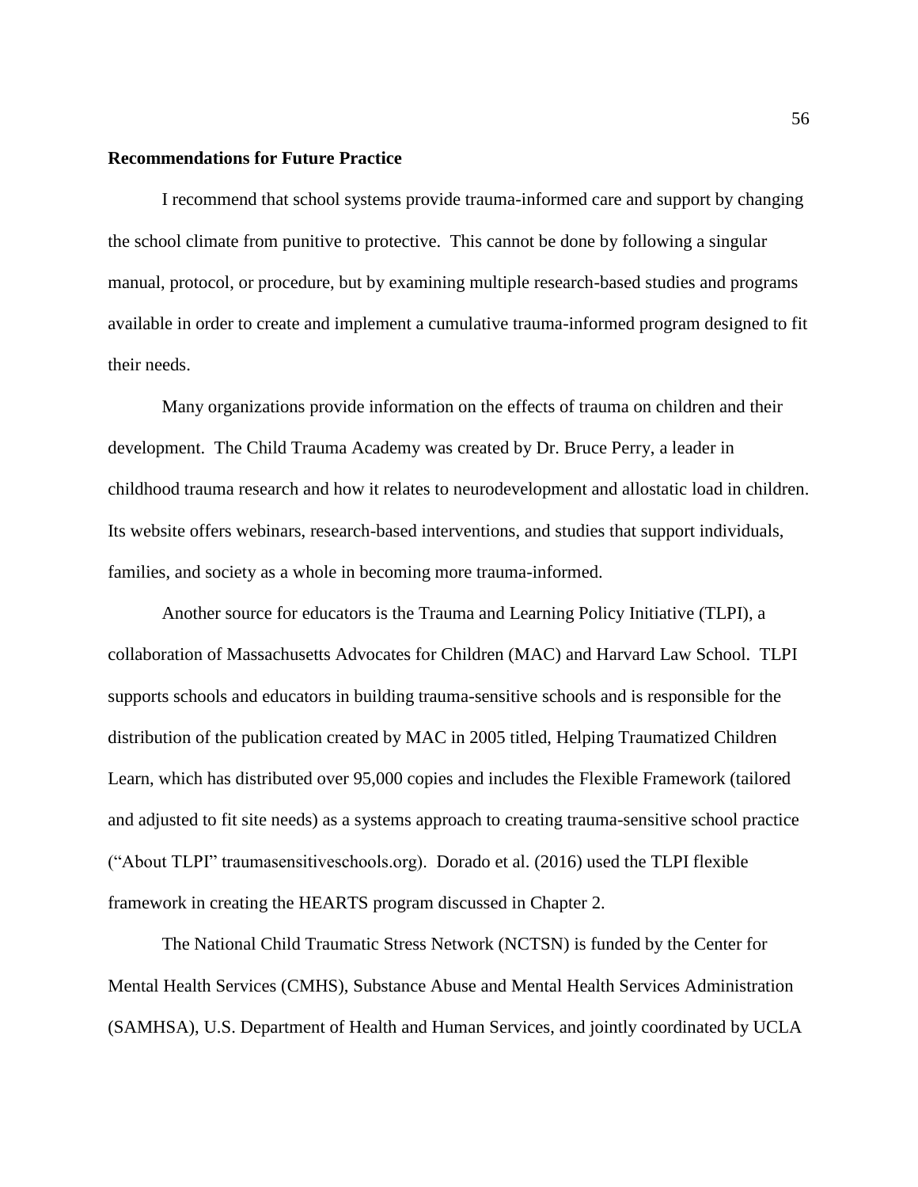**Recommendations for Future Practice**

I recommend that school systems provide trauma-informed care and support by changing the school climate from punitive to protective. This cannot be done by following a singular manual, protocol, or procedure, but by examining multiple research-based studies and programs available in order to create and implement a cumulative trauma-informed program designed to fit their needs.

Many organizations provide information on the effects of trauma on children and their development. The Child Trauma Academy was created by Dr. Bruce Perry, a leader in childhood trauma research and how it relates to neurodevelopment and allostatic load in children. Its website offers webinars, research-based interventions, and studies that support individuals, families, and society as a whole in becoming more trauma-informed.

Another source for educators is the Trauma and Learning Policy Initiative (TLPI), a collaboration of Massachusetts Advocates for Children (MAC) and Harvard Law School. TLPI supports schools and educators in building trauma-sensitive schools and is responsible for the distribution of the publication created by MAC in 2005 titled, Helping Traumatized Children Learn, which has distributed over 95,000 copies and includes the Flexible Framework (tailored and adjusted to fit site needs) as a systems approach to creating trauma-sensitive school practice ("About TLPI" traumasensitiveschools.org). Dorado et al. (2016) used the TLPI flexible framework in creating the HEARTS program discussed in Chapter 2.

The National Child Traumatic Stress Network (NCTSN) is funded by the Center for Mental Health Services (CMHS), Substance Abuse and Mental Health Services Administration (SAMHSA), U.S. Department of Health and Human Services, and jointly coordinated by UCLA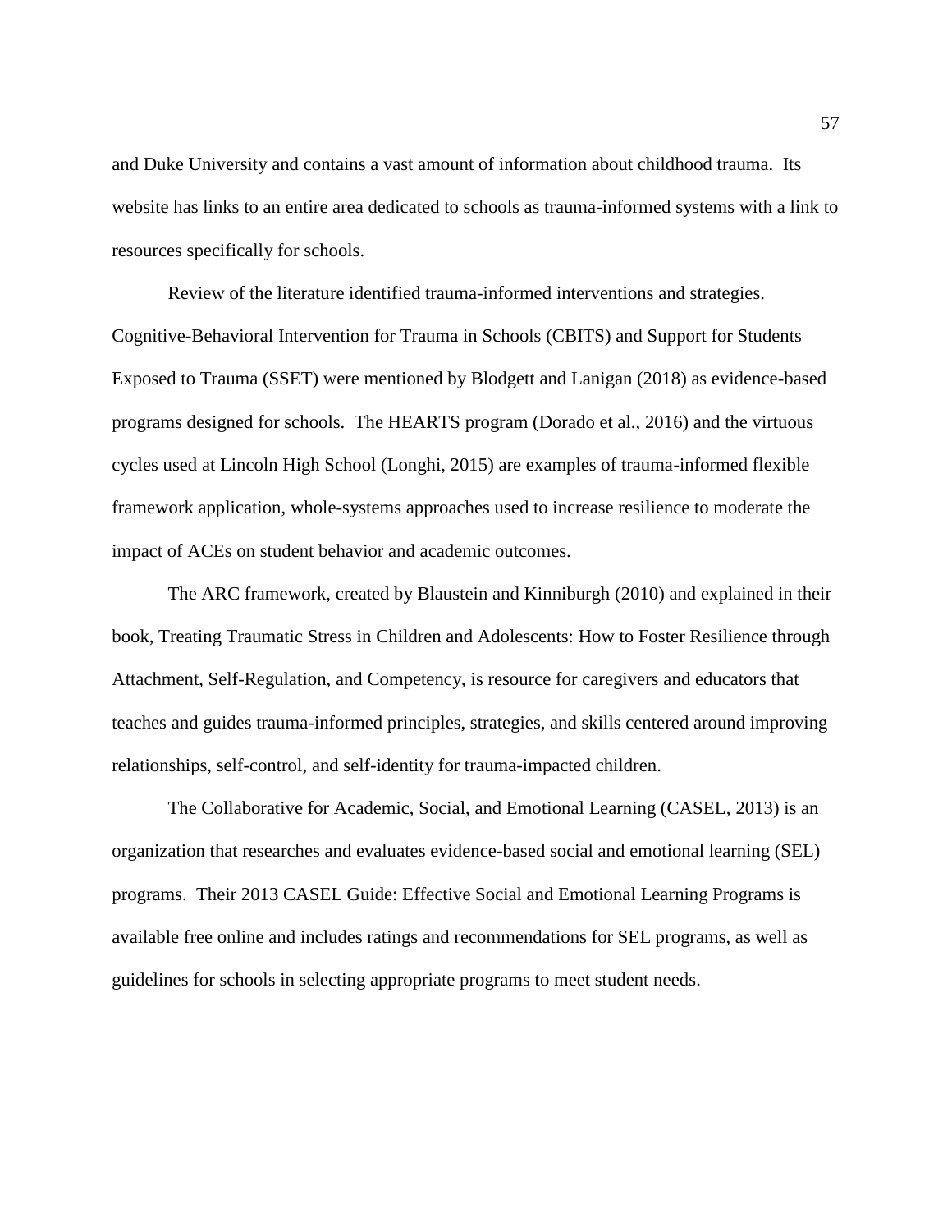and Duke University and contains a vast amount of information about childhood trauma. Its website has links to an entire area dedicated to schools as trauma-informed systems with a link to resources specifically for schools.

Review of the literature identified trauma-informed interventions and strategies. Cognitive-Behavioral Intervention for Trauma in Schools (CBITS) and Support for Students Exposed to Trauma (SSET) were mentioned by Blodgett and Lanigan (2018) as evidence-based programs designed for schools. The HEARTS program (Dorado et al., 2016) and the virtuous cycles used at Lincoln High School (Longhi, 2015) are examples of trauma-informed flexible framework application, whole-systems approaches used to increase resilience to moderate the impact of ACEs on student behavior and academic outcomes.

The ARC framework, created by Blaustein and Kinniburgh (2010) and explained in their book, Treating Traumatic Stress in Children and Adolescents: How to Foster Resilience through Attachment, Self-Regulation, and Competency, is resource for caregivers and educators that teaches and guides trauma-informed principles, strategies, and skills centered around improving relationships, self-control, and self-identity for trauma-impacted children.

The Collaborative for Academic, Social, and Emotional Learning (CASEL, 2013) is an organization that researches and evaluates evidence-based social and emotional learning (SEL) programs. Their 2013 CASEL Guide: Effective Social and Emotional Learning Programs is available free online and includes ratings and recommendations for SEL programs, as well as guidelines for schools in selecting appropriate programs to meet student needs.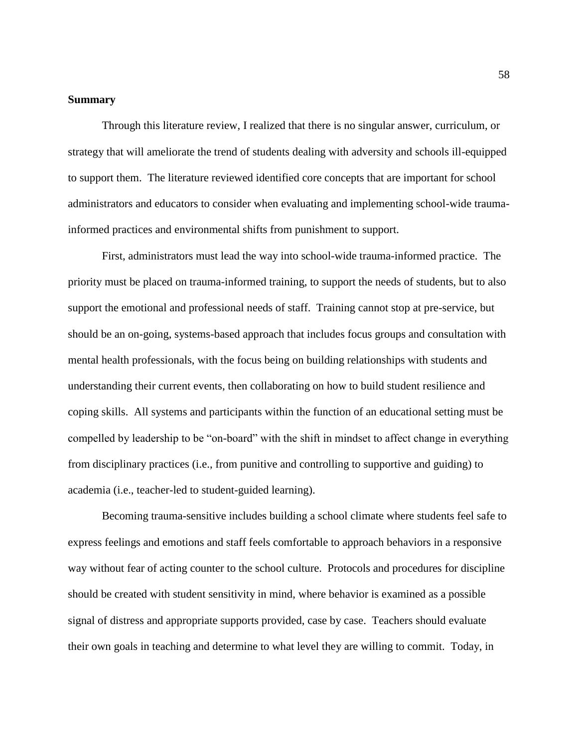**Summary**

Through this literature review, I realized that there is no singular answer, curriculum, or strategy that will ameliorate the trend of students dealing with adversity and schools ill-equipped to support them. The literature reviewed identified core concepts that are important for school administrators and educators to consider when evaluating and implementing school-wide trauma-informed practices and environmental shifts from punishment to support.

First, administrators must lead the way into school-wide trauma-informed practice. The priority must be placed on trauma-informed training, to support the needs of students, but to also support the emotional and professional needs of staff. Training cannot stop at pre-service, but should be an on-going, systems-based approach that includes focus groups and consultation with mental health professionals, with the focus being on building relationships with students and understanding their current events, then collaborating on how to build student resilience and coping skills. All systems and participants within the function of an educational setting must be compelled by leadership to be "on-board" with the shift in mindset to affect change in everything from disciplinary practices (i.e., from punitive and controlling to supportive and guiding) to academia (i.e., teacher-led to student-guided learning).

Becoming trauma-sensitive includes building a school climate where students feel safe to express feelings and emotions and staff feels comfortable to approach behaviors in a responsive way without fear of acting counter to the school culture. Protocols and procedures for discipline should be created with student sensitivity in mind, where behavior is examined as a possible signal of distress and appropriate supports provided, case by case. Teachers should evaluate their own goals in teaching and determine to what level they are willing to commit. Today, in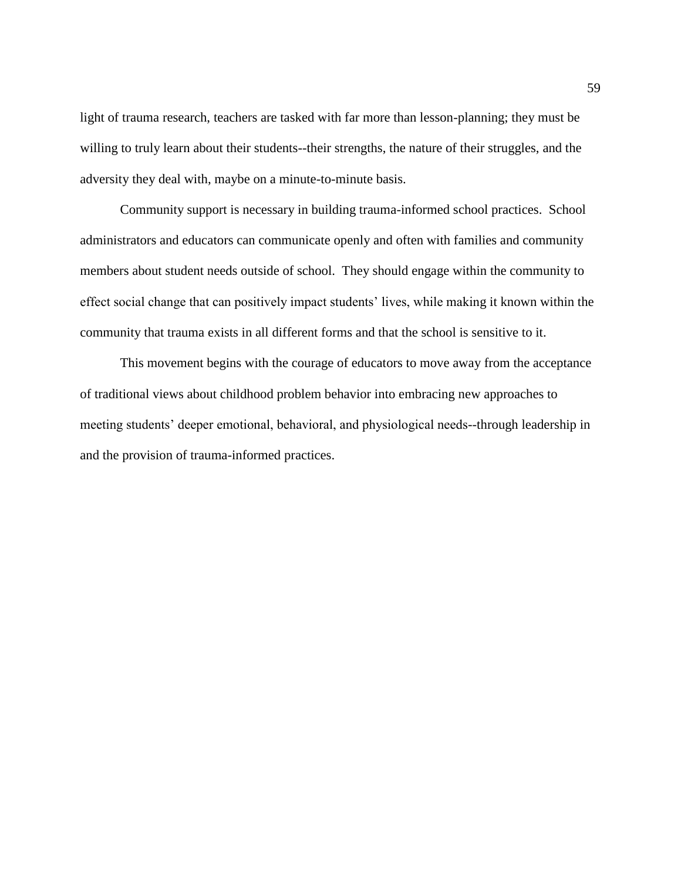light of trauma research, teachers are tasked with far more than lesson-planning; they must be willing to truly learn about their students--their strengths, the nature of their struggles, and the adversity they deal with, maybe on a minute-to-minute basis.

Community support is necessary in building trauma-informed school practices. School administrators and educators can communicate openly and often with families and community members about student needs outside of school. They should engage within the community to effect social change that can positively impact students' lives, while making it known within the community that trauma exists in all different forms and that the school is sensitive to it.

This movement begins with the courage of educators to move away from the acceptance of traditional views about childhood problem behavior into embracing new approaches to meeting students' deeper emotional, behavioral, and physiological needs--through leadership in and the provision of trauma-informed practices.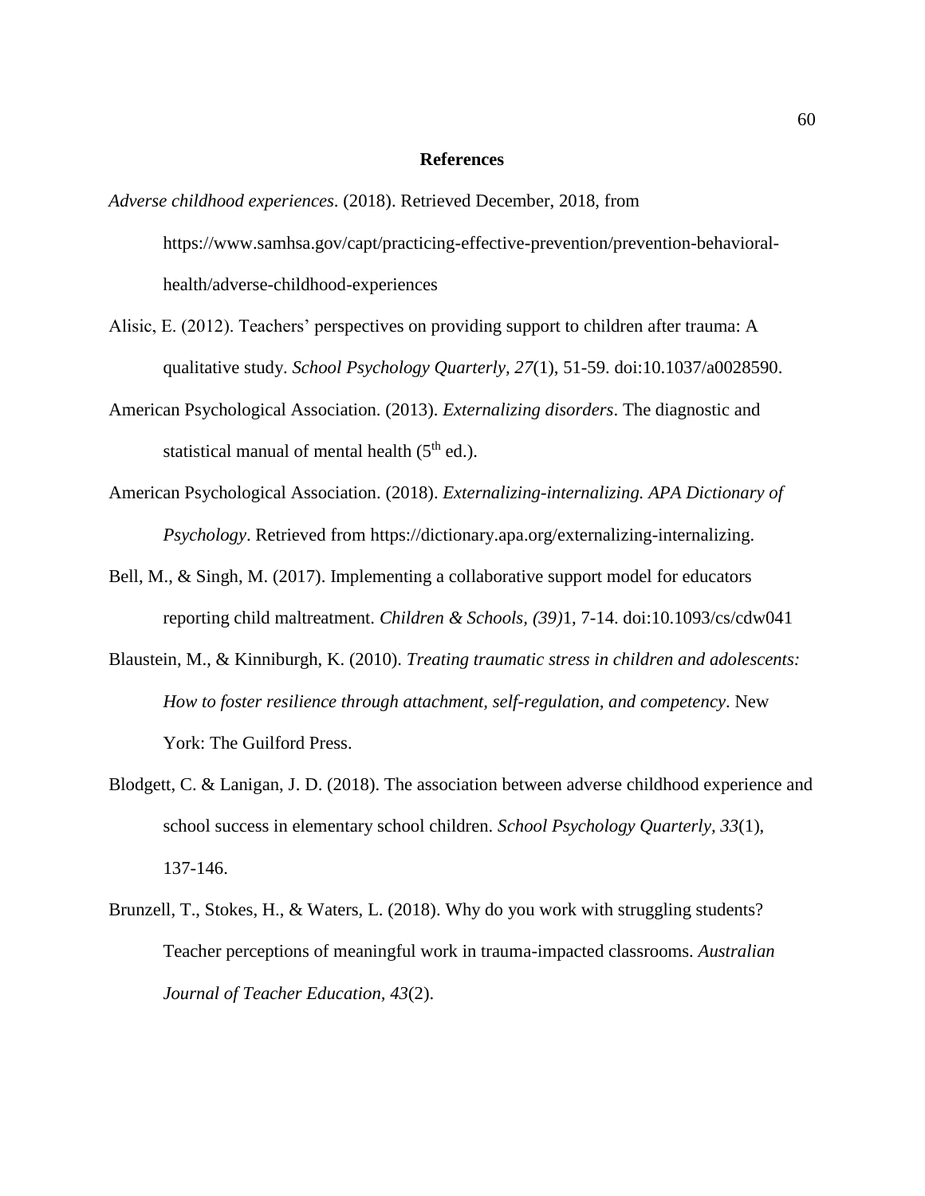# References

*Adverse childhood experiences*. (2018). Retrieved December, 2018, from https://www.samhsa.gov/capt/practicing-effective-prevention/prevention-behavioral-health/adverse-childhood-experiences

Alisic, E. (2012). Teachers' perspectives on providing support to children after trauma: A qualitative study. *School Psychology Quarterly, 27*(1), 51-59. doi:10.1037/a0028590.

American Psychological Association. (2013). *Externalizing disorders*. The diagnostic and statistical manual of mental health (5th ed.).

American Psychological Association. (2018). *Externalizing-internalizing. APA Dictionary of Psychology*. Retrieved from https://dictionary.apa.org/externalizing-internalizing.

Bell, M., & Singh, M. (2017). Implementing a collaborative support model for educators reporting child maltreatment. *Children & Schools, (39)*1, 7-14. doi:10.1093/cs/cdw041

Blaustein, M., & Kinniburgh, K. (2010). *Treating traumatic stress in children and adolescents: How to foster resilience through attachment, self-regulation, and competency*. New York: The Guilford Press.

Blodgett, C. & Lanigan, J. D. (2018). The association between adverse childhood experience and school success in elementary school children. *School Psychology Quarterly, 33*(1), 137-146.

Brunzell, T., Stokes, H., & Waters, L. (2018). Why do you work with struggling students? Teacher perceptions of meaningful work in trauma-impacted classrooms. *Australian Journal of Teacher Education, 43*(2).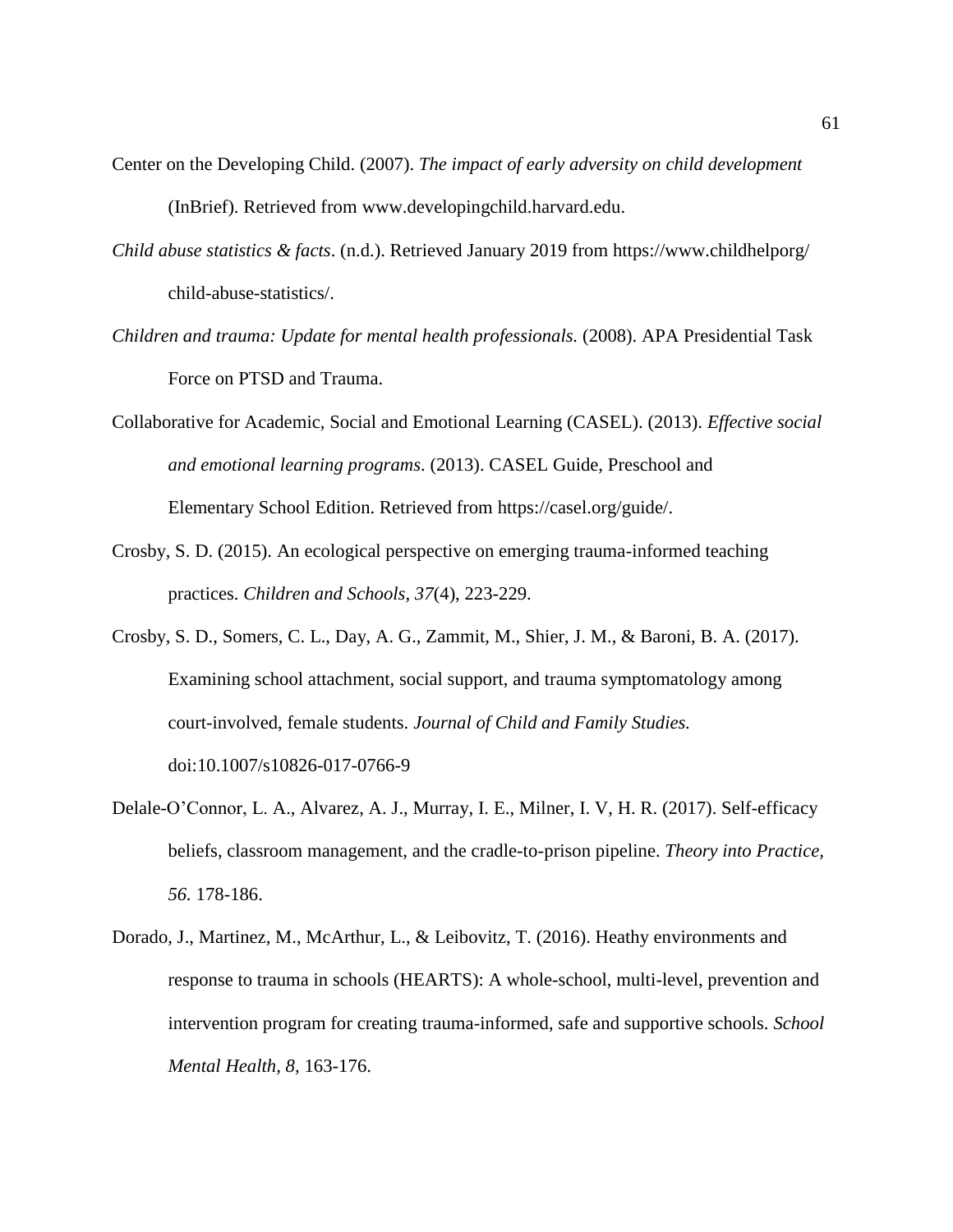Center on the Developing Child. (2007). *The impact of early adversity on child development* (InBrief). Retrieved from www.developingchild.harvard.edu.

*Child abuse statistics & facts*. (n.d.). Retrieved January 2019 from https://www.childhelporg/child-abuse-statistics/.

*Children and trauma: Update for mental health professionals.* (2008). APA Presidential Task Force on PTSD and Trauma.

Collaborative for Academic, Social and Emotional Learning (CASEL). (2013). *Effective social and emotional learning programs*. (2013). CASEL Guide, Preschool and Elementary School Edition. Retrieved from https://casel.org/guide/.

Crosby, S. D. (2015). An ecological perspective on emerging trauma-informed teaching practices. *Children and Schools, 37*(4), 223-229.

Crosby, S. D., Somers, C. L., Day, A. G., Zammit, M., Shier, J. M., & Baroni, B. A. (2017). Examining school attachment, social support, and trauma symptomatology among court-involved, female students. *Journal of Child and Family Studies.* doi:10.1007/s10826-017-0766-9

Delale-O'Connor, L. A., Alvarez, A. J., Murray, I. E., Milner, I. V, H. R. (2017). Self-efficacy beliefs, classroom management, and the cradle-to-prison pipeline. *Theory into Practice, 56.* 178-186.

Dorado, J., Martinez, M., McArthur, L., & Leibovitz, T. (2016). Heathy environments and response to trauma in schools (HEARTS): A whole-school, multi-level, prevention and intervention program for creating trauma-informed, safe and supportive schools. *School Mental Health, 8,* 163-176.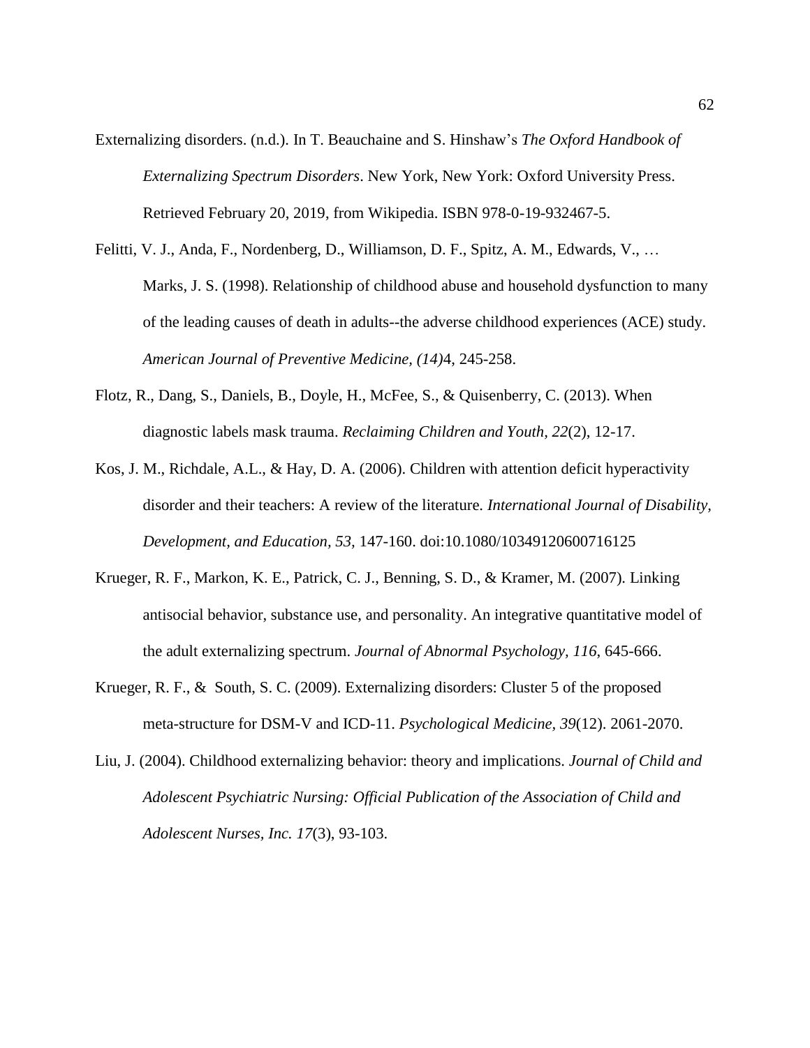Externalizing disorders. (n.d.). In T. Beauchaine and S. Hinshaw's *The Oxford Handbook of Externalizing Spectrum Disorders*. New York, New York: Oxford University Press. Retrieved February 20, 2019, from Wikipedia. ISBN 978-0-19-932467-5.

Felitti, V. J., Anda, F., Nordenberg, D., Williamson, D. F., Spitz, A. M., Edwards, V., … Marks, J. S. (1998). Relationship of childhood abuse and household dysfunction to many of the leading causes of death in adults--the adverse childhood experiences (ACE) study. *American Journal of Preventive Medicine, (14)*4, 245-258.

Flotz, R., Dang, S., Daniels, B., Doyle, H., McFee, S., & Quisenberry, C. (2013). When diagnostic labels mask trauma. *Reclaiming Children and Youth, 22*(2), 12-17.

Kos, J. M., Richdale, A.L., & Hay, D. A. (2006). Children with attention deficit hyperactivity disorder and their teachers: A review of the literature. *International Journal of Disability, Development, and Education, 53*, 147-160. doi:10.1080/10349120600716125

Krueger, R. F., Markon, K. E., Patrick, C. J., Benning, S. D., & Kramer, M. (2007). Linking antisocial behavior, substance use, and personality. An integrative quantitative model of the adult externalizing spectrum. *Journal of Abnormal Psychology, 116*, 645-666.

Krueger, R. F., & South, S. C. (2009). Externalizing disorders: Cluster 5 of the proposed meta-structure for DSM-V and ICD-11. *Psychological Medicine, 39*(12). 2061-2070.

Liu, J. (2004). Childhood externalizing behavior: theory and implications. *Journal of Child and Adolescent Psychiatric Nursing: Official Publication of the Association of Child and Adolescent Nurses, Inc. 17*(3), 93-103.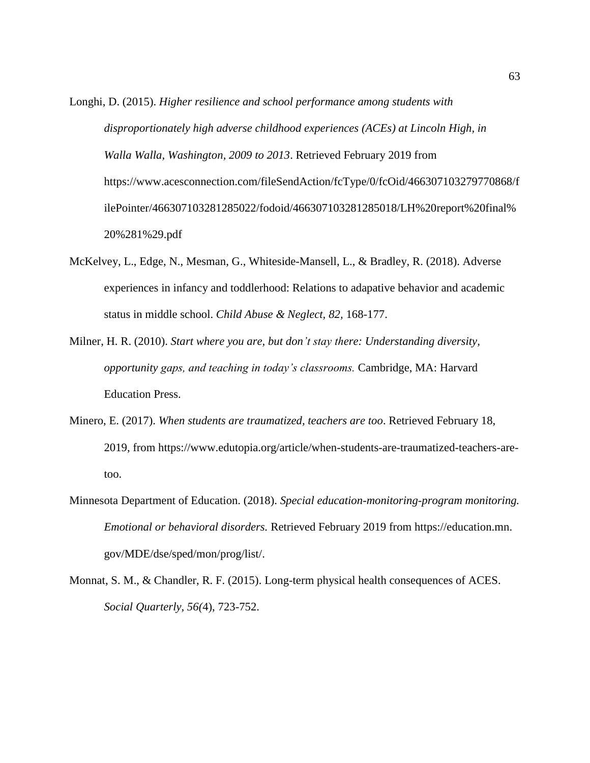Longhi, D. (2015). *Higher resilience and school performance among students with disproportionately high adverse childhood experiences (ACEs) at Lincoln High, in Walla Walla, Washington, 2009 to 2013*. Retrieved February 2019 from https://www.acesconnection.com/fileSendAction/fcType/0/fcOid/466307103279770868/filePointer/466307103281285022/fodoid/466307103281285018/LH%20report%20final%20%281%29.pdf

McKelvey, L., Edge, N., Mesman, G., Whiteside-Mansell, L., & Bradley, R. (2018). Adverse experiences in infancy and toddlerhood: Relations to adapative behavior and academic status in middle school. *Child Abuse & Neglect*, *82*, 168-177.

Milner, H. R. (2010). *Start where you are, but don't stay there: Understanding diversity, opportunity gaps, and teaching in today's classrooms.* Cambridge, MA: Harvard Education Press.

Minero, E. (2017). *When students are traumatized, teachers are too*. Retrieved February 18, 2019, from https://www.edutopia.org/article/when-students-are-traumatized-teachers-are-too.

Minnesota Department of Education. (2018). *Special education-monitoring-program monitoring. Emotional or behavioral disorders.* Retrieved February 2019 from https://education.mn.gov/MDE/dse/sped/mon/prog/list/.

Monnat, S. M., & Chandler, R. F. (2015). Long-term physical health consequences of ACES. *Social Quarterly, 56(*4), 723-752.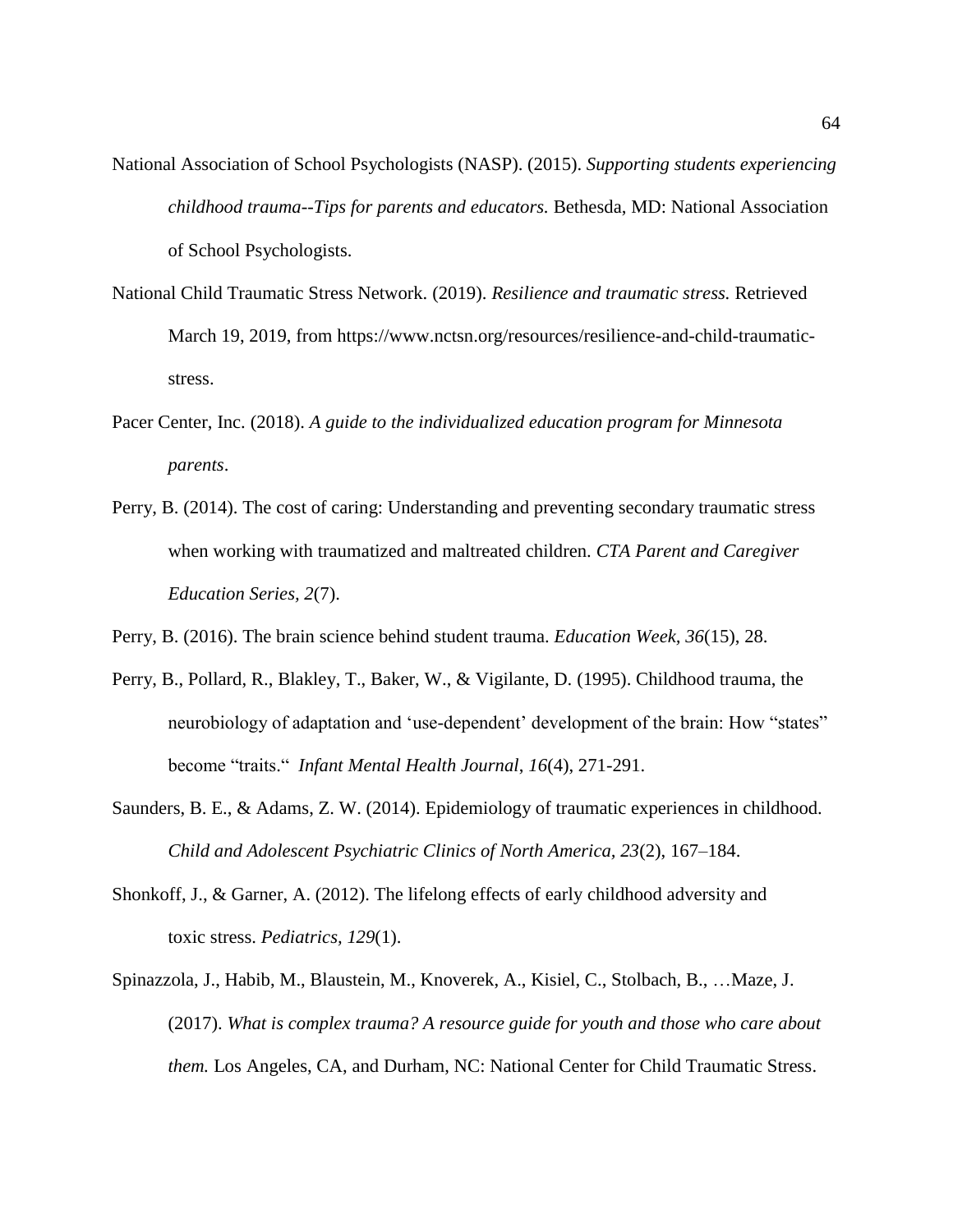National Association of School Psychologists (NASP). (2015). *Supporting students experiencing childhood trauma--Tips for parents and educators.* Bethesda, MD: National Association of School Psychologists.

National Child Traumatic Stress Network. (2019). *Resilience and traumatic stress.* Retrieved March 19, 2019, from https://www.nctsn.org/resources/resilience-and-child-traumatic-stress.

Pacer Center, Inc. (2018). *A guide to the individualized education program for Minnesota parents*.

Perry, B. (2014). The cost of caring: Understanding and preventing secondary traumatic stress when working with traumatized and maltreated children. *CTA Parent and Caregiver Education Series, 2*(7).

Perry, B. (2016). The brain science behind student trauma. *Education Week, 36*(15), 28.

Perry, B., Pollard, R., Blakley, T., Baker, W., & Vigilante, D. (1995). Childhood trauma, the neurobiology of adaptation and 'use-dependent' development of the brain: How "states" become "traits." *Infant Mental Health Journal*, *16*(4), 271-291.

Saunders, B. E., & Adams, Z. W. (2014). Epidemiology of traumatic experiences in childhood. *Child and Adolescent Psychiatric Clinics of North America*, *23*(2), 167–184.

Shonkoff, J., & Garner, A. (2012). The lifelong effects of early childhood adversity and toxic stress. *Pediatrics, 129*(1).

Spinazzola, J., Habib, M., Blaustein, M., Knoverek, A., Kisiel, C., Stolbach, B., …Maze, J. (2017). *What is complex trauma? A resource guide for youth and those who care about them.* Los Angeles, CA, and Durham, NC: National Center for Child Traumatic Stress.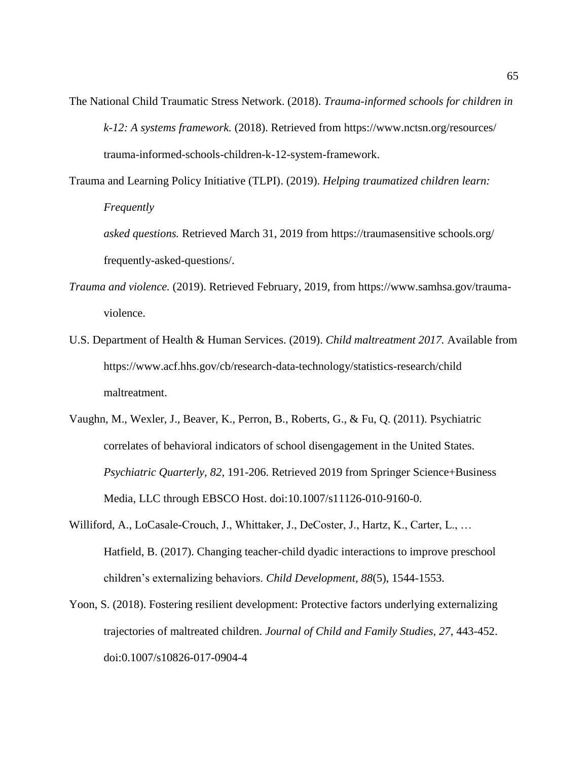The National Child Traumatic Stress Network. (2018). *Trauma-informed schools for children in k-12: A systems framework.* (2018). Retrieved from https://www.nctsn.org/resources/ trauma-informed-schools-children-k-12-system-framework.

Trauma and Learning Policy Initiative (TLPI). (2019). *Helping traumatized children learn: Frequently asked questions.* Retrieved March 31, 2019 from https://traumasensitive schools.org/ frequently-asked-questions/.

*Trauma and violence.* (2019). Retrieved February, 2019, from https://www.samhsa.gov/trauma-violence.

U.S. Department of Health & Human Services. (2019). *Child maltreatment 2017.* Available from https://www.acf.hhs.gov/cb/research-data-technology/statistics-research/child maltreatment.

Vaughn, M., Wexler, J., Beaver, K., Perron, B., Roberts, G., & Fu, Q. (2011). Psychiatric correlates of behavioral indicators of school disengagement in the United States. *Psychiatric Quarterly, 82*, 191-206. Retrieved 2019 from Springer Science+Business Media, LLC through EBSCO Host. doi:10.1007/s11126-010-9160-0.

Williford, A., LoCasale-Crouch, J., Whittaker, J., DeCoster, J., Hartz, K., Carter, L., … Hatfield, B. (2017). Changing teacher-child dyadic interactions to improve preschool children's externalizing behaviors. *Child Development, 88*(5), 1544-1553.

Yoon, S. (2018). Fostering resilient development: Protective factors underlying externalizing trajectories of maltreated children. *Journal of Child and Family Studies, 27,* 443-452. doi:0.1007/s10826-017-0904-4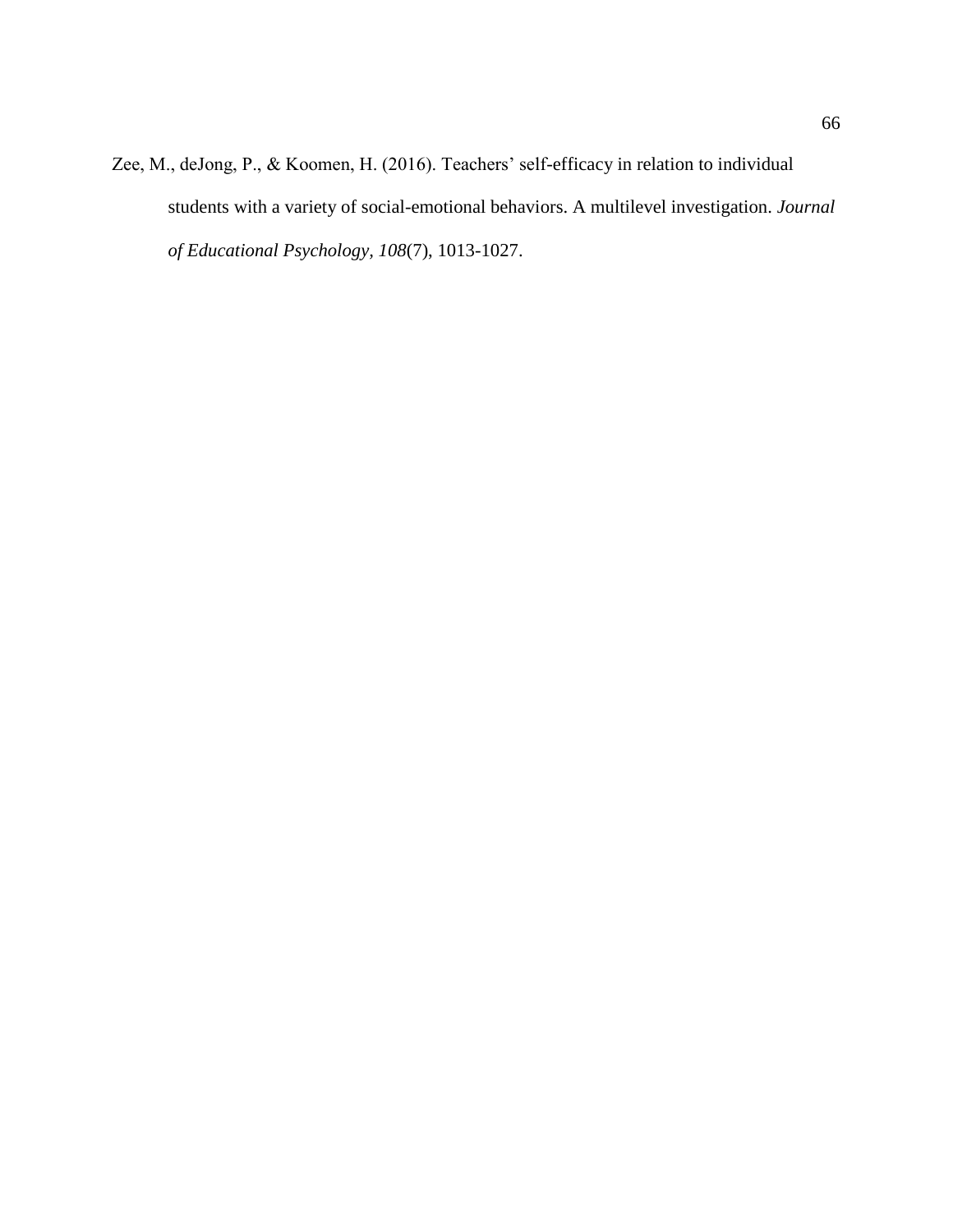Zee, M., deJong, P., & Koomen, H. (2016). Teachers' self-efficacy in relation to individual students with a variety of social-emotional behaviors. A multilevel investigation. *Journal of Educational Psychology, 108*(7), 1013-1027.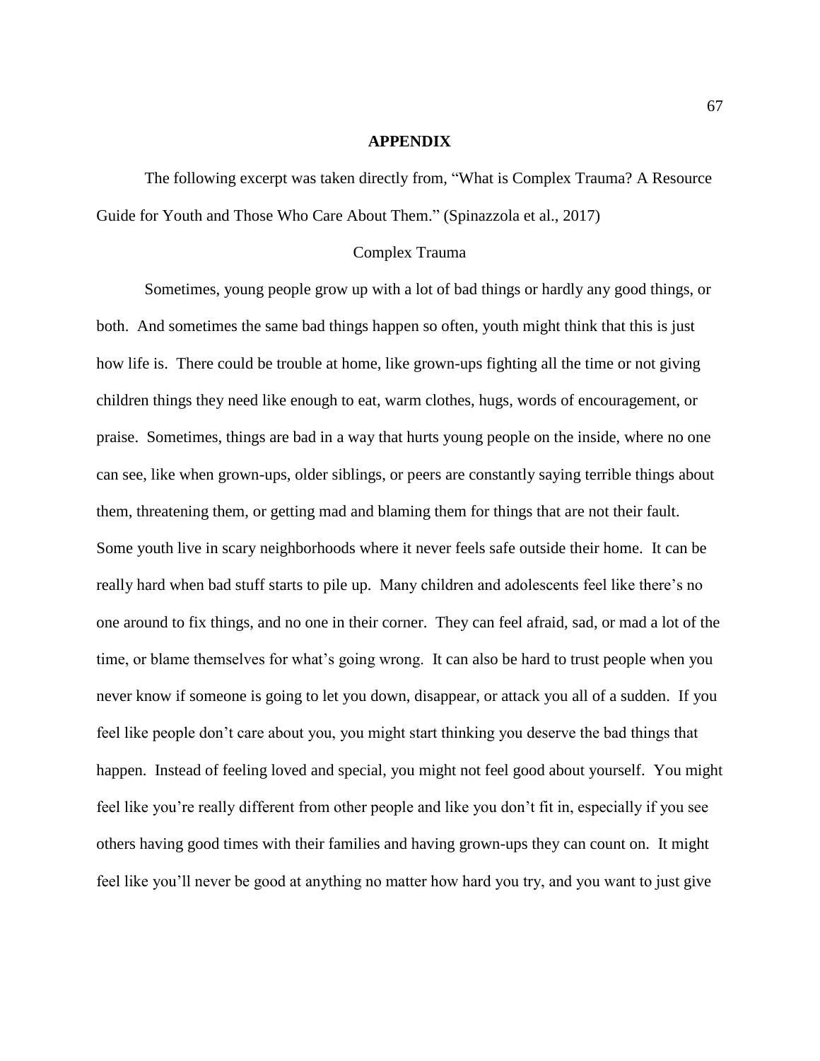# APPENDIX

The following excerpt was taken directly from, "What is Complex Trauma? A Resource Guide for Youth and Those Who Care About Them." (Spinazzola et al., 2017)

## Complex Trauma

Sometimes, young people grow up with a lot of bad things or hardly any good things, or both. And sometimes the same bad things happen so often, youth might think that this is just how life is. There could be trouble at home, like grown-ups fighting all the time or not giving children things they need like enough to eat, warm clothes, hugs, words of encouragement, or praise. Sometimes, things are bad in a way that hurts young people on the inside, where no one can see, like when grown-ups, older siblings, or peers are constantly saying terrible things about them, threatening them, or getting mad and blaming them for things that are not their fault. Some youth live in scary neighborhoods where it never feels safe outside their home. It can be really hard when bad stuff starts to pile up. Many children and adolescents feel like there's no one around to fix things, and no one in their corner. They can feel afraid, sad, or mad a lot of the time, or blame themselves for what's going wrong. It can also be hard to trust people when you never know if someone is going to let you down, disappear, or attack you all of a sudden. If you feel like people don't care about you, you might start thinking you deserve the bad things that happen. Instead of feeling loved and special, you might not feel good about yourself. You might feel like you're really different from other people and like you don't fit in, especially if you see others having good times with their families and having grown-ups they can count on. It might feel like you'll never be good at anything no matter how hard you try, and you want to just give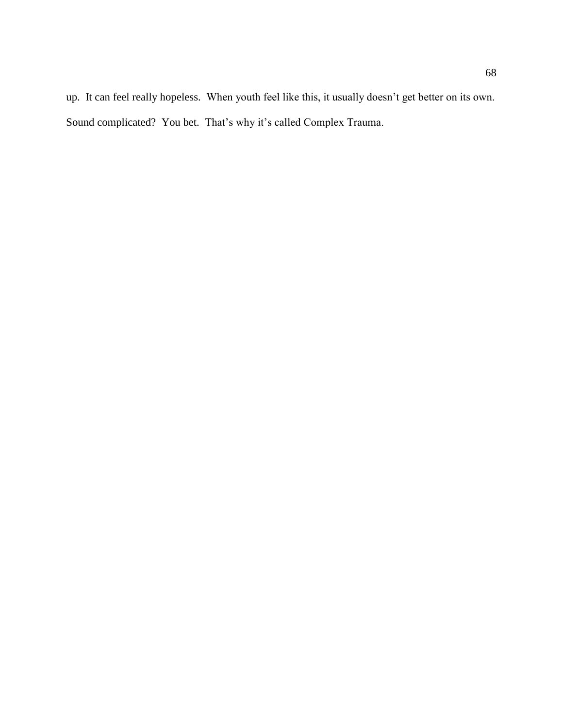up. It can feel really hopeless. When youth feel like this, it usually doesn't get better on its own. Sound complicated? You bet. That's why it's called Complex Trauma.